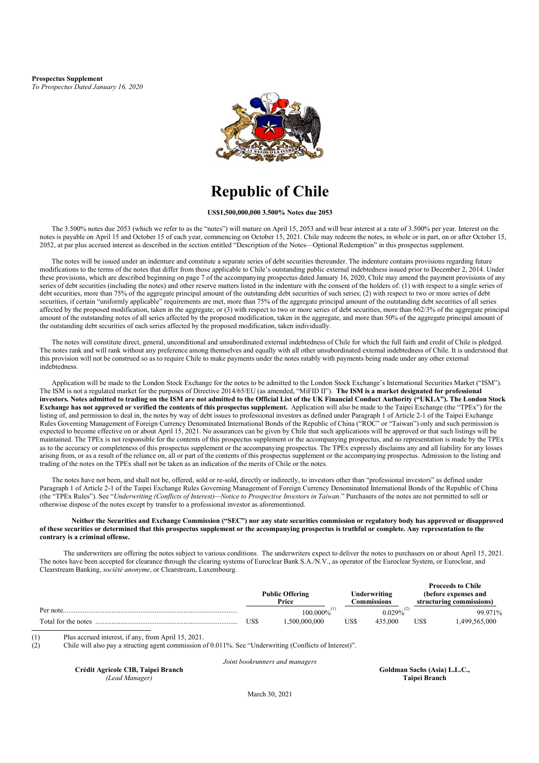**Prospectus Supplement**
*To Prospectus Dated January 16, 2020*

# Republic of Chile

**US$1,500,000,000 3.500% Notes due 2053**

The 3.500% notes due 2053 (which we refer to as the "notes") will mature on April 15, 2053 and will bear interest at a rate of 3.500% per year. Interest on the notes is payable on April 15 and October 15 of each year, commencing on October 15, 2021. Chile may redeem the notes, in whole or in part, on or after October 15, 2052, at par plus accrued interest as described in the section entitled "Description of the Notes—Optional Redemption" in this prospectus supplement.

The notes will be issued under an indenture and constitute a separate series of debt securities thereunder. The indenture contains provisions regarding future modifications to the terms of the notes that differ from those applicable to Chile's outstanding public external indebtedness issued prior to December 2, 2014. Under these provisions, which are described beginning on page 7 of the accompanying prospectus dated January 16, 2020, Chile may amend the payment provisions of any series of debt securities (including the notes) and other reserve matters listed in the indenture with the consent of the holders of: (1) with respect to a single series of debt securities, more than 75% of the aggregate principal amount of the outstanding debt securities of such series; (2) with respect to two or more series of debt securities, if certain "uniformly applicable" requirements are met, more than 75% of the aggregate principal amount of the outstanding debt securities of all series affected by the proposed modification, taken in the aggregate; or (3) with respect to two or more series of debt securities, more than 662/3% of the aggregate principal amount of the outstanding notes of all series affected by the proposed modification, taken in the aggregate, and more than 50% of the aggregate principal amount of the outstanding debt securities of each series affected by the proposed modification, taken individually.

The notes will constitute direct, general, unconditional and unsubordinated external indebtedness of Chile for which the full faith and credit of Chile is pledged. The notes rank and will rank without any preference among themselves and equally with all other unsubordinated external indebtedness of Chile. It is understood that this provision will not be construed so as to require Chile to make payments under the notes ratably with payments being made under any other external indebtedness.

Application will be made to the London Stock Exchange for the notes to be admitted to the London Stock Exchange's International Securities Market ("ISM"). The ISM is not a regulated market for the purposes of Directive 2014/65/EU (as amended, "MiFID II"). **The ISM is a market designated for professional investors. Notes admitted to trading on the ISM are not admitted to the Official List of the UK Financial Conduct Authority ("UKLA"). The London Stock Exchange has not approved or verified the contents of this prospectus supplement.** Application will also be made to the Taipei Exchange (the "TPEx") for the listing of, and permission to deal in, the notes by way of debt issues to professional investors as defined under Paragraph 1 of Article 2-1 of the Taipei Exchange Rules Governing Management of Foreign Currency Denominated International Bonds of the Republic of China ("ROC" or "Taiwan") only and such permission is expected to become effective on or about April 15, 2021. No assurances can be given by Chile that such applications will be approved or that such listings will be maintained. The TPEx is not responsible for the contents of this prospectus supplement or the accompanying prospectus, and no representation is made by the TPEx as to the accuracy or completeness of this prospectus supplement or the accompanying prospectus. The TPEx expressly disclaims any and all liability for any losses arising from, or as a result of the reliance on, all or part of the contents of this prospectus supplement or the accompanying prospectus. Admission to the listing and trading of the notes on the TPEx shall not be taken as an indication of the merits of Chile or the notes.

The notes have not been, and shall not be, offered, sold or re-sold, directly or indirectly, to investors other than "professional investors" as defined under Paragraph 1 of Article 2-1 of the Taipei Exchange Rules Governing Management of Foreign Currency Denominated International Bonds of the Republic of China (the "TPEx Rules"). See "*Underwriting (Conflicts of Interest)—Notice to Prospective Investors in Taiwan*." Purchasers of the notes are not permitted to sell or otherwise dispose of the notes except by transfer to a professional investor as aforementioned.

**Neither the Securities and Exchange Commission ("SEC") nor any state securities commission or regulatory body has approved or disapproved of these securities or determined that this prospectus supplement or the accompanying prospectus is truthful or complete. Any representation to the contrary is a criminal offense.**

The underwriters are offering the notes subject to various conditions. The underwriters expect to deliver the notes to purchasers on or about April 15, 2021. The notes have been accepted for clearance through the clearing systems of Euroclear Bank S.A./N.V., as operator of the Euroclear System, or Euroclear, and Clearstream Banking, *société anonyme*, or Clearstream, Luxembourg.

| | Public Offering Price | Underwriting Commissions | Proceeds to Chile (before expenses and structuring commissions) |
|---|---|---|---|
| Per note | 100.000%[1] | 0.029%[2] | 99.971% |
| Total for the notes | US$ 1,500,000,000 | US$ 435,000 | US$ 1,499,565,000 |

(1) Plus accrued interest, if any, from April 15, 2021.
(2) Chile will also pay a structing agent commission of 0.011%. See "Underwriting (Conflicts of Interest)".

*Joint bookrunners and managers*

**Crédit Agricole CIB, Taipei Branch**
*(Lead Manager)*

**Goldman Sachs (Asia) L.L.C., Taipei Branch**

March 30, 2021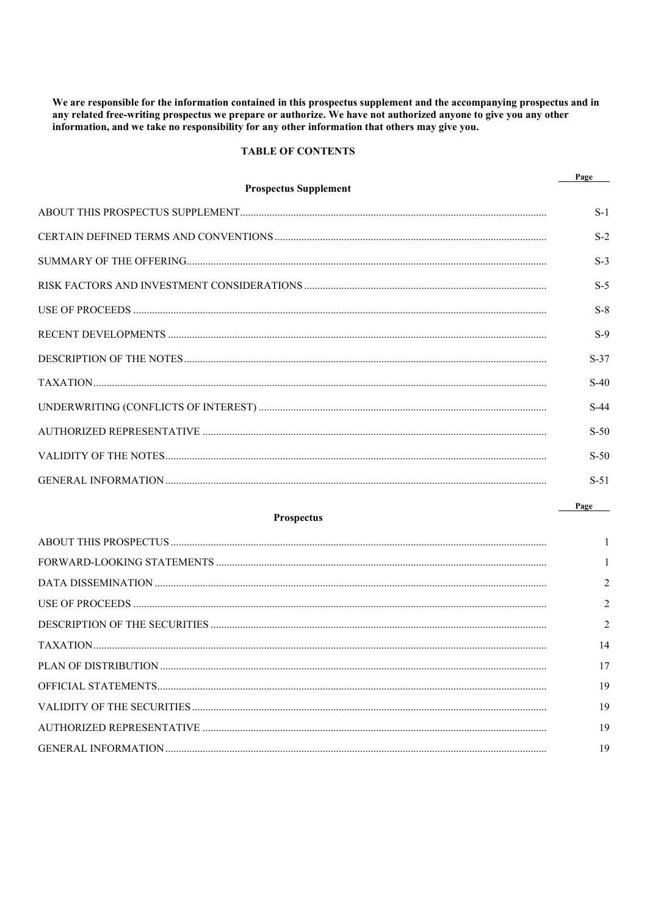**We are responsible for the information contained in this prospectus supplement and the accompanying prospectus and in any related free-writing prospectus we prepare or authorize. We have not authorized anyone to give you any other information, and we take no responsibility for any other information that others may give you.**

## TABLE OF CONTENTS

### Prospectus Supplement

| | Page |
|---|---|
| ABOUT THIS PROSPECTUS SUPPLEMENT | S-1 |
| CERTAIN DEFINED TERMS AND CONVENTIONS | S-2 |
| SUMMARY OF THE OFFERING | S-3 |
| RISK FACTORS AND INVESTMENT CONSIDERATIONS | S-5 |
| USE OF PROCEEDS | S-8 |
| RECENT DEVELOPMENTS | S-9 |
| DESCRIPTION OF THE NOTES | S-37 |
| TAXATION | S-40 |
| UNDERWRITING (CONFLICTS OF INTEREST) | S-44 |
| AUTHORIZED REPRESENTATIVE | S-50 |
| VALIDITY OF THE NOTES | S-50 |
| GENERAL INFORMATION | S-51 |

### Prospectus

| | Page |
|---|---|
| ABOUT THIS PROSPECTUS | 1 |
| FORWARD-LOOKING STATEMENTS | 1 |
| DATA DISSEMINATION | 2 |
| USE OF PROCEEDS | 2 |
| DESCRIPTION OF THE SECURITIES | 2 |
| TAXATION | 14 |
| PLAN OF DISTRIBUTION | 17 |
| OFFICIAL STATEMENTS | 19 |
| VALIDITY OF THE SECURITIES | 19 |
| AUTHORIZED REPRESENTATIVE | 19 |
| GENERAL INFORMATION | 19 |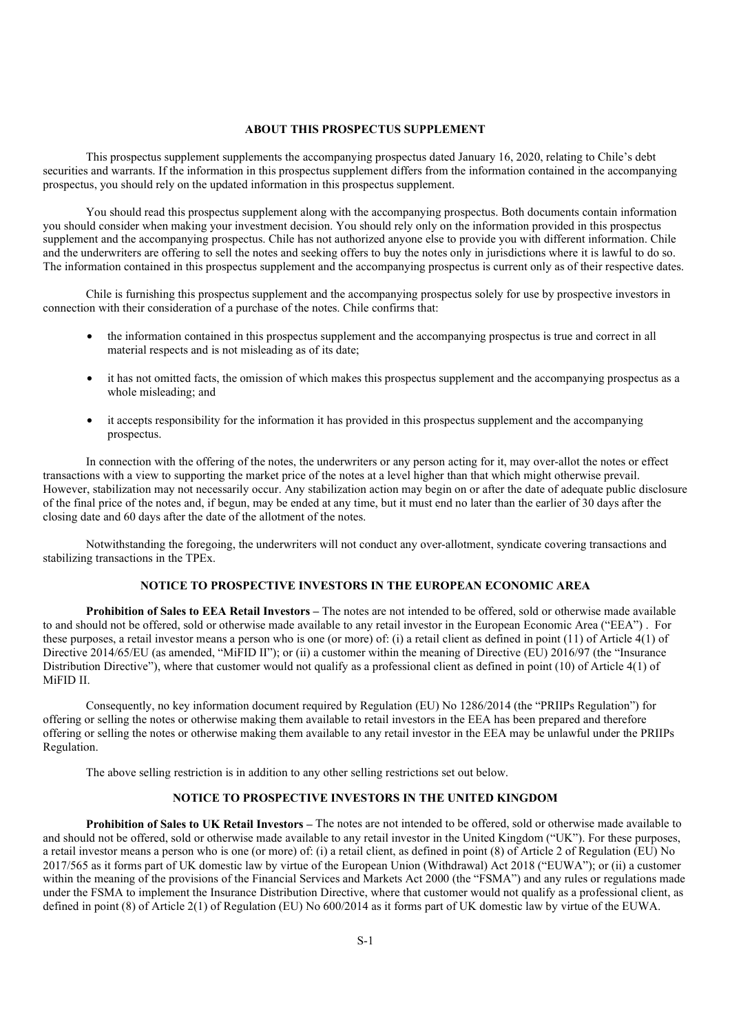## ABOUT THIS PROSPECTUS SUPPLEMENT

This prospectus supplement supplements the accompanying prospectus dated January 16, 2020, relating to Chile's debt securities and warrants. If the information in this prospectus supplement differs from the information contained in the accompanying prospectus, you should rely on the updated information in this prospectus supplement.

You should read this prospectus supplement along with the accompanying prospectus. Both documents contain information you should consider when making your investment decision. You should rely only on the information provided in this prospectus supplement and the accompanying prospectus. Chile has not authorized anyone else to provide you with different information. Chile and the underwriters are offering to sell the notes and seeking offers to buy the notes only in jurisdictions where it is lawful to do so. The information contained in this prospectus supplement and the accompanying prospectus is current only as of their respective dates.

Chile is furnishing this prospectus supplement and the accompanying prospectus solely for use by prospective investors in connection with their consideration of a purchase of the notes. Chile confirms that:

- the information contained in this prospectus supplement and the accompanying prospectus is true and correct in all material respects and is not misleading as of its date;
- it has not omitted facts, the omission of which makes this prospectus supplement and the accompanying prospectus as a whole misleading; and
- it accepts responsibility for the information it has provided in this prospectus supplement and the accompanying prospectus.

In connection with the offering of the notes, the underwriters or any person acting for it, may over-allot the notes or effect transactions with a view to supporting the market price of the notes at a level higher than that which might otherwise prevail. However, stabilization may not necessarily occur. Any stabilization action may begin on or after the date of adequate public disclosure of the final price of the notes and, if begun, may be ended at any time, but it must end no later than the earlier of 30 days after the closing date and 60 days after the date of the allotment of the notes.

Notwithstanding the foregoing, the underwriters will not conduct any over-allotment, syndicate covering transactions and stabilizing transactions in the TPEx.

## NOTICE TO PROSPECTIVE INVESTORS IN THE EUROPEAN ECONOMIC AREA

**Prohibition of Sales to EEA Retail Investors –** The notes are not intended to be offered, sold or otherwise made available to and should not be offered, sold or otherwise made available to any retail investor in the European Economic Area ("EEA") . For these purposes, a retail investor means a person who is one (or more) of: (i) a retail client as defined in point (11) of Article 4(1) of Directive 2014/65/EU (as amended, "MiFID II"); or (ii) a customer within the meaning of Directive (EU) 2016/97 (the "Insurance Distribution Directive"), where that customer would not qualify as a professional client as defined in point (10) of Article 4(1) of MiFID II.

Consequently, no key information document required by Regulation (EU) No 1286/2014 (the "PRIIPs Regulation") for offering or selling the notes or otherwise making them available to retail investors in the EEA has been prepared and therefore offering or selling the notes or otherwise making them available to any retail investor in the EEA may be unlawful under the PRIIPs Regulation.

The above selling restriction is in addition to any other selling restrictions set out below.

## NOTICE TO PROSPECTIVE INVESTORS IN THE UNITED KINGDOM

**Prohibition of Sales to UK Retail Investors –** The notes are not intended to be offered, sold or otherwise made available to and should not be offered, sold or otherwise made available to any retail investor in the United Kingdom ("UK"). For these purposes, a retail investor means a person who is one (or more) of: (i) a retail client, as defined in point (8) of Article 2 of Regulation (EU) No 2017/565 as it forms part of UK domestic law by virtue of the European Union (Withdrawal) Act 2018 ("EUWA"); or (ii) a customer within the meaning of the provisions of the Financial Services and Markets Act 2000 (the "FSMA") and any rules or regulations made under the FSMA to implement the Insurance Distribution Directive, where that customer would not qualify as a professional client, as defined in point (8) of Article 2(1) of Regulation (EU) No 600/2014 as it forms part of UK domestic law by virtue of the EUWA.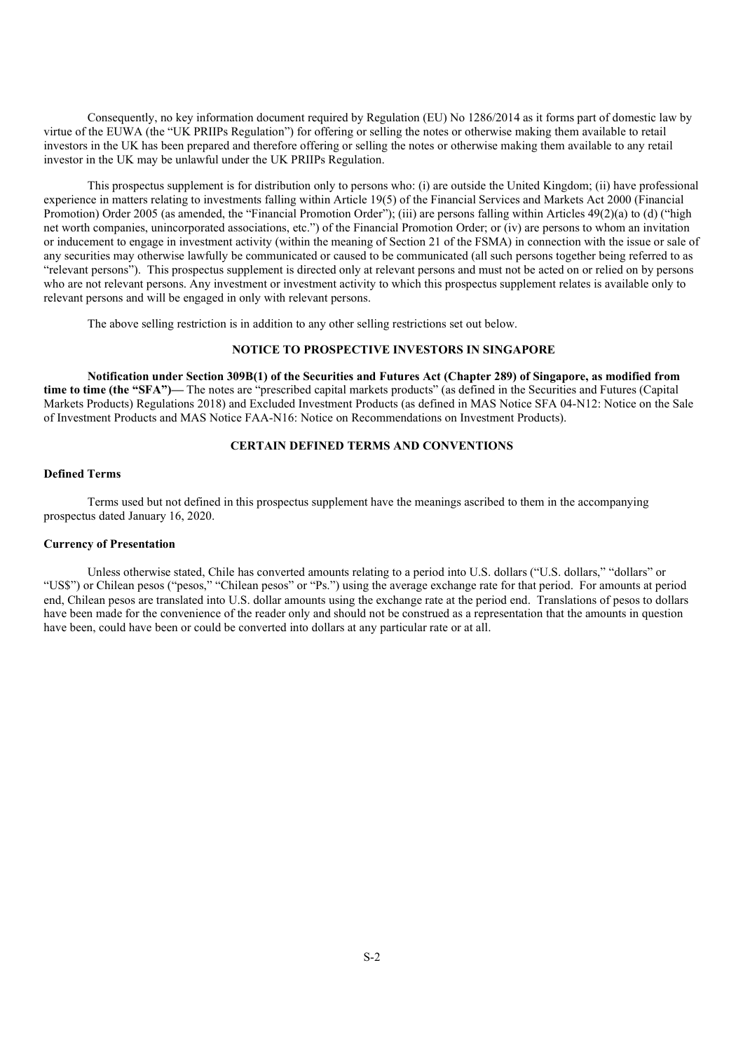Consequently, no key information document required by Regulation (EU) No 1286/2014 as it forms part of domestic law by virtue of the EUWA (the "UK PRIIPs Regulation") for offering or selling the notes or otherwise making them available to retail investors in the UK has been prepared and therefore offering or selling the notes or otherwise making them available to any retail investor in the UK may be unlawful under the UK PRIIPs Regulation.

This prospectus supplement is for distribution only to persons who: (i) are outside the United Kingdom; (ii) have professional experience in matters relating to investments falling within Article 19(5) of the Financial Services and Markets Act 2000 (Financial Promotion) Order 2005 (as amended, the "Financial Promotion Order"); (iii) are persons falling within Articles 49(2)(a) to (d) ("high net worth companies, unincorporated associations, etc.") of the Financial Promotion Order; or (iv) are persons to whom an invitation or inducement to engage in investment activity (within the meaning of Section 21 of the FSMA) in connection with the issue or sale of any securities may otherwise lawfully be communicated or caused to be communicated (all such persons together being referred to as "relevant persons"). This prospectus supplement is directed only at relevant persons and must not be acted on or relied on by persons who are not relevant persons. Any investment or investment activity to which this prospectus supplement relates is available only to relevant persons and will be engaged in only with relevant persons.

The above selling restriction is in addition to any other selling restrictions set out below.

## NOTICE TO PROSPECTIVE INVESTORS IN SINGAPORE

**Notification under Section 309B(1) of the Securities and Futures Act (Chapter 289) of Singapore, as modified from time to time (the "SFA")—** The notes are "prescribed capital markets products" (as defined in the Securities and Futures (Capital Markets Products) Regulations 2018) and Excluded Investment Products (as defined in MAS Notice SFA 04-N12: Notice on the Sale of Investment Products and MAS Notice FAA-N16: Notice on Recommendations on Investment Products).

## CERTAIN DEFINED TERMS AND CONVENTIONS

### Defined Terms

Terms used but not defined in this prospectus supplement have the meanings ascribed to them in the accompanying prospectus dated January 16, 2020.

### Currency of Presentation

Unless otherwise stated, Chile has converted amounts relating to a period into U.S. dollars ("U.S. dollars," "dollars" or "US$") or Chilean pesos ("pesos," "Chilean pesos" or "Ps.") using the average exchange rate for that period. For amounts at period end, Chilean pesos are translated into U.S. dollar amounts using the exchange rate at the period end. Translations of pesos to dollars have been made for the convenience of the reader only and should not be construed as a representation that the amounts in question have been, could have been or could be converted into dollars at any particular rate or at all.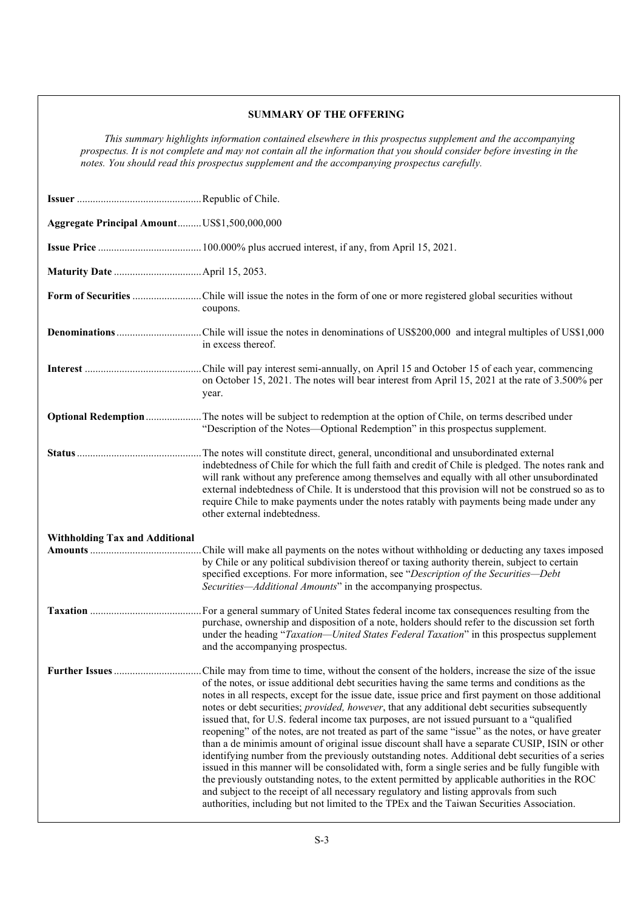## SUMMARY OF THE OFFERING

*This summary highlights information contained elsewhere in this prospectus supplement and the accompanying prospectus. It is not complete and may not contain all the information that you should consider before investing in the notes. You should read this prospectus supplement and the accompanying prospectus carefully.*

**Issuer** — Republic of Chile.

**Aggregate Principal Amount** — US$1,500,000,000

**Issue Price** — 100.000% plus accrued interest, if any, from April 15, 2021.

**Maturity Date** — April 15, 2053.

**Form of Securities** — Chile will issue the notes in the form of one or more registered global securities without coupons.

**Denominations** — Chile will issue the notes in denominations of US$200,000 and integral multiples of US$1,000 in excess thereof.

**Interest** — Chile will pay interest semi-annually, on April 15 and October 15 of each year, commencing on October 15, 2021. The notes will bear interest from April 15, 2021 at the rate of 3.500% per year.

**Optional Redemption** — The notes will be subject to redemption at the option of Chile, on terms described under "Description of the Notes—Optional Redemption" in this prospectus supplement.

**Status** — The notes will constitute direct, general, unconditional and unsubordinated external indebtedness of Chile for which the full faith and credit of Chile is pledged. The notes rank and will rank without any preference among themselves and equally with all other unsubordinated external indebtedness of Chile. It is understood that this provision will not be construed so as to require Chile to make payments under the notes ratably with payments being made under any other external indebtedness.

**Withholding Tax and Additional Amounts** — Chile will make all payments on the notes without withholding or deducting any taxes imposed by Chile or any political subdivision thereof or taxing authority therein, subject to certain specified exceptions. For more information, see "*Description of the Securities—Debt Securities—Additional Amounts*" in the accompanying prospectus.

**Taxation** — For a general summary of United States federal income tax consequences resulting from the purchase, ownership and disposition of a note, holders should refer to the discussion set forth under the heading "*Taxation—United States Federal Taxation*" in this prospectus supplement and the accompanying prospectus.

**Further Issues** — Chile may from time to time, without the consent of the holders, increase the size of the issue of the notes, or issue additional debt securities having the same terms and conditions as the notes in all respects, except for the issue date, issue price and first payment on those additional notes or debt securities; *provided, however*, that any additional debt securities subsequently issued that, for U.S. federal income tax purposes, are not issued pursuant to a "qualified reopening" of the notes, are not treated as part of the same "issue" as the notes, or have greater than a de minimis amount of original issue discount shall have a separate CUSIP, ISIN or other identifying number from the previously outstanding notes. Additional debt securities of a series issued in this manner will be consolidated with, form a single series and be fully fungible with the previously outstanding notes, to the extent permitted by applicable authorities in the ROC and subject to the receipt of all necessary regulatory and listing approvals from such authorities, including but not limited to the TPEx and the Taiwan Securities Association.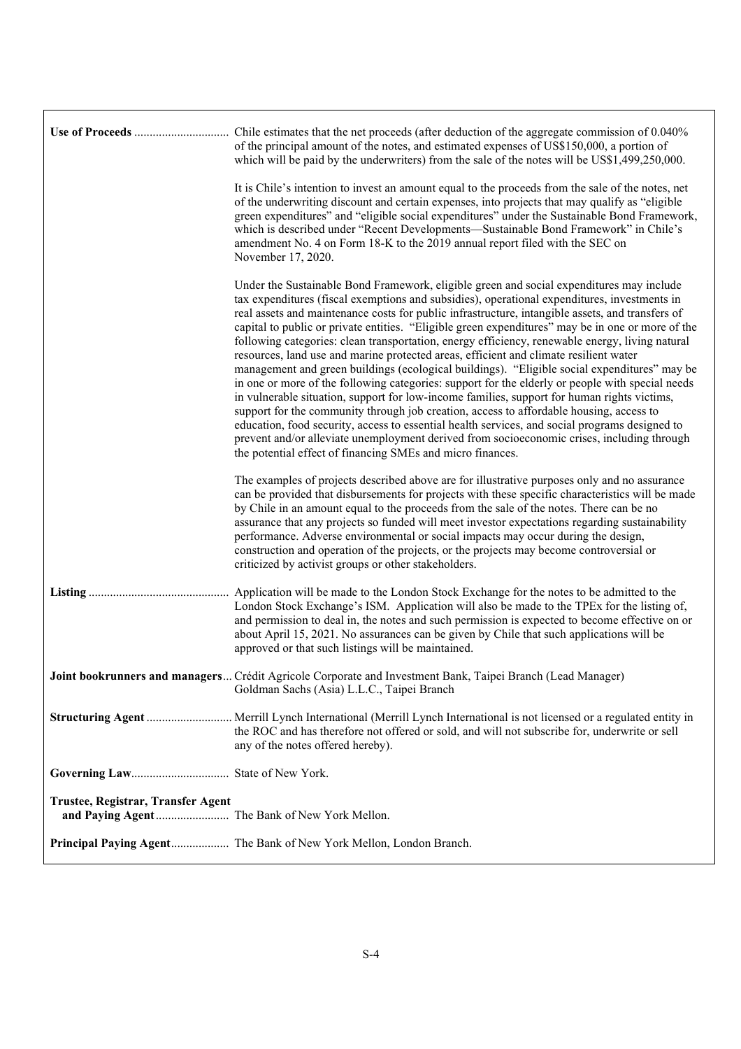| | |
|---|---|
| **Use of Proceeds** | Chile estimates that the net proceeds (after deduction of the aggregate commission of 0.040% of the principal amount of the notes, and estimated expenses of US$150,000, a portion of which will be paid by the underwriters) from the sale of the notes will be US$1,499,250,000.<br><br>It is Chile's intention to invest an amount equal to the proceeds from the sale of the notes, net of the underwriting discount and certain expenses, into projects that may qualify as "eligible green expenditures" and "eligible social expenditures" under the Sustainable Bond Framework, which is described under "Recent Developments—Sustainable Bond Framework" in Chile's amendment No. 4 on Form 18-K to the 2019 annual report filed with the SEC on November 17, 2020.<br><br>Under the Sustainable Bond Framework, eligible green and social expenditures may include tax expenditures (fiscal exemptions and subsidies), operational expenditures, investments in real assets and maintenance costs for public infrastructure, intangible assets, and transfers of capital to public or private entities. "Eligible green expenditures" may be in one or more of the following categories: clean transportation, energy efficiency, renewable energy, living natural resources, land use and marine protected areas, efficient and climate resilient water management and green buildings (ecological buildings). "Eligible social expenditures" may be in one or more of the following categories: support for the elderly or people with special needs in vulnerable situation, support for low-income families, support for human rights victims, support for the community through job creation, access to affordable housing, access to education, food security, access to essential health services, and social programs designed to prevent and/or alleviate unemployment derived from socioeconomic crises, including through the potential effect of financing SMEs and micro finances.<br><br>The examples of projects described above are for illustrative purposes only and no assurance can be provided that disbursements for projects with these specific characteristics will be made by Chile in an amount equal to the proceeds from the sale of the notes. There can be no assurance that any projects so funded will meet investor expectations regarding sustainability performance. Adverse environmental or social impacts may occur during the design, construction and operation of the projects, or the projects may become controversial or criticized by activist groups or other stakeholders. |
| **Listing** | Application will be made to the London Stock Exchange for the notes to be admitted to the London Stock Exchange's ISM. Application will also be made to the TPEx for the listing of, and permission to deal in, the notes and such permission is expected to become effective on or about April 15, 2021. No assurances can be given by Chile that such applications will be approved or that such listings will be maintained. |
| **Joint bookrunners and managers** | Crédit Agricole Corporate and Investment Bank, Taipei Branch (Lead Manager)<br>Goldman Sachs (Asia) L.L.C., Taipei Branch |
| **Structuring Agent** | Merrill Lynch International (Merrill Lynch International is not licensed or a regulated entity in the ROC and has therefore not offered or sold, and will not subscribe for, underwrite or sell any of the notes offered hereby). |
| **Governing Law** | State of New York. |
| **Trustee, Registrar, Transfer Agent and Paying Agent** | The Bank of New York Mellon. |
| **Principal Paying Agent** | The Bank of New York Mellon, London Branch. |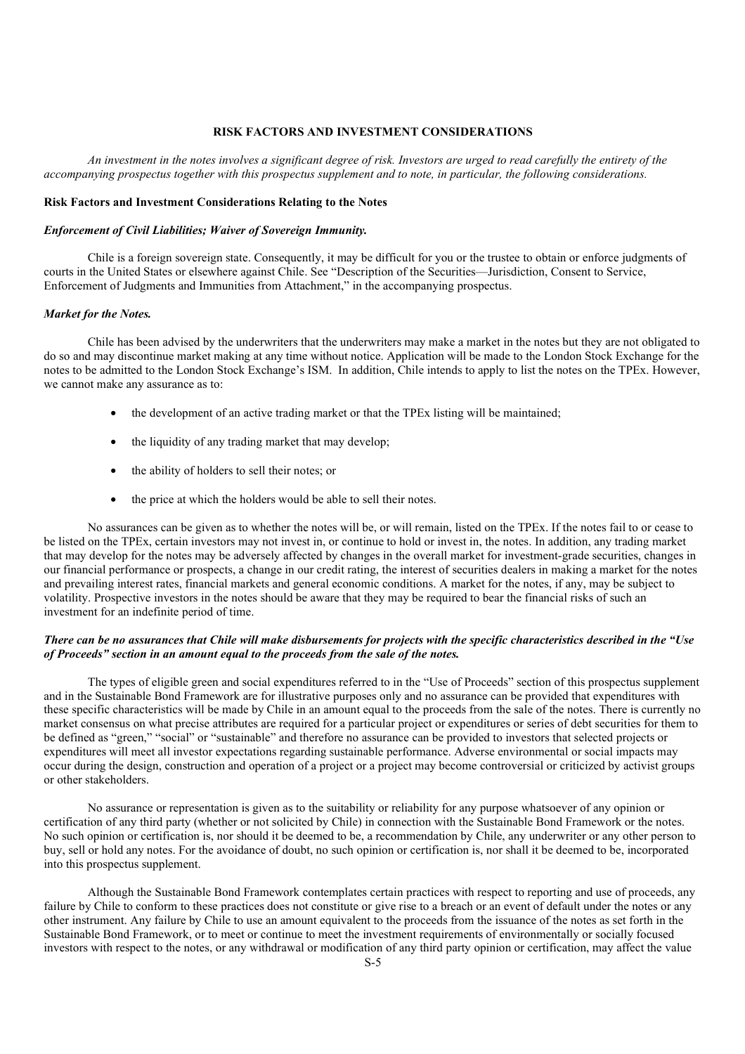## RISK FACTORS AND INVESTMENT CONSIDERATIONS

*An investment in the notes involves a significant degree of risk. Investors are urged to read carefully the entirety of the accompanying prospectus together with this prospectus supplement and to note, in particular, the following considerations.*

### Risk Factors and Investment Considerations Relating to the Notes

#### *Enforcement of Civil Liabilities; Waiver of Sovereign Immunity.*

Chile is a foreign sovereign state. Consequently, it may be difficult for you or the trustee to obtain or enforce judgments of courts in the United States or elsewhere against Chile. See "Description of the Securities—Jurisdiction, Consent to Service, Enforcement of Judgments and Immunities from Attachment," in the accompanying prospectus.

#### *Market for the Notes.*

Chile has been advised by the underwriters that the underwriters may make a market in the notes but they are not obligated to do so and may discontinue market making at any time without notice. Application will be made to the London Stock Exchange for the notes to be admitted to the London Stock Exchange's ISM. In addition, Chile intends to apply to list the notes on the TPEx. However, we cannot make any assurance as to:

- the development of an active trading market or that the TPEx listing will be maintained;
- the liquidity of any trading market that may develop;
- the ability of holders to sell their notes; or
- the price at which the holders would be able to sell their notes.

No assurances can be given as to whether the notes will be, or will remain, listed on the TPEx. If the notes fail to or cease to be listed on the TPEx, certain investors may not invest in, or continue to hold or invest in, the notes. In addition, any trading market that may develop for the notes may be adversely affected by changes in the overall market for investment-grade securities, changes in our financial performance or prospects, a change in our credit rating, the interest of securities dealers in making a market for the notes and prevailing interest rates, financial markets and general economic conditions. A market for the notes, if any, may be subject to volatility. Prospective investors in the notes should be aware that they may be required to bear the financial risks of such an investment for an indefinite period of time.

#### *There can be no assurances that Chile will make disbursements for projects with the specific characteristics described in the "Use of Proceeds" section in an amount equal to the proceeds from the sale of the notes.*

The types of eligible green and social expenditures referred to in the "Use of Proceeds" section of this prospectus supplement and in the Sustainable Bond Framework are for illustrative purposes only and no assurance can be provided that expenditures with these specific characteristics will be made by Chile in an amount equal to the proceeds from the sale of the notes. There is currently no market consensus on what precise attributes are required for a particular project or expenditures or series of debt securities for them to be defined as "green," "social" or "sustainable" and therefore no assurance can be provided to investors that selected projects or expenditures will meet all investor expectations regarding sustainable performance. Adverse environmental or social impacts may occur during the design, construction and operation of a project or a project may become controversial or criticized by activist groups or other stakeholders.

No assurance or representation is given as to the suitability or reliability for any purpose whatsoever of any opinion or certification of any third party (whether or not solicited by Chile) in connection with the Sustainable Bond Framework or the notes. No such opinion or certification is, nor should it be deemed to be, a recommendation by Chile, any underwriter or any other person to buy, sell or hold any notes. For the avoidance of doubt, no such opinion or certification is, nor shall it be deemed to be, incorporated into this prospectus supplement.

Although the Sustainable Bond Framework contemplates certain practices with respect to reporting and use of proceeds, any failure by Chile to conform to these practices does not constitute or give rise to a breach or an event of default under the notes or any other instrument. Any failure by Chile to use an amount equivalent to the proceeds from the issuance of the notes as set forth in the Sustainable Bond Framework, or to meet or continue to meet the investment requirements of environmentally or socially focused investors with respect to the notes, or any withdrawal or modification of any third party opinion or certification, may affect the value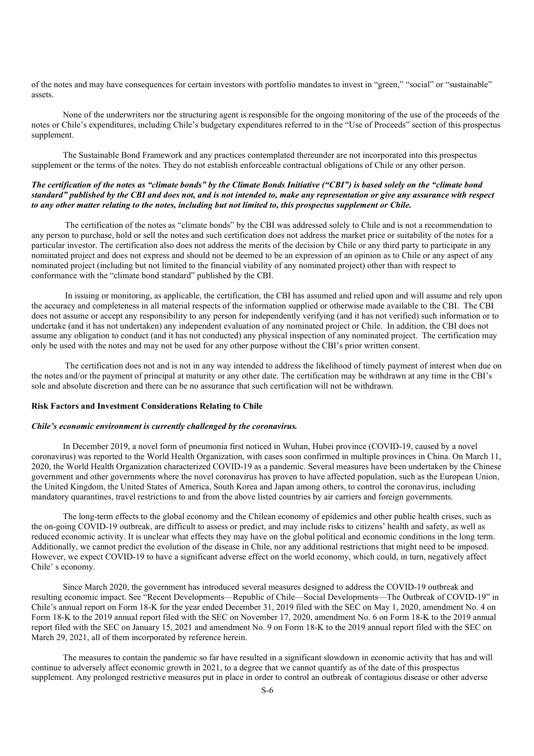of the notes and may have consequences for certain investors with portfolio mandates to invest in "green," "social" or "sustainable" assets.

None of the underwriters nor the structuring agent is responsible for the ongoing monitoring of the use of the proceeds of the notes or Chile's expenditures, including Chile's budgetary expenditures referred to in the "Use of Proceeds" section of this prospectus supplement.

The Sustainable Bond Framework and any practices contemplated thereunder are not incorporated into this prospectus supplement or the terms of the notes. They do not establish enforceable contractual obligations of Chile or any other person.

***The certification of the notes as "climate bonds" by the Climate Bonds Initiative ("CBI") is based solely on the "climate bond standard" published by the CBI and does not, and is not intended to, make any representation or give any assurance with respect to any other matter relating to the notes, including but not limited to, this prospectus supplement or Chile.***

The certification of the notes as "climate bonds" by the CBI was addressed solely to Chile and is not a recommendation to any person to purchase, hold or sell the notes and such certification does not address the market price or suitability of the notes for a particular investor. The certification also does not address the merits of the decision by Chile or any third party to participate in any nominated project and does not express and should not be deemed to be an expression of an opinion as to Chile or any aspect of any nominated project (including but not limited to the financial viability of any nominated project) other than with respect to conformance with the "climate bond standard" published by the CBI.

In issuing or monitoring, as applicable, the certification, the CBI has assumed and relied upon and will assume and rely upon the accuracy and completeness in all material respects of the information supplied or otherwise made available to the CBI. The CBI does not assume or accept any responsibility to any person for independently verifying (and it has not verified) such information or to undertake (and it has not undertaken) any independent evaluation of any nominated project or Chile. In addition, the CBI does not assume any obligation to conduct (and it has not conducted) any physical inspection of any nominated project. The certification may only be used with the notes and may not be used for any other purpose without the CBI's prior written consent.

The certification does not and is not in any way intended to address the likelihood of timely payment of interest when due on the notes and/or the payment of principal at maturity or any other date. The certification may be withdrawn at any time in the CBI's sole and absolute discretion and there can be no assurance that such certification will not be withdrawn.

**Risk Factors and Investment Considerations Relating to Chile**

***Chile's economic environment is currently challenged by the coronavirus.***

In December 2019, a novel form of pneumonia first noticed in Wuhan, Hubei province (COVID-19, caused by a novel coronavirus) was reported to the World Health Organization, with cases soon confirmed in multiple provinces in China. On March 11, 2020, the World Health Organization characterized COVID-19 as a pandemic. Several measures have been undertaken by the Chinese government and other governments where the novel coronavirus has proven to have affected population, such as the European Union, the United Kingdom, the United States of America, South Korea and Japan among others, to control the coronavirus, including mandatory quarantines, travel restrictions to and from the above listed countries by air carriers and foreign governments.

The long-term effects to the global economy and the Chilean economy of epidemics and other public health crises, such as the on-going COVID-19 outbreak, are difficult to assess or predict, and may include risks to citizens' health and safety, as well as reduced economic activity. It is unclear what effects they may have on the global political and economic conditions in the long term. Additionally, we cannot predict the evolution of the disease in Chile, nor any additional restrictions that might need to be imposed. However, we expect COVID-19 to have a significant adverse effect on the world economy, which could, in turn, negatively affect Chile' s economy.

Since March 2020, the government has introduced several measures designed to address the COVID-19 outbreak and resulting economic impact. See "Recent Developments—Republic of Chile—Social Developments—The Outbreak of COVID-19" in Chile's annual report on Form 18-K for the year ended December 31, 2019 filed with the SEC on May 1, 2020, amendment No. 4 on Form 18-K to the 2019 annual report filed with the SEC on November 17, 2020, amendment No. 6 on Form 18-K to the 2019 annual report filed with the SEC on January 15, 2021 and amendment No. 9 on Form 18-K to the 2019 annual report filed with the SEC on March 29, 2021, all of them incorporated by reference herein.

The measures to contain the pandemic so far have resulted in a significant slowdown in economic activity that has and will continue to adversely affect economic growth in 2021, to a degree that we cannot quantify as of the date of this prospectus supplement. Any prolonged restrictive measures put in place in order to control an outbreak of contagious disease or other adverse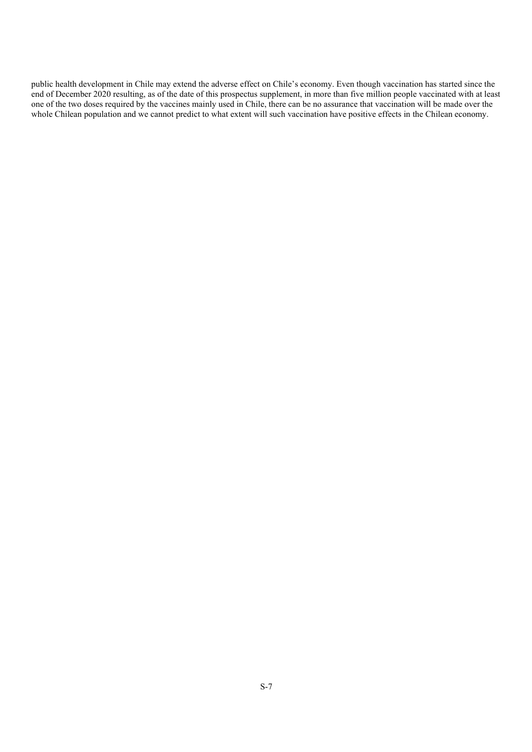public health development in Chile may extend the adverse effect on Chile's economy. Even though vaccination has started since the end of December 2020 resulting, as of the date of this prospectus supplement, in more than five million people vaccinated with at least one of the two doses required by the vaccines mainly used in Chile, there can be no assurance that vaccination will be made over the whole Chilean population and we cannot predict to what extent will such vaccination have positive effects in the Chilean economy.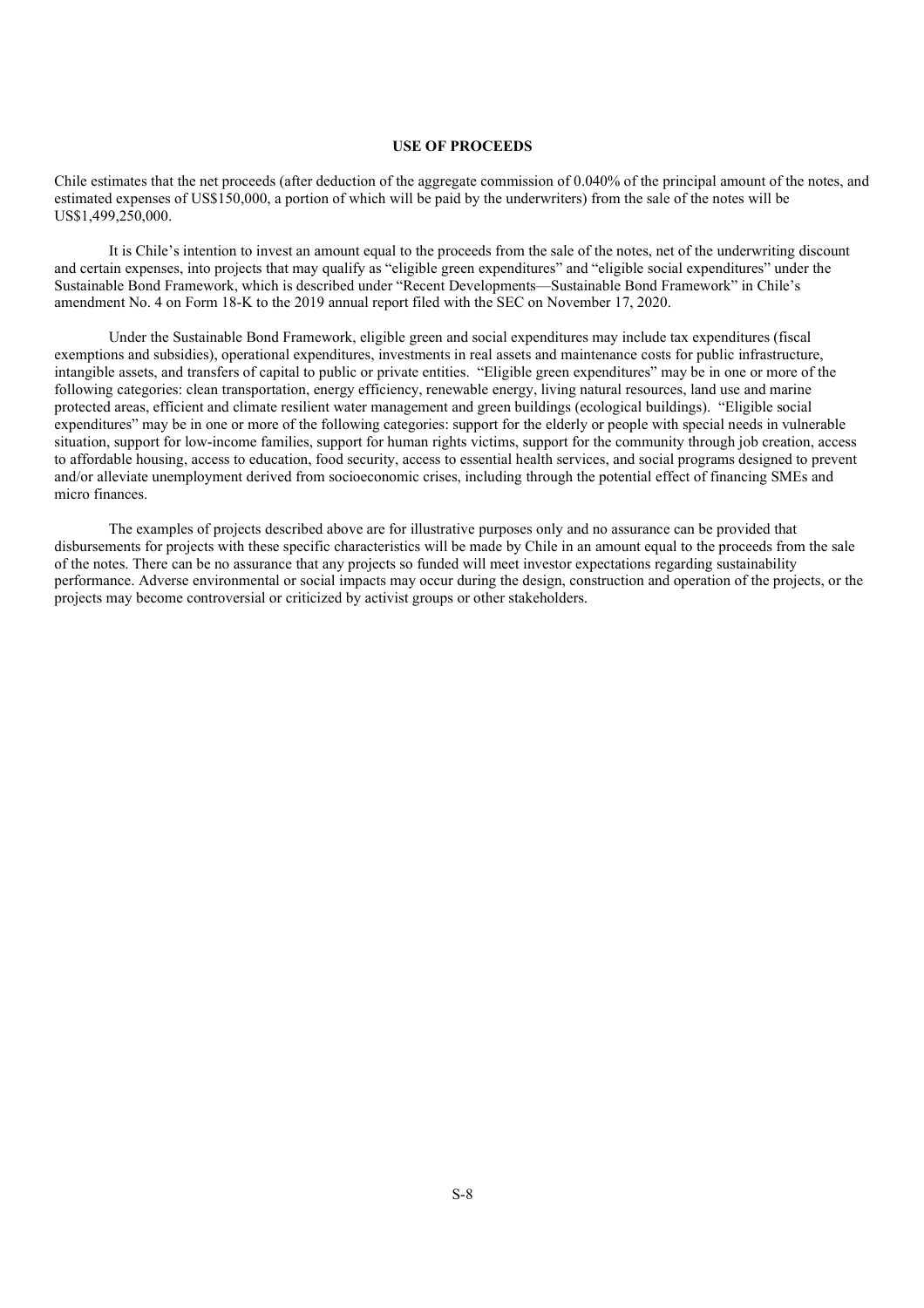## USE OF PROCEEDS

Chile estimates that the net proceeds (after deduction of the aggregate commission of 0.040% of the principal amount of the notes, and estimated expenses of US$150,000, a portion of which will be paid by the underwriters) from the sale of the notes will be US$1,499,250,000.

It is Chile's intention to invest an amount equal to the proceeds from the sale of the notes, net of the underwriting discount and certain expenses, into projects that may qualify as "eligible green expenditures" and "eligible social expenditures" under the Sustainable Bond Framework, which is described under "Recent Developments—Sustainable Bond Framework" in Chile's amendment No. 4 on Form 18-K to the 2019 annual report filed with the SEC on November 17, 2020.

Under the Sustainable Bond Framework, eligible green and social expenditures may include tax expenditures (fiscal exemptions and subsidies), operational expenditures, investments in real assets and maintenance costs for public infrastructure, intangible assets, and transfers of capital to public or private entities. "Eligible green expenditures" may be in one or more of the following categories: clean transportation, energy efficiency, renewable energy, living natural resources, land use and marine protected areas, efficient and climate resilient water management and green buildings (ecological buildings). "Eligible social expenditures" may be in one or more of the following categories: support for the elderly or people with special needs in vulnerable situation, support for low-income families, support for human rights victims, support for the community through job creation, access to affordable housing, access to education, food security, access to essential health services, and social programs designed to prevent and/or alleviate unemployment derived from socioeconomic crises, including through the potential effect of financing SMEs and micro finances.

The examples of projects described above are for illustrative purposes only and no assurance can be provided that disbursements for projects with these specific characteristics will be made by Chile in an amount equal to the proceeds from the sale of the notes. There can be no assurance that any projects so funded will meet investor expectations regarding sustainability performance. Adverse environmental or social impacts may occur during the design, construction and operation of the projects, or the projects may become controversial or criticized by activist groups or other stakeholders.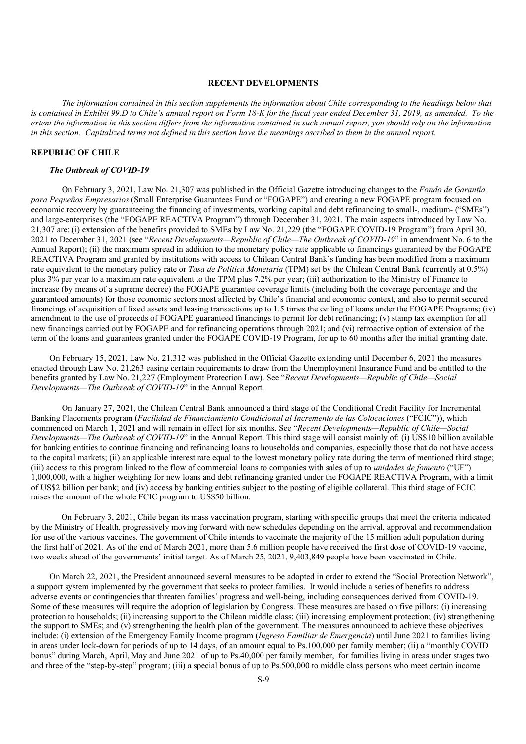# RECENT DEVELOPMENTS

*The information contained in this section supplements the information about Chile corresponding to the headings below that is contained in Exhibit 99.D to Chile's annual report on Form 18-K for the fiscal year ended December 31, 2019, as amended. To the extent the information in this section differs from the information contained in such annual report, you should rely on the information in this section. Capitalized terms not defined in this section have the meanings ascribed to them in the annual report.*

## REPUBLIC OF CHILE

### *The Outbreak of COVID-19*

On February 3, 2021, Law No. 21,307 was published in the Official Gazette introducing changes to the *Fondo de Garantía para Pequeños Empresarios* (Small Enterprise Guarantees Fund or "FOGAPE") and creating a new FOGAPE program focused on economic recovery by guaranteeing the financing of investments, working capital and debt refinancing to small-, medium- ("SMEs") and large-enterprises (the "FOGAPE REACTIVA Program") through December 31, 2021. The main aspects introduced by Law No. 21,307 are: (i) extension of the benefits provided to SMEs by Law No. 21,229 (the "FOGAPE COVID-19 Program") from April 30, 2021 to December 31, 2021 (see "*Recent Developments—Republic of Chile—The Outbreak of COVID-19*" in amendment No. 6 to the Annual Report); (ii) the maximum spread in addition to the monetary policy rate applicable to financings guaranteed by the FOGAPE REACTIVA Program and granted by institutions with access to Chilean Central Bank's funding has been modified from a maximum rate equivalent to the monetary policy rate or *Tasa de Política Monetaria* (TPM) set by the Chilean Central Bank (currently at 0.5%) plus 3% per year to a maximum rate equivalent to the TPM plus 7.2% per year; (iii) authorization to the Ministry of Finance to increase (by means of a supreme decree) the FOGAPE guarantee coverage limits (including both the coverage percentage and the guaranteed amounts) for those economic sectors most affected by Chile's financial and economic context, and also to permit secured financings of acquisition of fixed assets and leasing transactions up to 1.5 times the ceiling of loans under the FOGAPE Programs; (iv) amendment to the use of proceeds of FOGAPE guaranteed financings to permit for debt refinancing; (v) stamp tax exemption for all new financings carried out by FOGAPE and for refinancing operations through 2021; and (vi) retroactive option of extension of the term of the loans and guarantees granted under the FOGAPE COVID-19 Program, for up to 60 months after the initial granting date.

On February 15, 2021, Law No. 21,312 was published in the Official Gazette extending until December 6, 2021 the measures enacted through Law No. 21,263 easing certain requirements to draw from the Unemployment Insurance Fund and be entitled to the benefits granted by Law No. 21,227 (Employment Protection Law). See "*Recent Developments—Republic of Chile—Social Developments—The Outbreak of COVID-19*" in the Annual Report.

On January 27, 2021, the Chilean Central Bank announced a third stage of the Conditional Credit Facility for Incremental Banking Placements program (*Facilidad de Financiamiento Condicional al Incremento de las Colocaciones* ("FCIC")), which commenced on March 1, 2021 and will remain in effect for six months. See "*Recent Developments—Republic of Chile—Social Developments—The Outbreak of COVID-19*" in the Annual Report. This third stage will consist mainly of: (i) US$10 billion available for banking entities to continue financing and refinancing loans to households and companies, especially those that do not have access to the capital markets; (ii) an applicable interest rate equal to the lowest monetary policy rate during the term of mentioned third stage; (iii) access to this program linked to the flow of commercial loans to companies with sales of up to *unidades de fomento* ("UF") 1,000,000, with a higher weighting for new loans and debt refinancing granted under the FOGAPE REACTIVA Program, with a limit of US$2 billion per bank; and (iv) access by banking entities subject to the posting of eligible collateral. This third stage of FCIC raises the amount of the whole FCIC program to US$50 billion.

On February 3, 2021, Chile began its mass vaccination program, starting with specific groups that meet the criteria indicated by the Ministry of Health, progressively moving forward with new schedules depending on the arrival, approval and recommendation for use of the various vaccines. The government of Chile intends to vaccinate the majority of the 15 million adult population during the first half of 2021. As of the end of March 2021, more than 5.6 million people have received the first dose of COVID-19 vaccine, two weeks ahead of the governments' initial target. As of March 25, 2021, 9,403,849 people have been vaccinated in Chile.

On March 22, 2021, the President announced several measures to be adopted in order to extend the "Social Protection Network", a support system implemented by the government that seeks to protect families. It would include a series of benefits to address adverse events or contingencies that threaten families' progress and well-being, including consequences derived from COVID-19. Some of these measures will require the adoption of legislation by Congress. These measures are based on five pillars: (i) increasing protection to households; (ii) increasing support to the Chilean middle class; (iii) increasing employment protection; (iv) strengthening the support to SMEs; and (v) strengthening the health plan of the government. The measures announced to achieve these objectives include: (i) extension of the Emergency Family Income program (*Ingreso Familiar de Emergencia*) until June 2021 to families living in areas under lock-down for periods of up to 14 days, of an amount equal to Ps.100,000 per family member; (ii) a "monthly COVID bonus" during March, April, May and June 2021 of up to Ps.40,000 per family member, for families living in areas under stages two and three of the "step-by-step" program; (iii) a special bonus of up to Ps.500,000 to middle class persons who meet certain income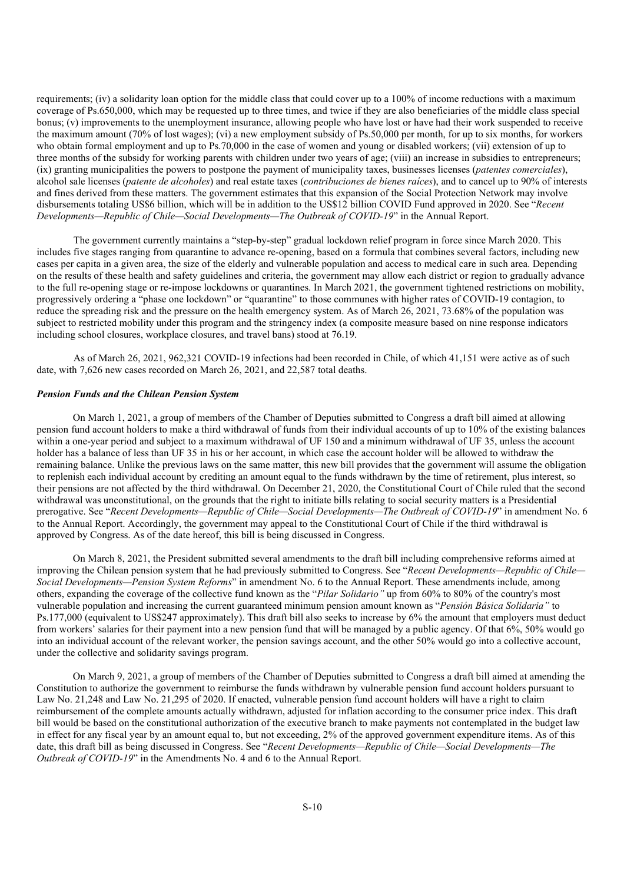requirements; (iv) a solidarity loan option for the middle class that could cover up to a 100% of income reductions with a maximum coverage of Ps.650,000, which may be requested up to three times, and twice if they are also beneficiaries of the middle class special bonus; (v) improvements to the unemployment insurance, allowing people who have lost or have had their work suspended to receive the maximum amount (70% of lost wages); (vi) a new employment subsidy of Ps.50,000 per month, for up to six months, for workers who obtain formal employment and up to Ps.70,000 in the case of women and young or disabled workers; (vii) extension of up to three months of the subsidy for working parents with children under two years of age; (viii) an increase in subsidies to entrepreneurs; (ix) granting municipalities the powers to postpone the payment of municipality taxes, businesses licenses (*patentes comerciales*), alcohol sale licenses (*patente de alcoholes*) and real estate taxes (*contribuciones de bienes raíces*), and to cancel up to 90% of interests and fines derived from these matters. The government estimates that this expansion of the Social Protection Network may involve disbursements totaling US$6 billion, which will be in addition to the US$12 billion COVID Fund approved in 2020. See "*Recent Developments—Republic of Chile—Social Developments—The Outbreak of COVID-19*" in the Annual Report.

The government currently maintains a "step-by-step" gradual lockdown relief program in force since March 2020. This includes five stages ranging from quarantine to advance re-opening, based on a formula that combines several factors, including new cases per capita in a given area, the size of the elderly and vulnerable population and access to medical care in such area. Depending on the results of these health and safety guidelines and criteria, the government may allow each district or region to gradually advance to the full re-opening stage or re-impose lockdowns or quarantines. In March 2021, the government tightened restrictions on mobility, progressively ordering a "phase one lockdown" or "quarantine" to those communes with higher rates of COVID-19 contagion, to reduce the spreading risk and the pressure on the health emergency system. As of March 26, 2021, 73.68% of the population was subject to restricted mobility under this program and the stringency index (a composite measure based on nine response indicators including school closures, workplace closures, and travel bans) stood at 76.19.

As of March 26, 2021, 962,321 COVID-19 infections had been recorded in Chile, of which 41,151 were active as of such date, with 7,626 new cases recorded on March 26, 2021, and 22,587 total deaths.

### *Pension Funds and the Chilean Pension System*

On March 1, 2021, a group of members of the Chamber of Deputies submitted to Congress a draft bill aimed at allowing pension fund account holders to make a third withdrawal of funds from their individual accounts of up to 10% of the existing balances within a one-year period and subject to a maximum withdrawal of UF 150 and a minimum withdrawal of UF 35, unless the account holder has a balance of less than UF 35 in his or her account, in which case the account holder will be allowed to withdraw the remaining balance. Unlike the previous laws on the same matter, this new bill provides that the government will assume the obligation to replenish each individual account by crediting an amount equal to the funds withdrawn by the time of retirement, plus interest, so their pensions are not affected by the third withdrawal. On December 21, 2020, the Constitutional Court of Chile ruled that the second withdrawal was unconstitutional, on the grounds that the right to initiate bills relating to social security matters is a Presidential prerogative. See "*Recent Developments—Republic of Chile—Social Developments—The Outbreak of COVID-19*" in amendment No. 6 to the Annual Report. Accordingly, the government may appeal to the Constitutional Court of Chile if the third withdrawal is approved by Congress. As of the date hereof, this bill is being discussed in Congress.

On March 8, 2021, the President submitted several amendments to the draft bill including comprehensive reforms aimed at improving the Chilean pension system that he had previously submitted to Congress. See "*Recent Developments—Republic of Chile—Social Developments—Pension System Reforms*" in amendment No. 6 to the Annual Report. These amendments include, among others, expanding the coverage of the collective fund known as the "*Pilar Solidario"* up from 60% to 80% of the country's most vulnerable population and increasing the current guaranteed minimum pension amount known as "*Pensión Básica Solidaria"* to Ps.177,000 (equivalent to US$247 approximately). This draft bill also seeks to increase by 6% the amount that employers must deduct from workers' salaries for their payment into a new pension fund that will be managed by a public agency. Of that 6%, 50% would go into an individual account of the relevant worker, the pension savings account, and the other 50% would go into a collective account, under the collective and solidarity savings program.

On March 9, 2021, a group of members of the Chamber of Deputies submitted to Congress a draft bill aimed at amending the Constitution to authorize the government to reimburse the funds withdrawn by vulnerable pension fund account holders pursuant to Law No. 21,248 and Law No. 21,295 of 2020. If enacted, vulnerable pension fund account holders will have a right to claim reimbursement of the complete amounts actually withdrawn, adjusted for inflation according to the consumer price index. This draft bill would be based on the constitutional authorization of the executive branch to make payments not contemplated in the budget law in effect for any fiscal year by an amount equal to, but not exceeding, 2% of the approved government expenditure items. As of this date, this draft bill as being discussed in Congress. See "*Recent Developments—Republic of Chile—Social Developments—The Outbreak of COVID-19*" in the Amendments No. 4 and 6 to the Annual Report.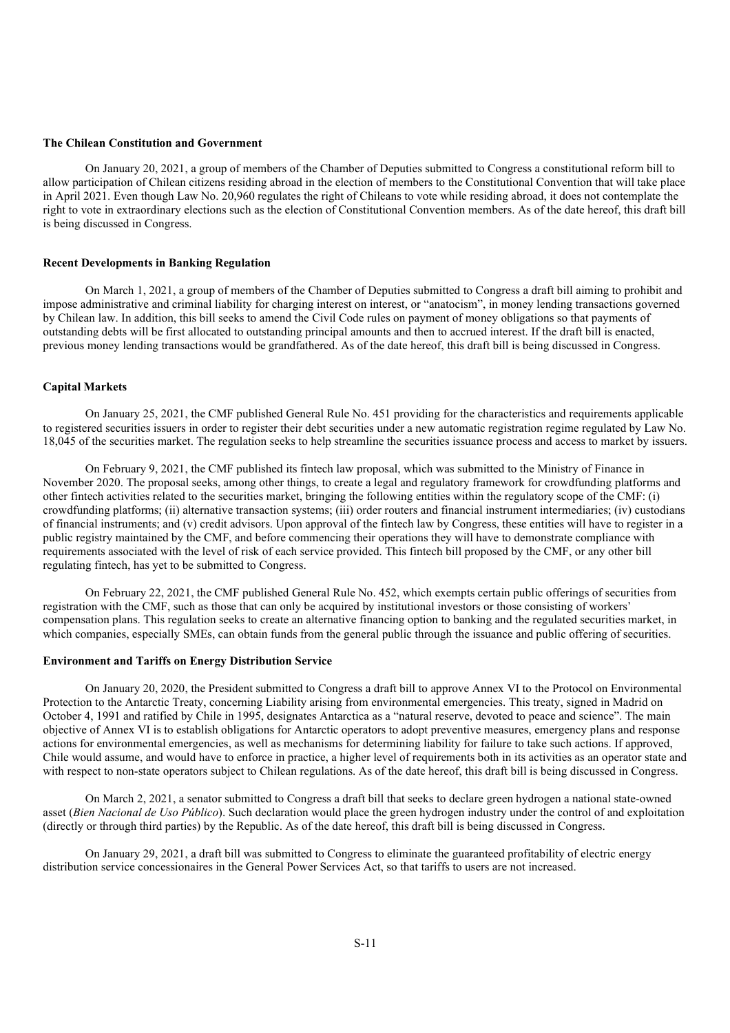**The Chilean Constitution and Government**

On January 20, 2021, a group of members of the Chamber of Deputies submitted to Congress a constitutional reform bill to allow participation of Chilean citizens residing abroad in the election of members to the Constitutional Convention that will take place in April 2021. Even though Law No. 20,960 regulates the right of Chileans to vote while residing abroad, it does not contemplate the right to vote in extraordinary elections such as the election of Constitutional Convention members. As of the date hereof, this draft bill is being discussed in Congress.

**Recent Developments in Banking Regulation**

On March 1, 2021, a group of members of the Chamber of Deputies submitted to Congress a draft bill aiming to prohibit and impose administrative and criminal liability for charging interest on interest, or "anatocism", in money lending transactions governed by Chilean law. In addition, this bill seeks to amend the Civil Code rules on payment of money obligations so that payments of outstanding debts will be first allocated to outstanding principal amounts and then to accrued interest. If the draft bill is enacted, previous money lending transactions would be grandfathered. As of the date hereof, this draft bill is being discussed in Congress.

**Capital Markets**

On January 25, 2021, the CMF published General Rule No. 451 providing for the characteristics and requirements applicable to registered securities issuers in order to register their debt securities under a new automatic registration regime regulated by Law No. 18,045 of the securities market. The regulation seeks to help streamline the securities issuance process and access to market by issuers.

On February 9, 2021, the CMF published its fintech law proposal, which was submitted to the Ministry of Finance in November 2020. The proposal seeks, among other things, to create a legal and regulatory framework for crowdfunding platforms and other fintech activities related to the securities market, bringing the following entities within the regulatory scope of the CMF: (i) crowdfunding platforms; (ii) alternative transaction systems; (iii) order routers and financial instrument intermediaries; (iv) custodians of financial instruments; and (v) credit advisors. Upon approval of the fintech law by Congress, these entities will have to register in a public registry maintained by the CMF, and before commencing their operations they will have to demonstrate compliance with requirements associated with the level of risk of each service provided. This fintech bill proposed by the CMF, or any other bill regulating fintech, has yet to be submitted to Congress.

On February 22, 2021, the CMF published General Rule No. 452, which exempts certain public offerings of securities from registration with the CMF, such as those that can only be acquired by institutional investors or those consisting of workers' compensation plans. This regulation seeks to create an alternative financing option to banking and the regulated securities market, in which companies, especially SMEs, can obtain funds from the general public through the issuance and public offering of securities.

**Environment and Tariffs on Energy Distribution Service**

On January 20, 2020, the President submitted to Congress a draft bill to approve Annex VI to the Protocol on Environmental Protection to the Antarctic Treaty, concerning Liability arising from environmental emergencies. This treaty, signed in Madrid on October 4, 1991 and ratified by Chile in 1995, designates Antarctica as a "natural reserve, devoted to peace and science". The main objective of Annex VI is to establish obligations for Antarctic operators to adopt preventive measures, emergency plans and response actions for environmental emergencies, as well as mechanisms for determining liability for failure to take such actions. If approved, Chile would assume, and would have to enforce in practice, a higher level of requirements both in its activities as an operator state and with respect to non-state operators subject to Chilean regulations. As of the date hereof, this draft bill is being discussed in Congress.

On March 2, 2021, a senator submitted to Congress a draft bill that seeks to declare green hydrogen a national state-owned asset (*Bien Nacional de Uso Público*). Such declaration would place the green hydrogen industry under the control of and exploitation (directly or through third parties) by the Republic. As of the date hereof, this draft bill is being discussed in Congress.

On January 29, 2021, a draft bill was submitted to Congress to eliminate the guaranteed profitability of electric energy distribution service concessionaires in the General Power Services Act, so that tariffs to users are not increased.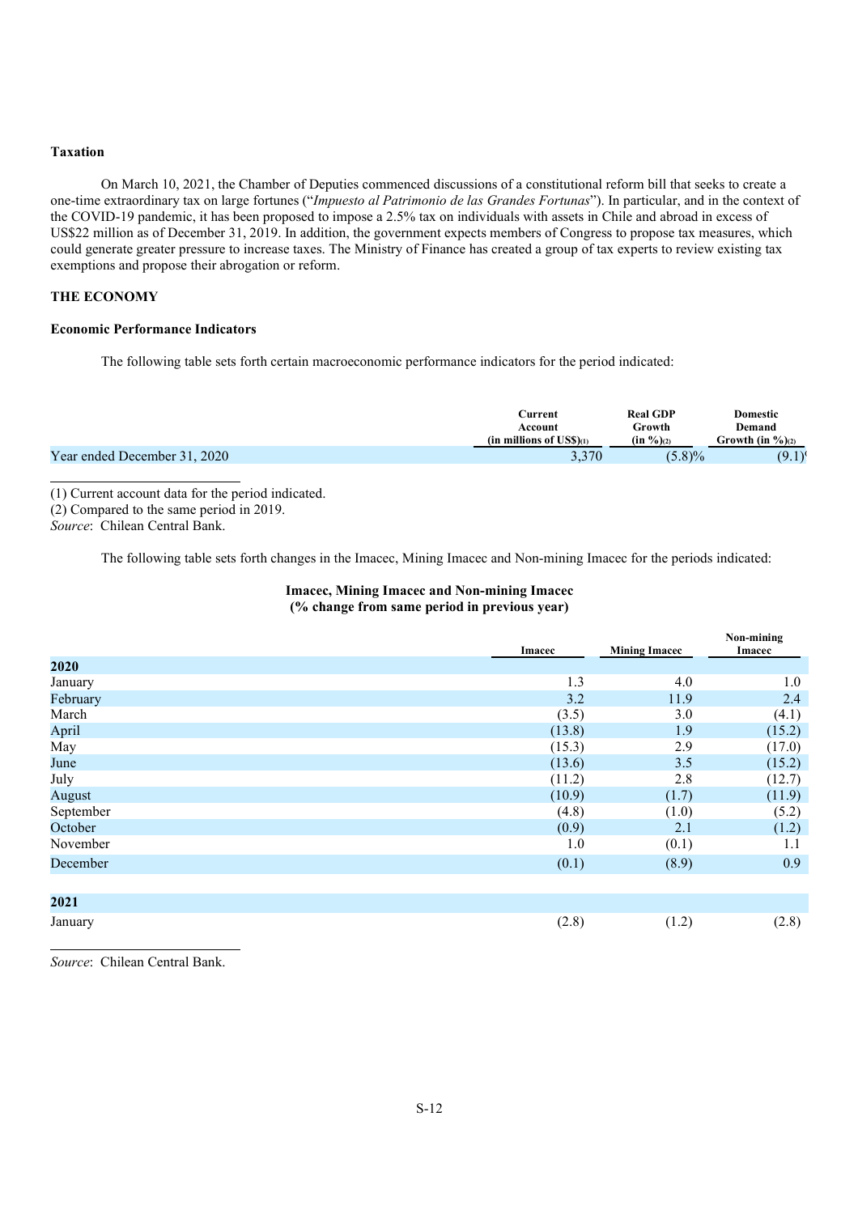### Taxation

On March 10, 2021, the Chamber of Deputies commenced discussions of a constitutional reform bill that seeks to create a one-time extraordinary tax on large fortunes ("*Impuesto al Patrimonio de las Grandes Fortunas*"). In particular, and in the context of the COVID-19 pandemic, it has been proposed to impose a 2.5% tax on individuals with assets in Chile and abroad in excess of US$22 million as of December 31, 2019. In addition, the government expects members of Congress to propose tax measures, which could generate greater pressure to increase taxes. The Ministry of Finance has created a group of tax experts to review existing tax exemptions and propose their abrogation or reform.

## THE ECONOMY

### Economic Performance Indicators

The following table sets forth certain macroeconomic performance indicators for the period indicated:

| | Current Account (in millions of US$)(1) | Real GDP Growth (in %)(2) | Domestic Demand Growth (in %)(2) |
|---|---|---|---|
| Year ended December 31, 2020 | 3,370 | (5.8)% | (9.1)% |

(1) Current account data for the period indicated.
(2) Compared to the same period in 2019.
*Source*: Chilean Central Bank.

The following table sets forth changes in the Imacec, Mining Imacec and Non-mining Imacec for the periods indicated:

**Imacec, Mining Imacec and Non-mining Imacec**
**(% change from same period in previous year)**

| | Imacec | Mining Imacec | Non-mining Imacec |
|---|---|---|---|
| **2020** | | | |
| January | 1.3 | 4.0 | 1.0 |
| February | 3.2 | 11.9 | 2.4 |
| March | (3.5) | 3.0 | (4.1) |
| April | (13.8) | 1.9 | (15.2) |
| May | (15.3) | 2.9 | (17.0) |
| June | (13.6) | 3.5 | (15.2) |
| July | (11.2) | 2.8 | (12.7) |
| August | (10.9) | (1.7) | (11.9) |
| September | (4.8) | (1.0) | (5.2) |
| October | (0.9) | 2.1 | (1.2) |
| November | 1.0 | (0.1) | 1.1 |
| December | (0.1) | (8.9) | 0.9 |
| **2021** | | | |
| January | (2.8) | (1.2) | (2.8) |

*Source*: Chilean Central Bank.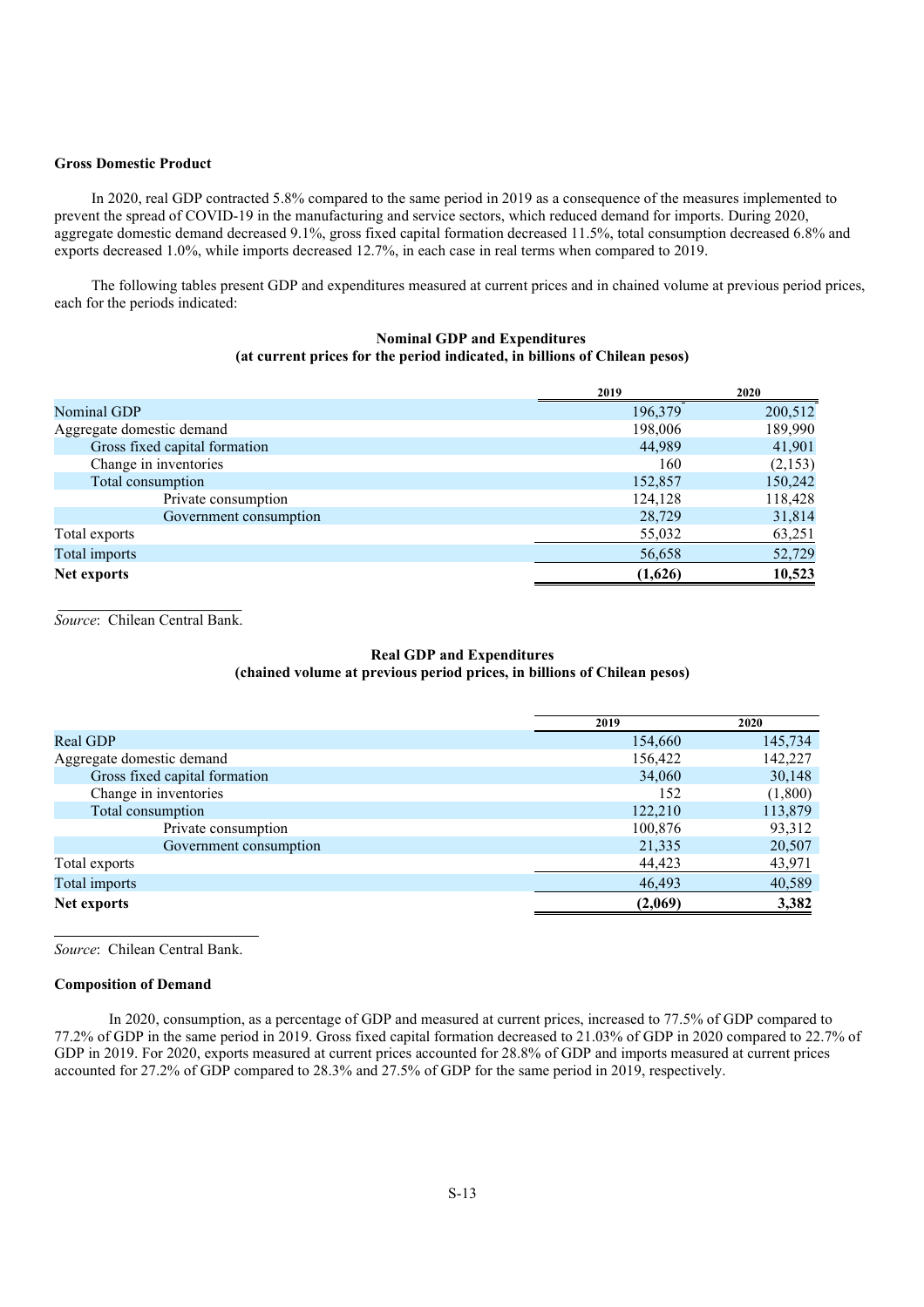### Gross Domestic Product

In 2020, real GDP contracted 5.8% compared to the same period in 2019 as a consequence of the measures implemented to prevent the spread of COVID-19 in the manufacturing and service sectors, which reduced demand for imports. During 2020, aggregate domestic demand decreased 9.1%, gross fixed capital formation decreased 11.5%, total consumption decreased 6.8% and exports decreased 1.0%, while imports decreased 12.7%, in each case in real terms when compared to 2019.

The following tables present GDP and expenditures measured at current prices and in chained volume at previous period prices, each for the periods indicated:

**Nominal GDP and Expenditures**
**(at current prices for the period indicated, in billions of Chilean pesos)**

| | 2019 | 2020 |
|---|---|---|
| Nominal GDP | 196,379 | 200,512 |
| Aggregate domestic demand | 198,006 | 189,990 |
| Gross fixed capital formation | 44,989 | 41,901 |
| Change in inventories | 160 | (2,153) |
| Total consumption | 152,857 | 150,242 |
| Private consumption | 124,128 | 118,428 |
| Government consumption | 28,729 | 31,814 |
| Total exports | 55,032 | 63,251 |
| Total imports | 56,658 | 52,729 |
| **Net exports** | **(1,626)** | **10,523** |

*Source*: Chilean Central Bank.

**Real GDP and Expenditures**
**(chained volume at previous period prices, in billions of Chilean pesos)**

| | 2019 | 2020 |
|---|---|---|
| Real GDP | 154,660 | 145,734 |
| Aggregate domestic demand | 156,422 | 142,227 |
| Gross fixed capital formation | 34,060 | 30,148 |
| Change in inventories | 152 | (1,800) |
| Total consumption | 122,210 | 113,879 |
| Private consumption | 100,876 | 93,312 |
| Government consumption | 21,335 | 20,507 |
| Total exports | 44,423 | 43,971 |
| Total imports | 46,493 | 40,589 |
| **Net exports** | **(2,069)** | **3,382** |

*Source*: Chilean Central Bank.

### Composition of Demand

In 2020, consumption, as a percentage of GDP and measured at current prices, increased to 77.5% of GDP compared to 77.2% of GDP in the same period in 2019. Gross fixed capital formation decreased to 21.03% of GDP in 2020 compared to 22.7% of GDP in 2019. For 2020, exports measured at current prices accounted for 28.8% of GDP and imports measured at current prices accounted for 27.2% of GDP compared to 28.3% and 27.5% of GDP for the same period in 2019, respectively.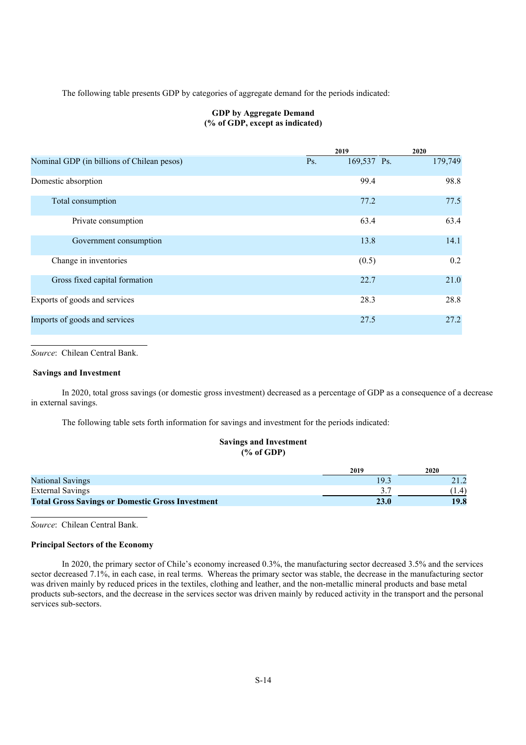The following table presents GDP by categories of aggregate demand for the periods indicated:

**GDP by Aggregate Demand**
**(% of GDP, except as indicated)**

| | 2019 | 2020 |
|---|---|---|
| Nominal GDP (in billions of Chilean pesos) | Ps. 169,537 | Ps. 179,749 |
| Domestic absorption | 99.4 | 98.8 |
| Total consumption | 77.2 | 77.5 |
| Private consumption | 63.4 | 63.4 |
| Government consumption | 13.8 | 14.1 |
| Change in inventories | (0.5) | 0.2 |
| Gross fixed capital formation | 22.7 | 21.0 |
| Exports of goods and services | 28.3 | 28.8 |
| Imports of goods and services | 27.5 | 27.2 |

*Source*: Chilean Central Bank.

**Savings and Investment**

In 2020, total gross savings (or domestic gross investment) decreased as a percentage of GDP as a consequence of a decrease in external savings.

The following table sets forth information for savings and investment for the periods indicated:

**Savings and Investment**
**(% of GDP)**

| | 2019 | 2020 |
|---|---|---|
| National Savings | 19.3 | 21.2 |
| External Savings | 3.7 | (1.4) |
| **Total Gross Savings or Domestic Gross Investment** | **23.0** | **19.8** |

*Source*: Chilean Central Bank.

**Principal Sectors of the Economy**

In 2020, the primary sector of Chile's economy increased 0.3%, the manufacturing sector decreased 3.5% and the services sector decreased 7.1%, in each case, in real terms. Whereas the primary sector was stable, the decrease in the manufacturing sector was driven mainly by reduced prices in the textiles, clothing and leather, and the non-metallic mineral products and base metal products sub-sectors, and the decrease in the services sector was driven mainly by reduced activity in the transport and the personal services sub-sectors.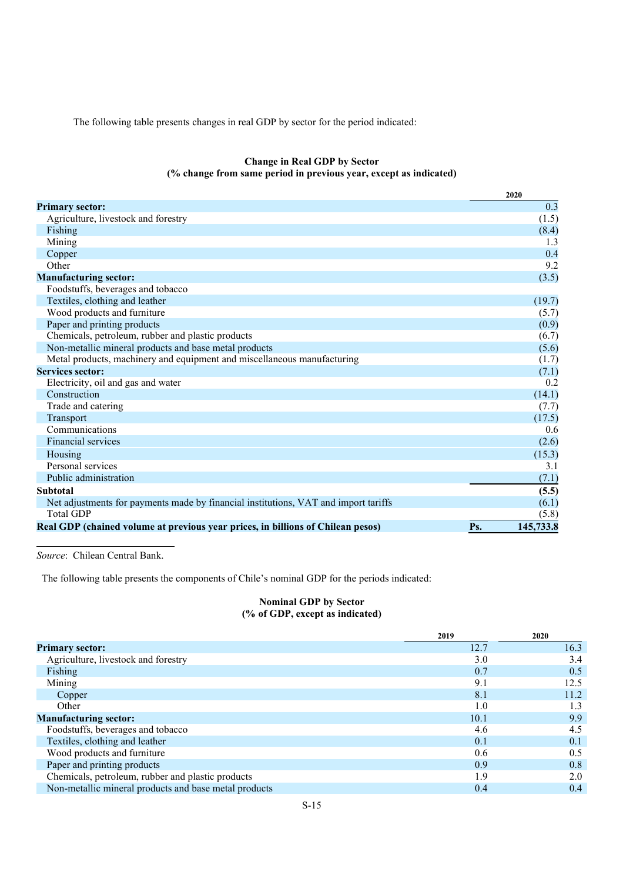The following table presents changes in real GDP by sector for the period indicated:

**Change in Real GDP by Sector**
**(% change from same period in previous year, except as indicated)**

| | 2020 |
|---|---|
| **Primary sector:** | 0.3 |
| Agriculture, livestock and forestry | (1.5) |
| Fishing | (8.4) |
| Mining | 1.3 |
| Copper | 0.4 |
| Other | 9.2 |
| **Manufacturing sector:** | (3.5) |
| Foodstuffs, beverages and tobacco | |
| Textiles, clothing and leather | (19.7) |
| Wood products and furniture | (5.7) |
| Paper and printing products | (0.9) |
| Chemicals, petroleum, rubber and plastic products | (6.7) |
| Non-metallic mineral products and base metal products | (5.6) |
| Metal products, machinery and equipment and miscellaneous manufacturing | (1.7) |
| **Services sector:** | (7.1) |
| Electricity, oil and gas and water | 0.2 |
| Construction | (14.1) |
| Trade and catering | (7.7) |
| Transport | (17.5) |
| Communications | 0.6 |
| Financial services | (2.6) |
| Housing | (15.3) |
| Personal services | 3.1 |
| Public administration | (7.1) |
| **Subtotal** | **(5.5)** |
| Net adjustments for payments made by financial institutions, VAT and import tariffs | (6.1) |
| Total GDP | (5.8) |
| **Real GDP (chained volume at previous year prices, in billions of Chilean pesos)** | **Ps. 145,733.8** |

*Source*: Chilean Central Bank.

The following table presents the components of Chile's nominal GDP for the periods indicated:

**Nominal GDP by Sector**
**(% of GDP, except as indicated)**

| | 2019 | 2020 |
|---|---|---|
| **Primary sector:** | 12.7 | 16.3 |
| Agriculture, livestock and forestry | 3.0 | 3.4 |
| Fishing | 0.7 | 0.5 |
| Mining | 9.1 | 12.5 |
| Copper | 8.1 | 11.2 |
| Other | 1.0 | 1.3 |
| **Manufacturing sector:** | 10.1 | 9.9 |
| Foodstuffs, beverages and tobacco | 4.6 | 4.5 |
| Textiles, clothing and leather | 0.1 | 0.1 |
| Wood products and furniture | 0.6 | 0.5 |
| Paper and printing products | 0.9 | 0.8 |
| Chemicals, petroleum, rubber and plastic products | 1.9 | 2.0 |
| Non-metallic mineral products and base metal products | 0.4 | 0.4 |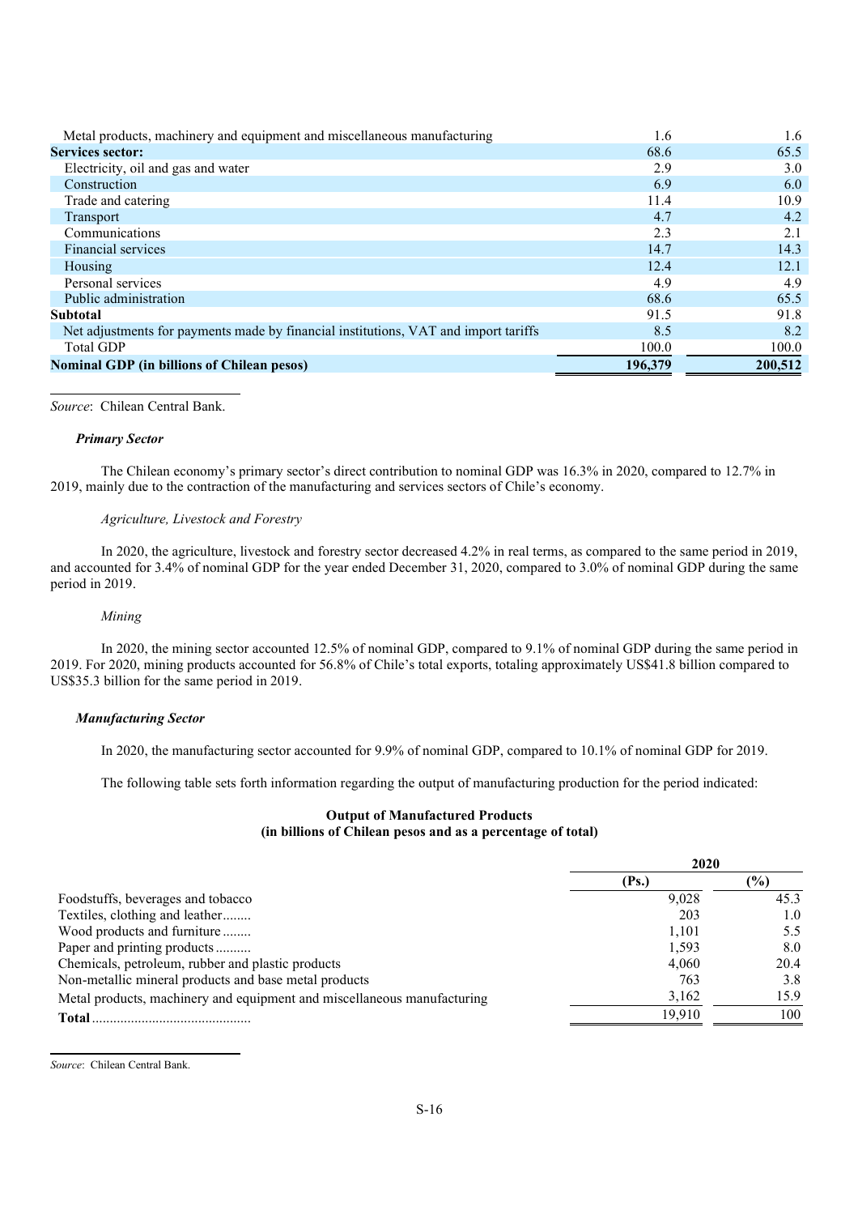| | | |
|---|---|---|
| Metal products, machinery and equipment and miscellaneous manufacturing | 1.6 | 1.6 |
| **Services sector:** | 68.6 | 65.5 |
| Electricity, oil and gas and water | 2.9 | 3.0 |
| Construction | 6.9 | 6.0 |
| Trade and catering | 11.4 | 10.9 |
| Transport | 4.7 | 4.2 |
| Communications | 2.3 | 2.1 |
| Financial services | 14.7 | 14.3 |
| Housing | 12.4 | 12.1 |
| Personal services | 4.9 | 4.9 |
| Public administration | 68.6 | 65.5 |
| **Subtotal** | 91.5 | 91.8 |
| Net adjustments for payments made by financial institutions, VAT and import tariffs | 8.5 | 8.2 |
| Total GDP | 100.0 | 100.0 |
| **Nominal GDP (in billions of Chilean pesos)** | **196,379** | **200,512** |

*Source*: Chilean Central Bank.

### *Primary Sector*

The Chilean economy's primary sector's direct contribution to nominal GDP was 16.3% in 2020, compared to 12.7% in 2019, mainly due to the contraction of the manufacturing and services sectors of Chile's economy.

*Agriculture, Livestock and Forestry*

In 2020, the agriculture, livestock and forestry sector decreased 4.2% in real terms, as compared to the same period in 2019, and accounted for 3.4% of nominal GDP for the year ended December 31, 2020, compared to 3.0% of nominal GDP during the same period in 2019.

*Mining*

In 2020, the mining sector accounted 12.5% of nominal GDP, compared to 9.1% of nominal GDP during the same period in 2019. For 2020, mining products accounted for 56.8% of Chile's total exports, totaling approximately US$41.8 billion compared to US$35.3 billion for the same period in 2019.

### *Manufacturing Sector*

In 2020, the manufacturing sector accounted for 9.9% of nominal GDP, compared to 10.1% of nominal GDP for 2019.

The following table sets forth information regarding the output of manufacturing production for the period indicated:

**Output of Manufactured Products**
**(in billions of Chilean pesos and as a percentage of total)**

| | 2020 | |
|---|---|---|
| | (Ps.) | (%) |
| Foodstuffs, beverages and tobacco | 9,028 | 45.3 |
| Textiles, clothing and leather | 203 | 1.0 |
| Wood products and furniture | 1,101 | 5.5 |
| Paper and printing products | 1,593 | 8.0 |
| Chemicals, petroleum, rubber and plastic products | 4,060 | 20.4 |
| Non-metallic mineral products and base metal products | 763 | 3.8 |
| Metal products, machinery and equipment and miscellaneous manufacturing | 3,162 | 15.9 |
| **Total** | 19,910 | 100 |

*Source*: Chilean Central Bank.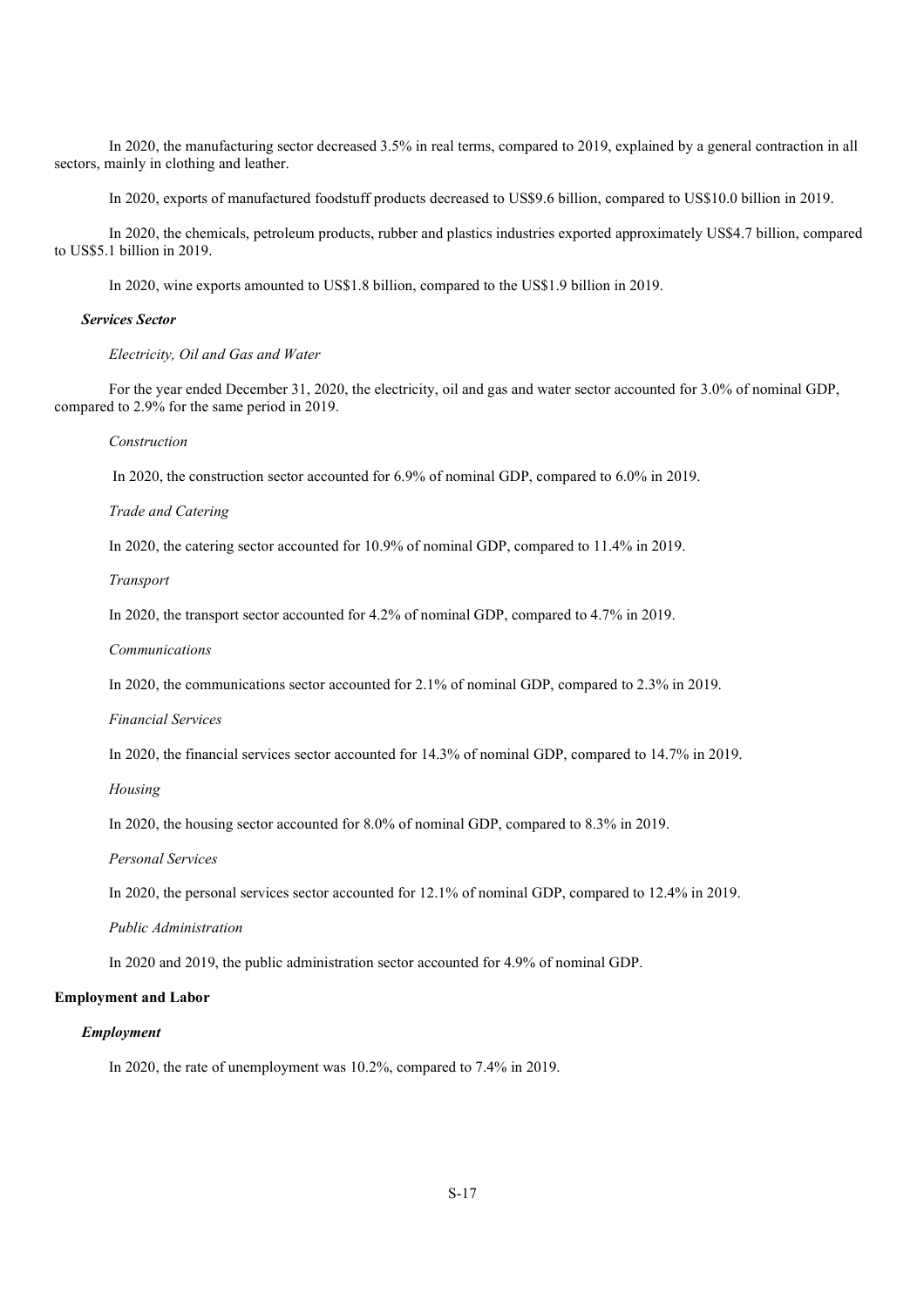In 2020, the manufacturing sector decreased 3.5% in real terms, compared to 2019, explained by a general contraction in all sectors, mainly in clothing and leather.

In 2020, exports of manufactured foodstuff products decreased to US$9.6 billion, compared to US$10.0 billion in 2019.

In 2020, the chemicals, petroleum products, rubber and plastics industries exported approximately US$4.7 billion, compared to US$5.1 billion in 2019.

In 2020, wine exports amounted to US$1.8 billion, compared to the US$1.9 billion in 2019.

### *Services Sector*

*Electricity, Oil and Gas and Water*

For the year ended December 31, 2020, the electricity, oil and gas and water sector accounted for 3.0% of nominal GDP, compared to 2.9% for the same period in 2019.

*Construction*

In 2020, the construction sector accounted for 6.9% of nominal GDP, compared to 6.0% in 2019.

*Trade and Catering*

In 2020, the catering sector accounted for 10.9% of nominal GDP, compared to 11.4% in 2019.

*Transport*

In 2020, the transport sector accounted for 4.2% of nominal GDP, compared to 4.7% in 2019.

*Communications*

In 2020, the communications sector accounted for 2.1% of nominal GDP, compared to 2.3% in 2019.

*Financial Services*

In 2020, the financial services sector accounted for 14.3% of nominal GDP, compared to 14.7% in 2019.

*Housing*

In 2020, the housing sector accounted for 8.0% of nominal GDP, compared to 8.3% in 2019.

*Personal Services*

In 2020, the personal services sector accounted for 12.1% of nominal GDP, compared to 12.4% in 2019.

*Public Administration*

In 2020 and 2019, the public administration sector accounted for 4.9% of nominal GDP.

## Employment and Labor

### *Employment*

In 2020, the rate of unemployment was 10.2%, compared to 7.4% in 2019.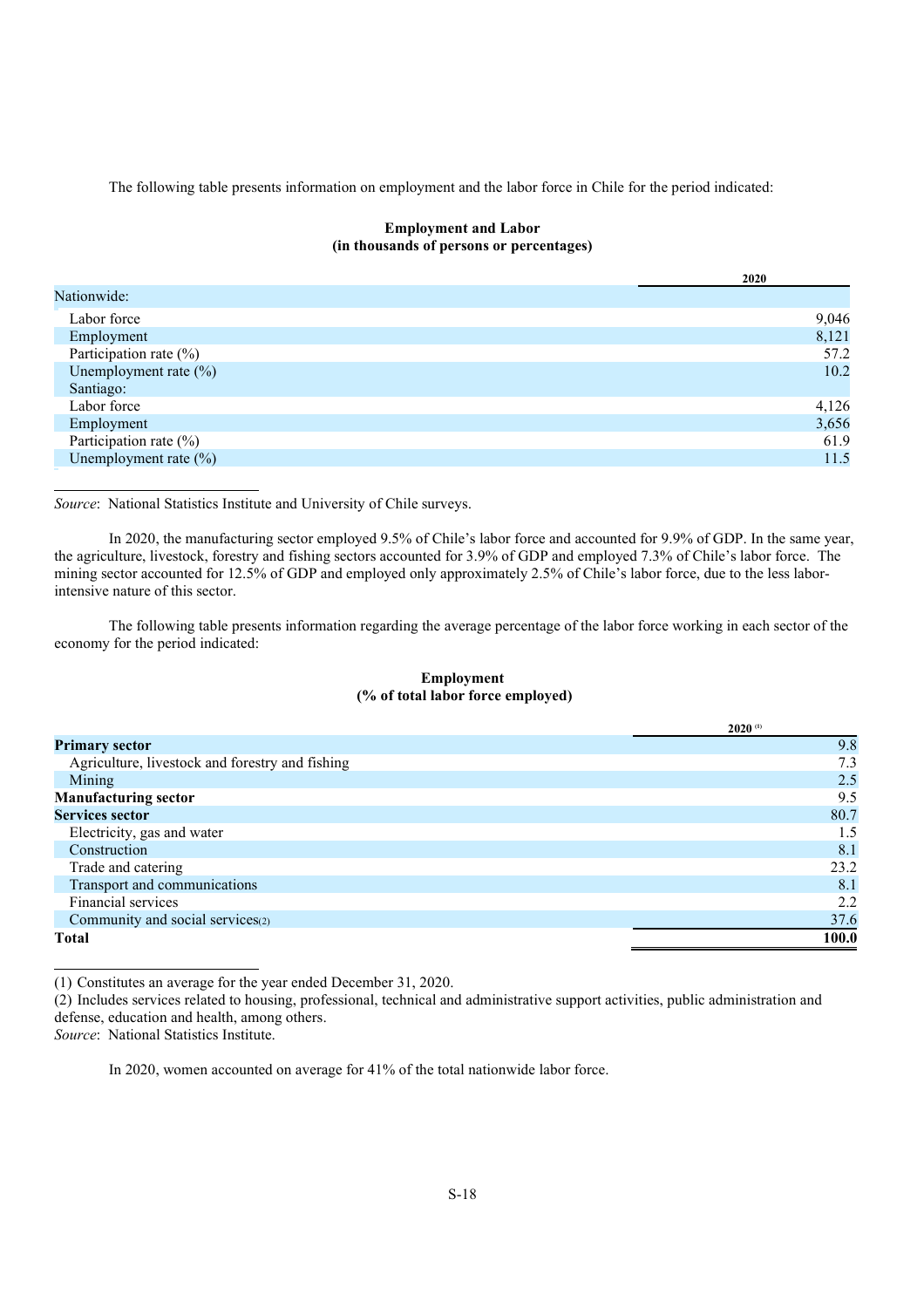The following table presents information on employment and the labor force in Chile for the period indicated:

**Employment and Labor**
**(in thousands of persons or percentages)**

| | 2020 |
|---|---|
| Nationwide: | |
| Labor force | 9,046 |
| Employment | 8,121 |
| Participation rate (%) | 57.2 |
| Unemployment rate (%) | 10.2 |
| Santiago: | |
| Labor force | 4,126 |
| Employment | 3,656 |
| Participation rate (%) | 61.9 |
| Unemployment rate (%) | 11.5 |

*Source*: National Statistics Institute and University of Chile surveys.

In 2020, the manufacturing sector employed 9.5% of Chile's labor force and accounted for 9.9% of GDP. In the same year, the agriculture, livestock, forestry and fishing sectors accounted for 3.9% of GDP and employed 7.3% of Chile's labor force. The mining sector accounted for 12.5% of GDP and employed only approximately 2.5% of Chile's labor force, due to the less labor-intensive nature of this sector.

The following table presents information regarding the average percentage of the labor force working in each sector of the economy for the period indicated:

**Employment**
**(% of total labor force employed)**

| | 2020 (1) |
|---|---|
| **Primary sector** | 9.8 |
| Agriculture, livestock and forestry and fishing | 7.3 |
| Mining | 2.5 |
| **Manufacturing sector** | 9.5 |
| **Services sector** | 80.7 |
| Electricity, gas and water | 1.5 |
| Construction | 8.1 |
| Trade and catering | 23.2 |
| Transport and communications | 8.1 |
| Financial services | 2.2 |
| Community and social services(2) | 37.6 |
| **Total** | **100.0** |

(1) Constitutes an average for the year ended December 31, 2020.
(2) Includes services related to housing, professional, technical and administrative support activities, public administration and defense, education and health, among others.
*Source*: National Statistics Institute.

In 2020, women accounted on average for 41% of the total nationwide labor force.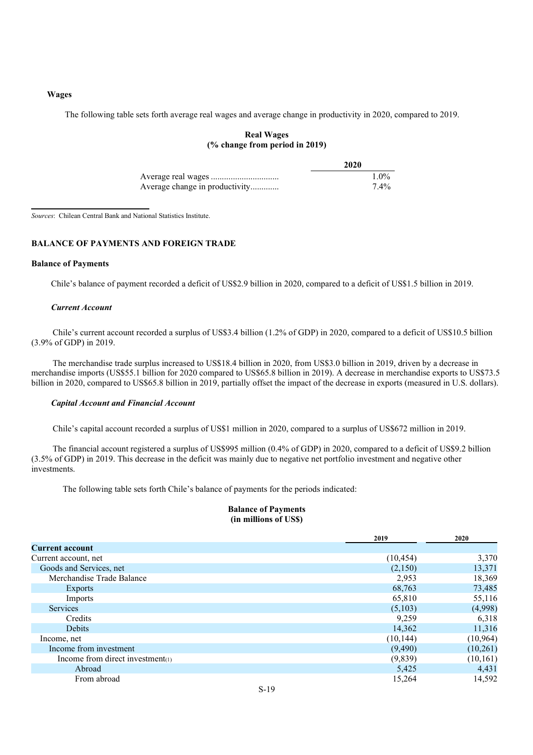### Wages

The following table sets forth average real wages and average change in productivity in 2020, compared to 2019.

**Real Wages**
**(% change from period in 2019)**

| | 2020 |
|---|---|
| Average real wages | 1.0% |
| Average change in productivity | 7.4% |

*Sources*: Chilean Central Bank and National Statistics Institute.

## BALANCE OF PAYMENTS AND FOREIGN TRADE

### Balance of Payments

Chile's balance of payment recorded a deficit of US$2.9 billion in 2020, compared to a deficit of US$1.5 billion in 2019.

#### *Current Account*

Chile's current account recorded a surplus of US$3.4 billion (1.2% of GDP) in 2020, compared to a deficit of US$10.5 billion (3.9% of GDP) in 2019.

The merchandise trade surplus increased to US$18.4 billion in 2020, from US$3.0 billion in 2019, driven by a decrease in merchandise imports (US$55.1 billion for 2020 compared to US$65.8 billion in 2019). A decrease in merchandise exports to US$73.5 billion in 2020, compared to US$65.8 billion in 2019, partially offset the impact of the decrease in exports (measured in U.S. dollars).

#### *Capital Account and Financial Account*

Chile's capital account recorded a surplus of US$1 million in 2020, compared to a surplus of US$672 million in 2019.

The financial account registered a surplus of US$995 million (0.4% of GDP) in 2020, compared to a deficit of US$9.2 billion (3.5% of GDP) in 2019. This decrease in the deficit was mainly due to negative net portfolio investment and negative other investments.

The following table sets forth Chile's balance of payments for the periods indicated:

**Balance of Payments**
**(in millions of US$)**

| | 2019 | 2020 |
|---|---|---|
| **Current account** | | |
| Current account, net | (10,454) | 3,370 |
| Goods and Services, net | (2,150) | 13,371 |
| Merchandise Trade Balance | 2,953 | 18,369 |
| Exports | 68,763 | 73,485 |
| Imports | 65,810 | 55,116 |
| Services | (5,103) | (4,998) |
| Credits | 9,259 | 6,318 |
| Debits | 14,362 | 11,316 |
| Income, net | (10,144) | (10,964) |
| Income from investment | (9,490) | (10,261) |
| Income from direct investment(1) | (9,839) | (10,161) |
| Abroad | 5,425 | 4,431 |
| From abroad | 15,264 | 14,592 |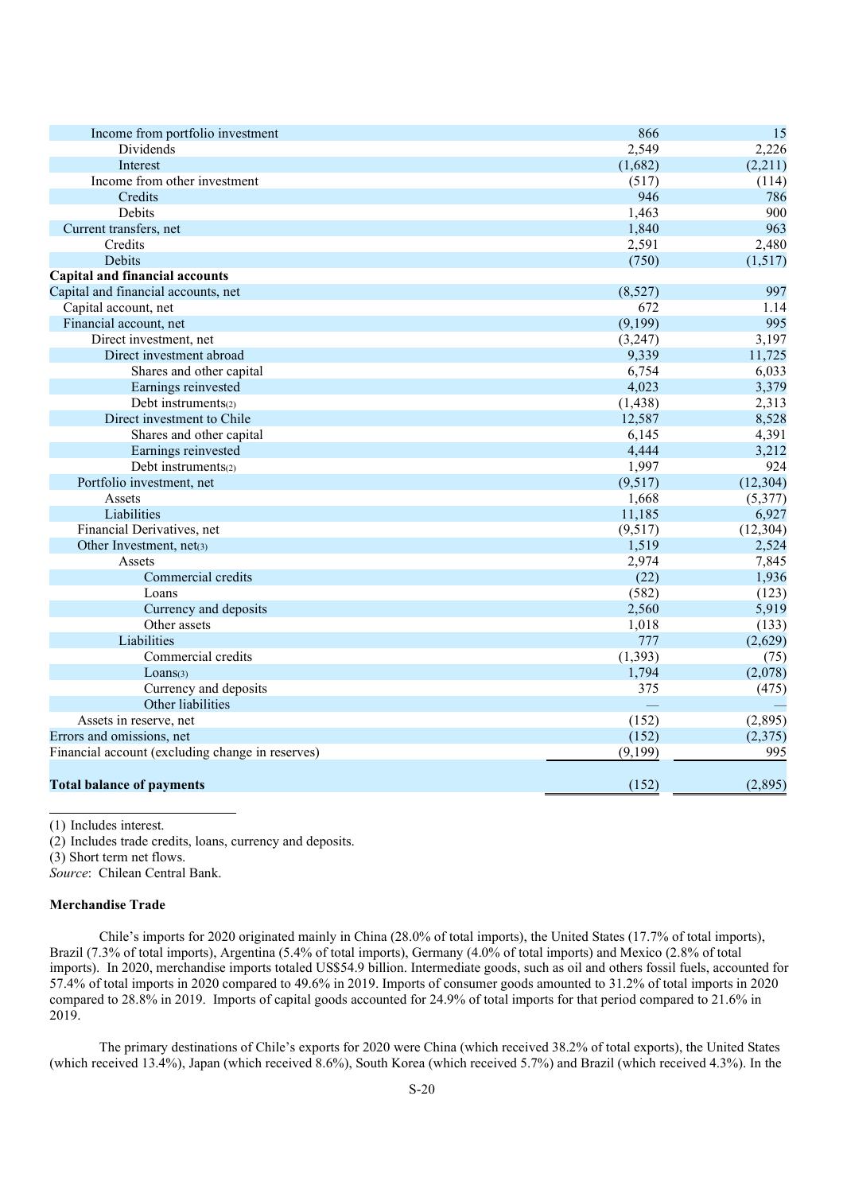| | | |
|---|---|---|
| Income from portfolio investment | 866 | 15 |
| Dividends | 2,549 | 2,226 |
| Interest | (1,682) | (2,211) |
| Income from other investment | (517) | (114) |
| Credits | 946 | 786 |
| Debits | 1,463 | 900 |
| Current transfers, net | 1,840 | 963 |
| Credits | 2,591 | 2,480 |
| Debits | (750) | (1,517) |
| **Capital and financial accounts** | | |
| Capital and financial accounts, net | (8,527) | 997 |
| Capital account, net | 672 | 1.14 |
| Financial account, net | (9,199) | 995 |
| Direct investment, net | (3,247) | 3,197 |
| Direct investment abroad | 9,339 | 11,725 |
| Shares and other capital | 6,754 | 6,033 |
| Earnings reinvested | 4,023 | 3,379 |
| Debt instruments(2) | (1,438) | 2,313 |
| Direct investment to Chile | 12,587 | 8,528 |
| Shares and other capital | 6,145 | 4,391 |
| Earnings reinvested | 4,444 | 3,212 |
| Debt instruments(2) | 1,997 | 924 |
| Portfolio investment, net | (9,517) | (12,304) |
| Assets | 1,668 | (5,377) |
| Liabilities | 11,185 | 6,927 |
| Financial Derivatives, net | (9,517) | (12,304) |
| Other Investment, net(3) | 1,519 | 2,524 |
| Assets | 2,974 | 7,845 |
| Commercial credits | (22) | 1,936 |
| Loans | (582) | (123) |
| Currency and deposits | 2,560 | 5,919 |
| Other assets | 1,018 | (133) |
| Liabilities | 777 | (2,629) |
| Commercial credits | (1,393) | (75) |
| Loans(3) | 1,794 | (2,078) |
| Currency and deposits | 375 | (475) |
| Other liabilities | — | — |
| Assets in reserve, net | (152) | (2,895) |
| Errors and omissions, net | (152) | (2,375) |
| Financial account (excluding change in reserves) | (9,199) | 995 |
| **Total balance of payments** | (152) | (2,895) |

(1) Includes interest.

(2) Includes trade credits, loans, currency and deposits.

(3) Short term net flows.

*Source*: Chilean Central Bank.

**Merchandise Trade**

Chile's imports for 2020 originated mainly in China (28.0% of total imports), the United States (17.7% of total imports), Brazil (7.3% of total imports), Argentina (5.4% of total imports), Germany (4.0% of total imports) and Mexico (2.8% of total imports). In 2020, merchandise imports totaled US$54.9 billion. Intermediate goods, such as oil and others fossil fuels, accounted for 57.4% of total imports in 2020 compared to 49.6% in 2019. Imports of consumer goods amounted to 31.2% of total imports in 2020 compared to 28.8% in 2019. Imports of capital goods accounted for 24.9% of total imports for that period compared to 21.6% in 2019.

The primary destinations of Chile's exports for 2020 were China (which received 38.2% of total exports), the United States (which received 13.4%), Japan (which received 8.6%), South Korea (which received 5.7%) and Brazil (which received 4.3%). In the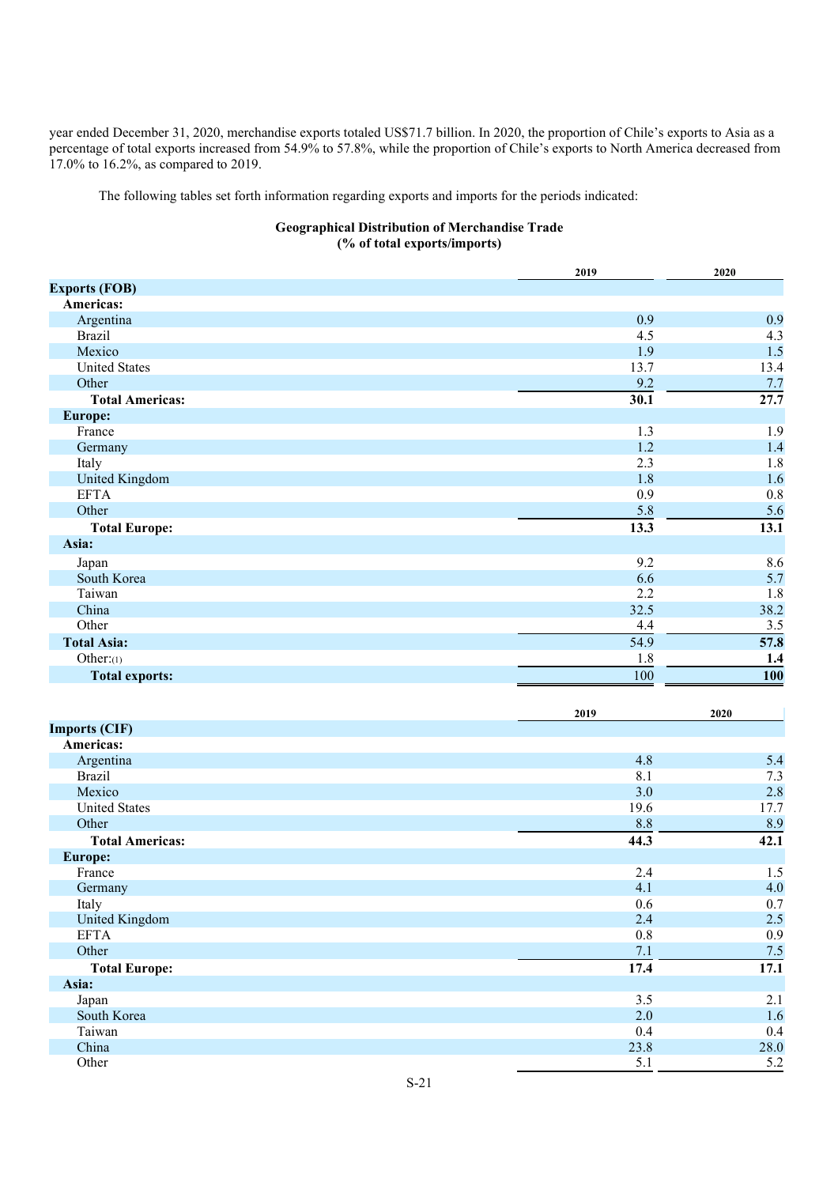year ended December 31, 2020, merchandise exports totaled US$71.7 billion. In 2020, the proportion of Chile's exports to Asia as a percentage of total exports increased from 54.9% to 57.8%, while the proportion of Chile's exports to North America decreased from 17.0% to 16.2%, as compared to 2019.

The following tables set forth information regarding exports and imports for the periods indicated:

**Geographical Distribution of Merchandise Trade**
**(% of total exports/imports)**

| | 2019 | 2020 |
|---|---|---|
| **Exports (FOB)** | | |
| **Americas:** | | |
| Argentina | 0.9 | 0.9 |
| Brazil | 4.5 | 4.3 |
| Mexico | 1.9 | 1.5 |
| United States | 13.7 | 13.4 |
| Other | 9.2 | 7.7 |
| **Total Americas:** | **30.1** | **27.7** |
| **Europe:** | | |
| France | 1.3 | 1.9 |
| Germany | 1.2 | 1.4 |
| Italy | 2.3 | 1.8 |
| United Kingdom | 1.8 | 1.6 |
| EFTA | 0.9 | 0.8 |
| Other | 5.8 | 5.6 |
| **Total Europe:** | **13.3** | **13.1** |
| **Asia:** | | |
| Japan | 9.2 | 8.6 |
| South Korea | 6.6 | 5.7 |
| Taiwan | 2.2 | 1.8 |
| China | 32.5 | 38.2 |
| Other | 4.4 | 3.5 |
| **Total Asia:** | 54.9 | **57.8** |
| Other:(1) | 1.8 | **1.4** |
| **Total exports:** | 100 | **100** |

| | 2019 | 2020 |
|---|---|---|
| **Imports (CIF)** | | |
| **Americas:** | | |
| Argentina | 4.8 | 5.4 |
| Brazil | 8.1 | 7.3 |
| Mexico | 3.0 | 2.8 |
| United States | 19.6 | 17.7 |
| Other | 8.8 | 8.9 |
| **Total Americas:** | **44.3** | **42.1** |
| **Europe:** | | |
| France | 2.4 | 1.5 |
| Germany | 4.1 | 4.0 |
| Italy | 0.6 | 0.7 |
| United Kingdom | 2.4 | 2.5 |
| EFTA | 0.8 | 0.9 |
| Other | 7.1 | 7.5 |
| **Total Europe:** | **17.4** | **17.1** |
| **Asia:** | | |
| Japan | 3.5 | 2.1 |
| South Korea | 2.0 | 1.6 |
| Taiwan | 0.4 | 0.4 |
| China | 23.8 | 28.0 |
| Other | 5.1 | 5.2 |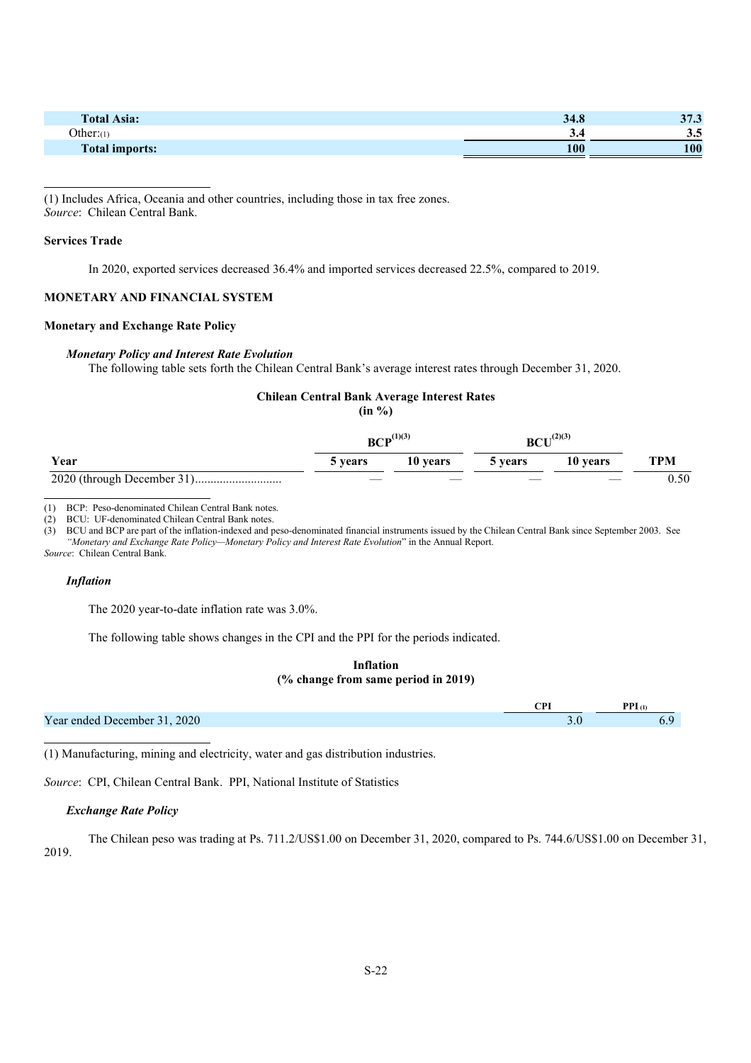| | | |
|---|---|---|
| **Total Asia:** | **34.8** | **37.3** |
| Other:(1) | 3.4 | 3.5 |
| **Total imports:** | **100** | **100** |

(1) Includes Africa, Oceania and other countries, including those in tax free zones.
*Source*: Chilean Central Bank.

### Services Trade

In 2020, exported services decreased 36.4% and imported services decreased 22.5%, compared to 2019.

## MONETARY AND FINANCIAL SYSTEM

### Monetary and Exchange Rate Policy

#### *Monetary Policy and Interest Rate Evolution*

The following table sets forth the Chilean Central Bank's average interest rates through December 31, 2020.

**Chilean Central Bank Average Interest Rates**
**(in %)**

| | BCP(1)(3) | | BCU(2)(3) | | |
|---|---|---|---|---|---|
| **Year** | **5 years** | **10 years** | **5 years** | **10 years** | **TPM** |
| 2020 (through December 31) | — | — | — | — | 0.50 |

(1) BCP: Peso-denominated Chilean Central Bank notes.
(2) BCU: UF-denominated Chilean Central Bank notes.
(3) BCU and BCP are part of the inflation-indexed and peso-denominated financial instruments issued by the Chilean Central Bank since September 2003. See *"Monetary and Exchange Rate Policy—Monetary Policy and Interest Rate Evolution"* in the Annual Report.
*Source*: Chilean Central Bank.

#### *Inflation*

The 2020 year-to-date inflation rate was 3.0%.

The following table shows changes in the CPI and the PPI for the periods indicated.

**Inflation**
**(% change from same period in 2019)**

| | CPI | PPI (1) |
|---|---|---|
| Year ended December 31, 2020 | 3.0 | 6.9 |

(1) Manufacturing, mining and electricity, water and gas distribution industries.

*Source*: CPI, Chilean Central Bank. PPI, National Institute of Statistics

#### *Exchange Rate Policy*

The Chilean peso was trading at Ps. 711.2/US$1.00 on December 31, 2020, compared to Ps. 744.6/US$1.00 on December 31, 2019.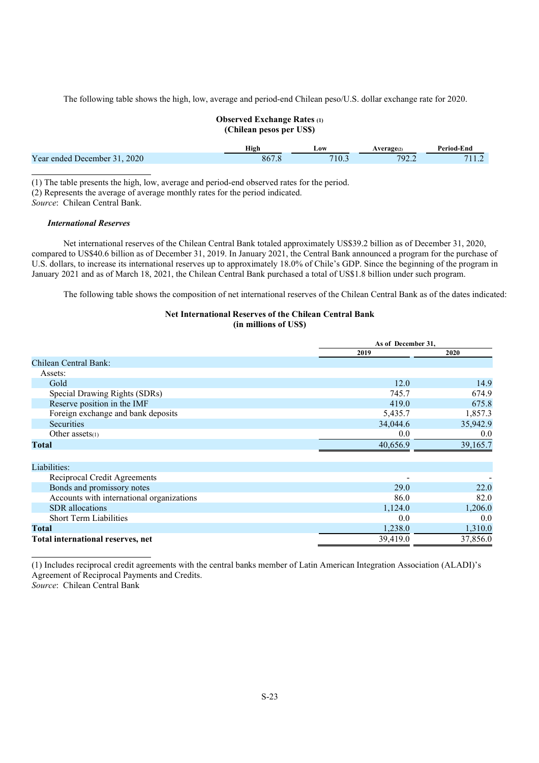The following table shows the high, low, average and period-end Chilean peso/U.S. dollar exchange rate for 2020.

**Observed Exchange Rates (1)**
**(Chilean pesos per US$)**

| | High | Low | Average(2) | Period-End |
|---|---|---|---|---|
| Year ended December 31, 2020 | 867.8 | 710.3 | 792.2 | 711.2 |

(1) The table presents the high, low, average and period-end observed rates for the period.
(2) Represents the average of average monthly rates for the period indicated.
*Source*: Chilean Central Bank.

***International Reserves***

Net international reserves of the Chilean Central Bank totaled approximately US$39.2 billion as of December 31, 2020, compared to US$40.6 billion as of December 31, 2019. In January 2021, the Central Bank announced a program for the purchase of U.S. dollars, to increase its international reserves up to approximately 18.0% of Chile's GDP. Since the beginning of the program in January 2021 and as of March 18, 2021, the Chilean Central Bank purchased a total of US$1.8 billion under such program.

The following table shows the composition of net international reserves of the Chilean Central Bank as of the dates indicated:

**Net International Reserves of the Chilean Central Bank**
**(in millions of US$)**

| | As of December 31, | |
|---|---|---|
| | 2019 | 2020 |
| Chilean Central Bank: | | |
| Assets: | | |
| Gold | 12.0 | 14.9 |
| Special Drawing Rights (SDRs) | 745.7 | 674.9 |
| Reserve position in the IMF | 419.0 | 675.8 |
| Foreign exchange and bank deposits | 5,435.7 | 1,857.3 |
| Securities | 34,044.6 | 35,942.9 |
| Other assets(1) | 0.0 | 0.0 |
| **Total** | 40,656.9 | 39,165.7 |
| | | |
| Liabilities: | | |
| Reciprocal Credit Agreements | - | - |
| Bonds and promissory notes | 29.0 | 22.0 |
| Accounts with international organizations | 86.0 | 82.0 |
| SDR allocations | 1,124.0 | 1,206.0 |
| Short Term Liabilities | 0.0 | 0.0 |
| **Total** | 1,238.0 | 1,310.0 |
| **Total international reserves, net** | 39,419.0 | 37,856.0 |

(1) Includes reciprocal credit agreements with the central banks member of Latin American Integration Association (ALADI)'s Agreement of Reciprocal Payments and Credits.
*Source*: Chilean Central Bank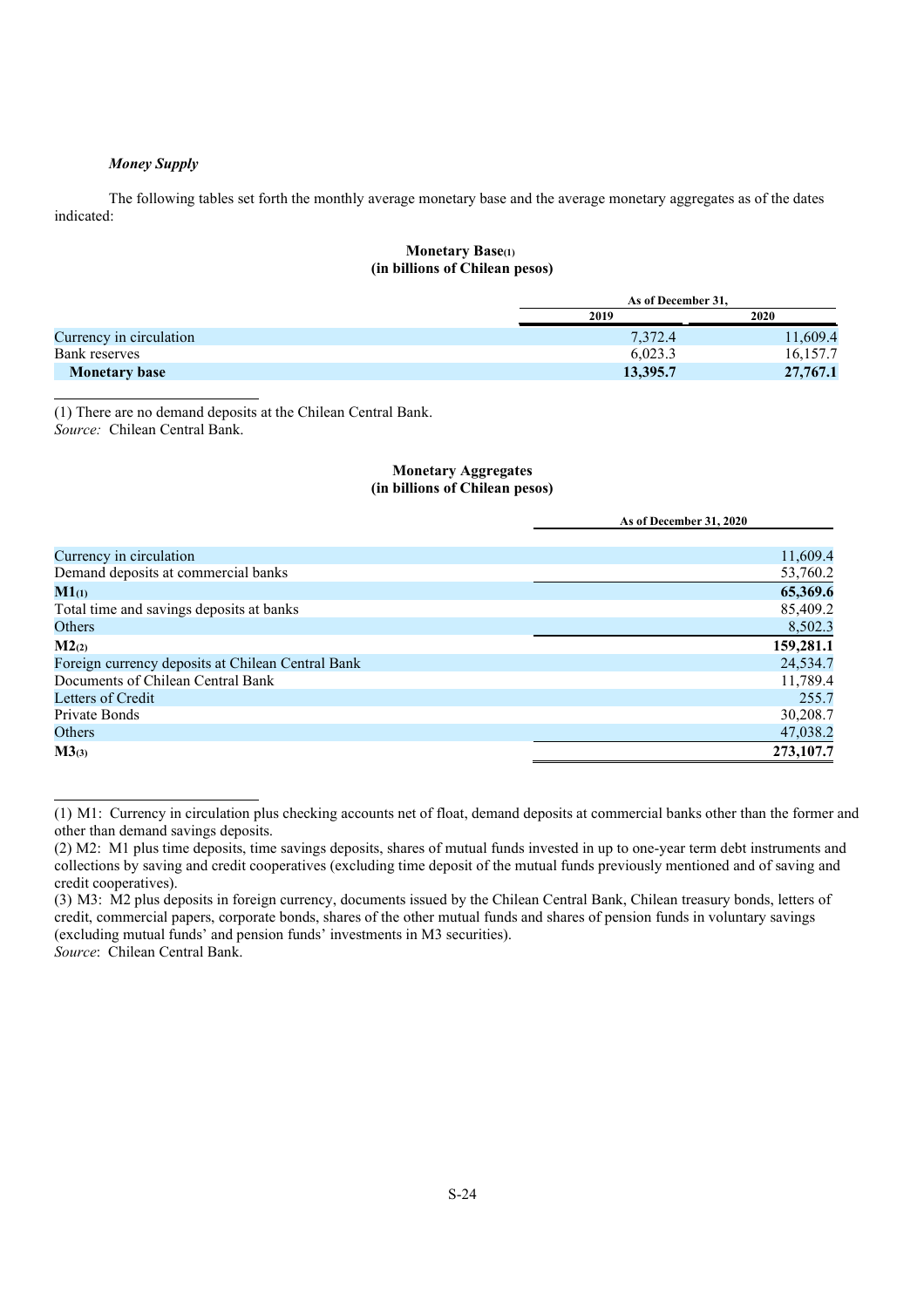*Money Supply*

The following tables set forth the monthly average monetary base and the average monetary aggregates as of the dates indicated:

**Monetary Base(1)**
**(in billions of Chilean pesos)**

| | As of December 31, | |
|---|---|---|
| | 2019 | 2020 |
| Currency in circulation | 7,372.4 | 11,609.4 |
| Bank reserves | 6,023.3 | 16,157.7 |
| **Monetary base** | **13,395.7** | **27,767.1** |

(1) There are no demand deposits at the Chilean Central Bank.
*Source:* Chilean Central Bank.

**Monetary Aggregates**
**(in billions of Chilean pesos)**

| | As of December 31, 2020 |
|---|---|
| Currency in circulation | 11,609.4 |
| Demand deposits at commercial banks | 53,760.2 |
| **M1(1)** | **65,369.6** |
| Total time and savings deposits at banks | 85,409.2 |
| Others | 8,502.3 |
| **M2(2)** | **159,281.1** |
| Foreign currency deposits at Chilean Central Bank | 24,534.7 |
| Documents of Chilean Central Bank | 11,789.4 |
| Letters of Credit | 255.7 |
| Private Bonds | 30,208.7 |
| Others | 47,038.2 |
| **M3(3)** | **273,107.7** |

(1) M1: Currency in circulation plus checking accounts net of float, demand deposits at commercial banks other than the former and other than demand savings deposits.
(2) M2: M1 plus time deposits, time savings deposits, shares of mutual funds invested in up to one-year term debt instruments and collections by saving and credit cooperatives (excluding time deposit of the mutual funds previously mentioned and of saving and credit cooperatives).
(3) M3: M2 plus deposits in foreign currency, documents issued by the Chilean Central Bank, Chilean treasury bonds, letters of credit, commercial papers, corporate bonds, shares of the other mutual funds and shares of pension funds in voluntary savings (excluding mutual funds' and pension funds' investments in M3 securities).
*Source*: Chilean Central Bank.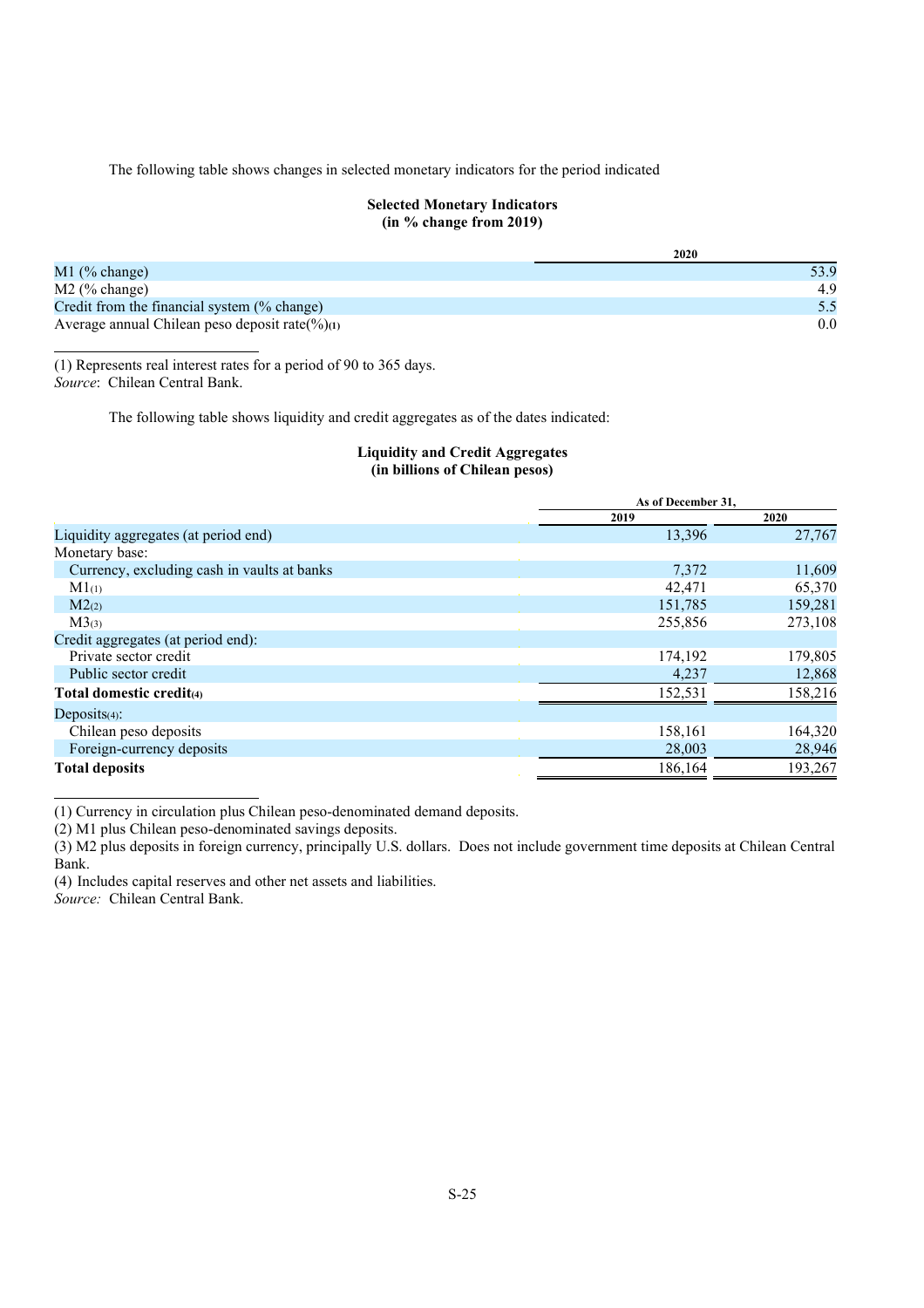The following table shows changes in selected monetary indicators for the period indicated

**Selected Monetary Indicators**
**(in % change from 2019)**

| | 2020 |
|---|---|
| M1 (% change) | 53.9 |
| M2 (% change) | 4.9 |
| Credit from the financial system (% change) | 5.5 |
| Average annual Chilean peso deposit rate(%)(1) | 0.0 |

(1) Represents real interest rates for a period of 90 to 365 days.
*Source*: Chilean Central Bank.

The following table shows liquidity and credit aggregates as of the dates indicated:

**Liquidity and Credit Aggregates**
**(in billions of Chilean pesos)**

| | As of December 31, | |
|---|---|---|
| | 2019 | 2020 |
| Liquidity aggregates (at period end) | 13,396 | 27,767 |
| Monetary base: | | |
| Currency, excluding cash in vaults at banks | 7,372 | 11,609 |
| M1(1) | 42,471 | 65,370 |
| M2(2) | 151,785 | 159,281 |
| M3(3) | 255,856 | 273,108 |
| Credit aggregates (at period end): | | |
| Private sector credit | 174,192 | 179,805 |
| Public sector credit | 4,237 | 12,868 |
| **Total domestic credit(4)** | 152,531 | 158,216 |
| Deposits(4): | | |
| Chilean peso deposits | 158,161 | 164,320 |
| Foreign-currency deposits | 28,003 | 28,946 |
| **Total deposits** | 186,164 | 193,267 |

(1) Currency in circulation plus Chilean peso-denominated demand deposits.
(2) M1 plus Chilean peso-denominated savings deposits.
(3) M2 plus deposits in foreign currency, principally U.S. dollars. Does not include government time deposits at Chilean Central Bank.
(4) Includes capital reserves and other net assets and liabilities.
*Source:* Chilean Central Bank.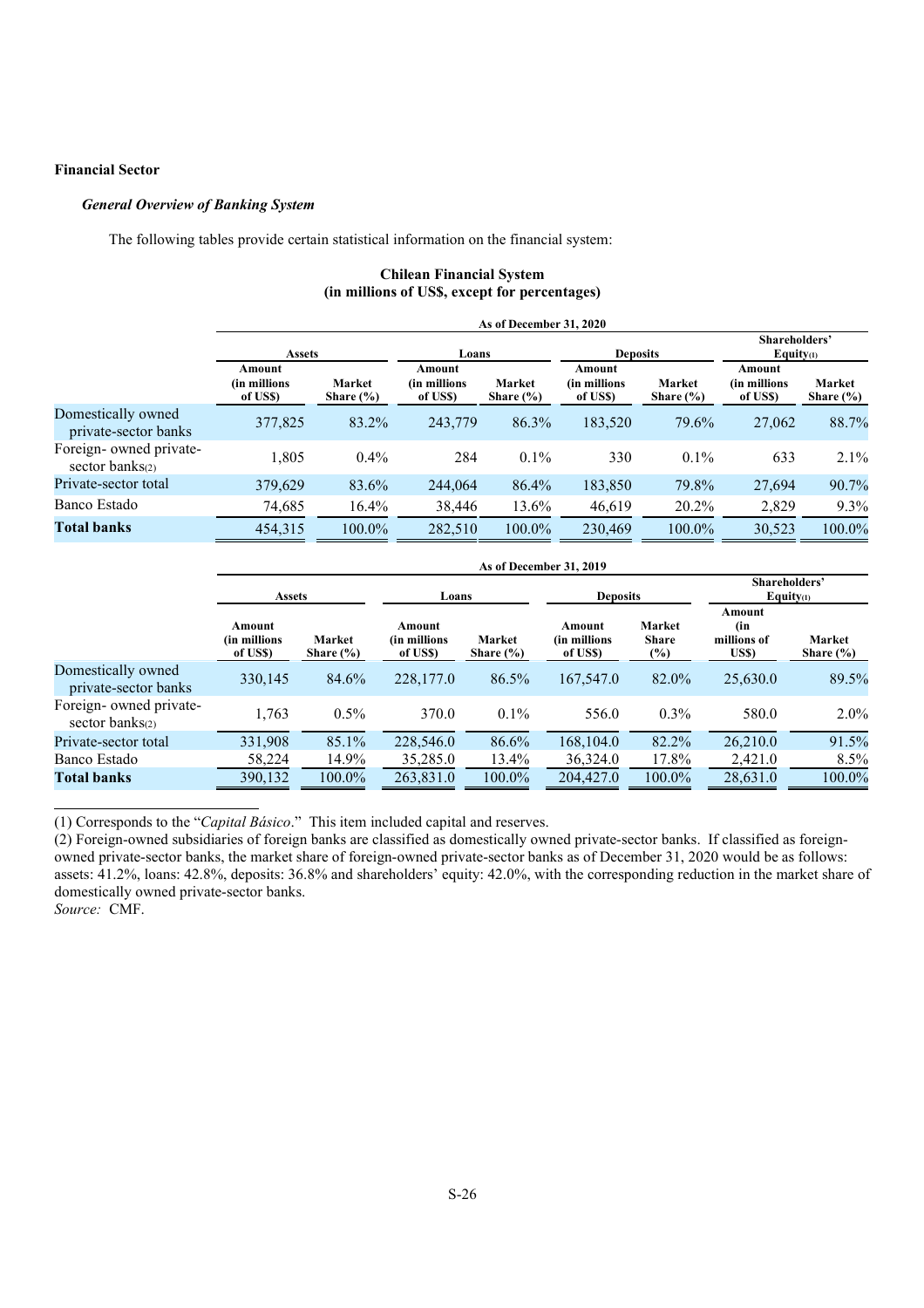**Financial Sector**

***General Overview of Banking System***

The following tables provide certain statistical information on the financial system:

**Chilean Financial System**
**(in millions of US$, except for percentages)**

| | As of December 31, 2020 | | | | | | | |
|---|---|---|---|---|---|---|---|---|
| | Assets | | Loans | | Deposits | | Shareholders' Equity(1) | |
| | Amount (in millions of US$) | Market Share (%) | Amount (in millions of US$) | Market Share (%) | Amount (in millions of US$) | Market Share (%) | Amount (in millions of US$) | Market Share (%) |
| Domestically owned private-sector banks | 377,825 | 83.2% | 243,779 | 86.3% | 183,520 | 79.6% | 27,062 | 88.7% |
| Foreign- owned private-sector banks(2) | 1,805 | 0.4% | 284 | 0.1% | 330 | 0.1% | 633 | 2.1% |
| Private-sector total | 379,629 | 83.6% | 244,064 | 86.4% | 183,850 | 79.8% | 27,694 | 90.7% |
| Banco Estado | 74,685 | 16.4% | 38,446 | 13.6% | 46,619 | 20.2% | 2,829 | 9.3% |
| **Total banks** | 454,315 | 100.0% | 282,510 | 100.0% | 230,469 | 100.0% | 30,523 | 100.0% |

| | As of December 31, 2019 | | | | | | | |
|---|---|---|---|---|---|---|---|---|
| | Assets | | Loans | | Deposits | | Shareholders' Equity(1) | |
| | Amount (in millions of US$) | Market Share (%) | Amount (in millions of US$) | Market Share (%) | Amount (in millions of US$) | Market Share (%) | Amount (in millions of US$) | Market Share (%) |
| Domestically owned private-sector banks | 330,145 | 84.6% | 228,177.0 | 86.5% | 167,547.0 | 82.0% | 25,630.0 | 89.5% |
| Foreign- owned private-sector banks(2) | 1,763 | 0.5% | 370.0 | 0.1% | 556.0 | 0.3% | 580.0 | 2.0% |
| Private-sector total | 331,908 | 85.1% | 228,546.0 | 86.6% | 168,104.0 | 82.2% | 26,210.0 | 91.5% |
| Banco Estado | 58,224 | 14.9% | 35,285.0 | 13.4% | 36,324.0 | 17.8% | 2,421.0 | 8.5% |
| **Total banks** | 390,132 | 100.0% | 263,831.0 | 100.0% | 204,427.0 | 100.0% | 28,631.0 | 100.0% |

(1) Corresponds to the "*Capital Básico*." This item included capital and reserves.

(2) Foreign-owned subsidiaries of foreign banks are classified as domestically owned private-sector banks. If classified as foreign-owned private-sector banks, the market share of foreign-owned private-sector banks as of December 31, 2020 would be as follows: assets: 41.2%, loans: 42.8%, deposits: 36.8% and shareholders' equity: 42.0%, with the corresponding reduction in the market share of domestically owned private-sector banks.

*Source:* CMF.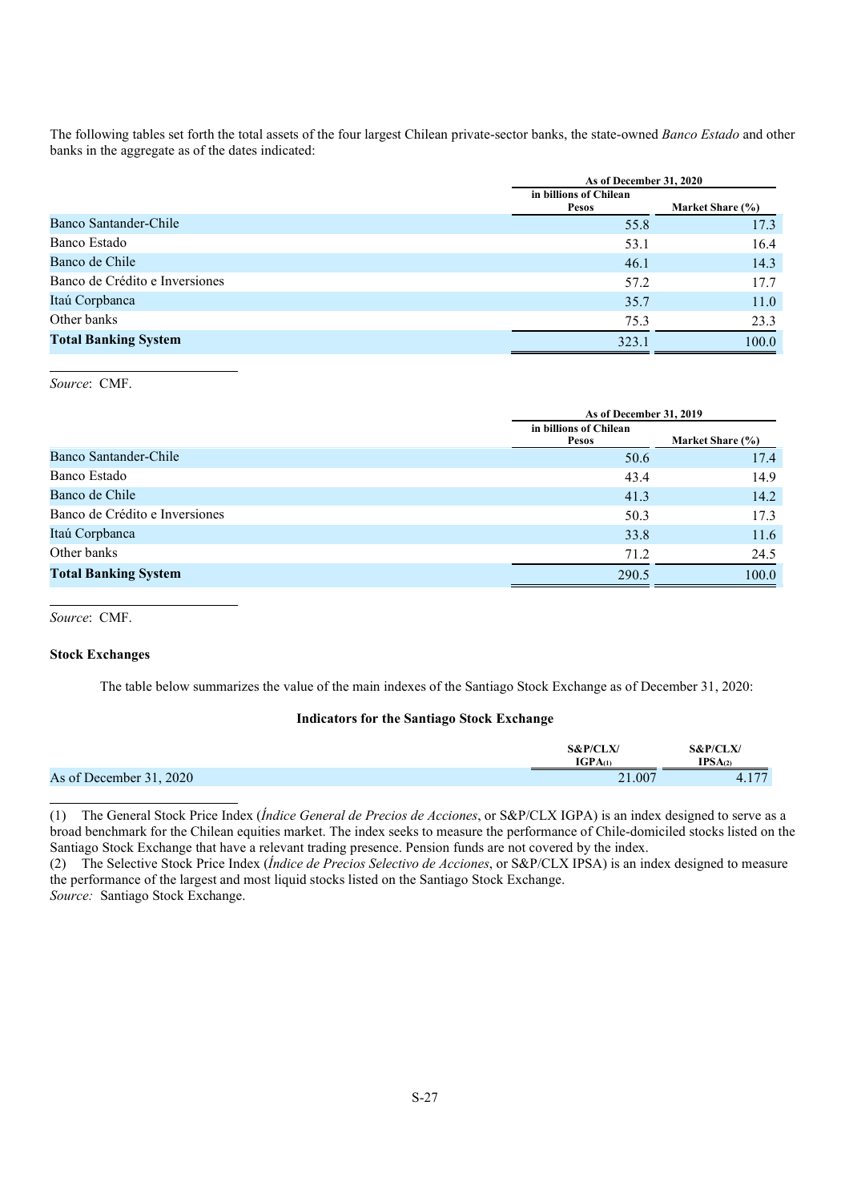The following tables set forth the total assets of the four largest Chilean private-sector banks, the state-owned *Banco Estado* and other banks in the aggregate as of the dates indicated:

| | As of December 31, 2020 | |
|---|---|---|
| | in billions of Chilean Pesos | Market Share (%) |
| Banco Santander-Chile | 55.8 | 17.3 |
| Banco Estado | 53.1 | 16.4 |
| Banco de Chile | 46.1 | 14.3 |
| Banco de Crédito e Inversiones | 57.2 | 17.7 |
| Itaú Corpbanca | 35.7 | 11.0 |
| Other banks | 75.3 | 23.3 |
| **Total Banking System** | 323.1 | 100.0 |

*Source*: CMF.

| | As of December 31, 2019 | |
|---|---|---|
| | in billions of Chilean Pesos | Market Share (%) |
| Banco Santander-Chile | 50.6 | 17.4 |
| Banco Estado | 43.4 | 14.9 |
| Banco de Chile | 41.3 | 14.2 |
| Banco de Crédito e Inversiones | 50.3 | 17.3 |
| Itaú Corpbanca | 33.8 | 11.6 |
| Other banks | 71.2 | 24.5 |
| **Total Banking System** | 290.5 | 100.0 |

*Source*: CMF.

**Stock Exchanges**

The table below summarizes the value of the main indexes of the Santiago Stock Exchange as of December 31, 2020:

**Indicators for the Santiago Stock Exchange**

| | S&P/CLX/ IGPA(1) | S&P/CLX/ IPSA(2) |
|---|---|---|
| As of December 31, 2020 | 21.007 | 4.177 |

(1) The General Stock Price Index (*Índice General de Precios de Acciones*, or S&P/CLX IGPA) is an index designed to serve as a broad benchmark for the Chilean equities market. The index seeks to measure the performance of Chile-domiciled stocks listed on the Santiago Stock Exchange that have a relevant trading presence. Pension funds are not covered by the index.

(2) The Selective Stock Price Index (*Índice de Precios Selectivo de Acciones*, or S&P/CLX IPSA) is an index designed to measure the performance of the largest and most liquid stocks listed on the Santiago Stock Exchange.

*Source:* Santiago Stock Exchange.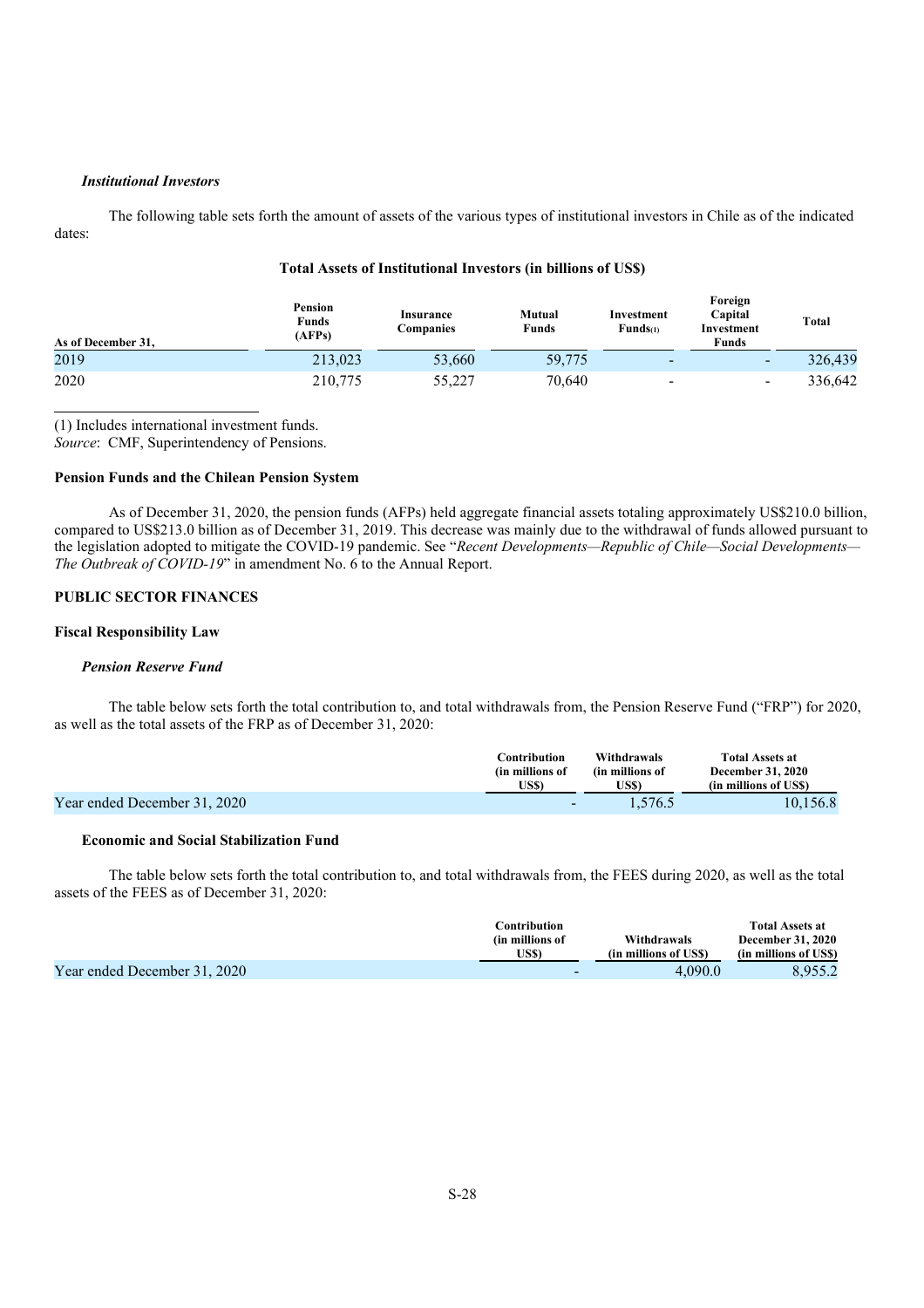***Institutional Investors***

The following table sets forth the amount of assets of the various types of institutional investors in Chile as of the indicated dates:

**Total Assets of Institutional Investors (in billions of US$)**

| As of December 31, | Pension Funds (AFPs) | Insurance Companies | Mutual Funds | Investment Funds(1) | Foreign Capital Investment Funds | Total |
|---|---|---|---|---|---|---|
| 2019 | 213,023 | 53,660 | 59,775 | - | - | 326,439 |
| 2020 | 210,775 | 55,227 | 70,640 | - | - | 336,642 |

(1) Includes international investment funds.

*Source*: CMF, Superintendency of Pensions.

**Pension Funds and the Chilean Pension System**

As of December 31, 2020, the pension funds (AFPs) held aggregate financial assets totaling approximately US$210.0 billion, compared to US$213.0 billion as of December 31, 2019. This decrease was mainly due to the withdrawal of funds allowed pursuant to the legislation adopted to mitigate the COVID-19 pandemic. See "*Recent Developments—Republic of Chile—Social Developments—The Outbreak of COVID-19*" in amendment No. 6 to the Annual Report.

**PUBLIC SECTOR FINANCES**

**Fiscal Responsibility Law**

***Pension Reserve Fund***

The table below sets forth the total contribution to, and total withdrawals from, the Pension Reserve Fund ("FRP") for 2020, as well as the total assets of the FRP as of December 31, 2020:

| | Contribution (in millions of US$) | Withdrawals (in millions of US$) | Total Assets at December 31, 2020 (in millions of US$) |
|---|---|---|---|
| Year ended December 31, 2020 | - | 1,576.5 | 10,156.8 |

**Economic and Social Stabilization Fund**

The table below sets forth the total contribution to, and total withdrawals from, the FEES during 2020, as well as the total assets of the FEES as of December 31, 2020:

| | Contribution (in millions of US$) | Withdrawals (in millions of US$) | Total Assets at December 31, 2020 (in millions of US$) |
|---|---|---|---|
| Year ended December 31, 2020 | - | 4,090.0 | 8,955.2 |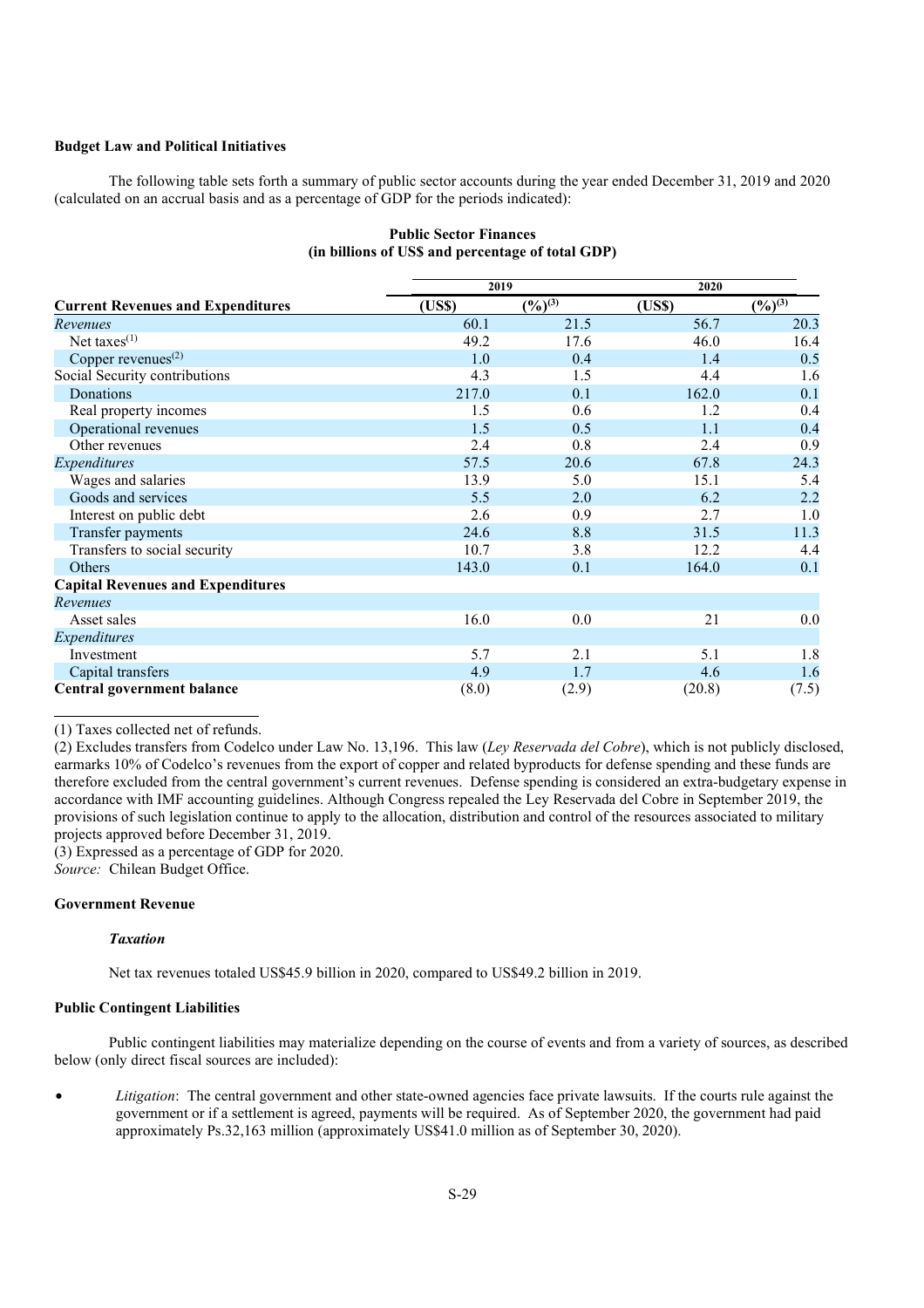**Budget Law and Political Initiatives**

The following table sets forth a summary of public sector accounts during the year ended December 31, 2019 and 2020 (calculated on an accrual basis and as a percentage of GDP for the periods indicated):

**Public Sector Finances**
**(in billions of US$ and percentage of total GDP)**

| | 2019 | | 2020 | |
|---|---|---|---|---|
| **Current Revenues and Expenditures** | **(US$)** | **(%)[(3)]** | **(US$)** | **(%)[(3)]** |
| *Revenues* | 60.1 | 21.5 | 56.7 | 20.3 |
| Net taxes[(1)] | 49.2 | 17.6 | 46.0 | 16.4 |
| Copper revenues[(2)] | 1.0 | 0.4 | 1.4 | 0.5 |
| Social Security contributions | 4.3 | 1.5 | 4.4 | 1.6 |
| Donations | 217.0 | 0.1 | 162.0 | 0.1 |
| Real property incomes | 1.5 | 0.6 | 1.2 | 0.4 |
| Operational revenues | 1.5 | 0.5 | 1.1 | 0.4 |
| Other revenues | 2.4 | 0.8 | 2.4 | 0.9 |
| *Expenditures* | 57.5 | 20.6 | 67.8 | 24.3 |
| Wages and salaries | 13.9 | 5.0 | 15.1 | 5.4 |
| Goods and services | 5.5 | 2.0 | 6.2 | 2.2 |
| Interest on public debt | 2.6 | 0.9 | 2.7 | 1.0 |
| Transfer payments | 24.6 | 8.8 | 31.5 | 11.3 |
| Transfers to social security | 10.7 | 3.8 | 12.2 | 4.4 |
| Others | 143.0 | 0.1 | 164.0 | 0.1 |
| **Capital Revenues and Expenditures** | | | | |
| *Revenues* | | | | |
| Asset sales | 16.0 | 0.0 | 21 | 0.0 |
| *Expenditures* | | | | |
| Investment | 5.7 | 2.1 | 5.1 | 1.8 |
| Capital transfers | 4.9 | 1.7 | 4.6 | 1.6 |
| **Central government balance** | (8.0) | (2.9) | (20.8) | (7.5) |

(1) Taxes collected net of refunds.

(2) Excludes transfers from Codelco under Law No. 13,196. This law (*Ley Reservada del Cobre*), which is not publicly disclosed, earmarks 10% of Codelco's revenues from the export of copper and related byproducts for defense spending and these funds are therefore excluded from the central government's current revenues. Defense spending is considered an extra-budgetary expense in accordance with IMF accounting guidelines. Although Congress repealed the Ley Reservada del Cobre in September 2019, the provisions of such legislation continue to apply to the allocation, distribution and control of the resources associated to military projects approved before December 31, 2019.

(3) Expressed as a percentage of GDP for 2020.

*Source:* Chilean Budget Office.

**Government Revenue**

***Taxation***

Net tax revenues totaled US$45.9 billion in 2020, compared to US$49.2 billion in 2019.

**Public Contingent Liabilities**

Public contingent liabilities may materialize depending on the course of events and from a variety of sources, as described below (only direct fiscal sources are included):

- *Litigation*: The central government and other state-owned agencies face private lawsuits. If the courts rule against the government or if a settlement is agreed, payments will be required. As of September 2020, the government had paid approximately Ps.32,163 million (approximately US$41.0 million as of September 30, 2020).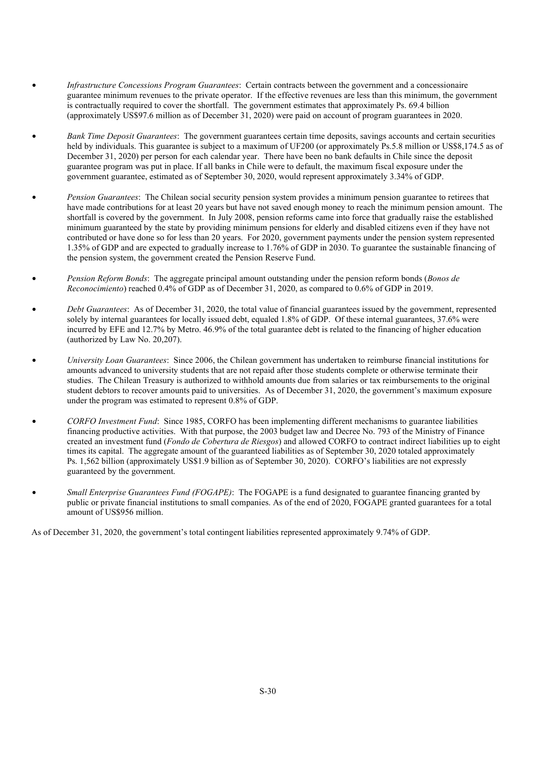- *Infrastructure Concessions Program Guarantees*: Certain contracts between the government and a concessionaire guarantee minimum revenues to the private operator. If the effective revenues are less than this minimum, the government is contractually required to cover the shortfall. The government estimates that approximately Ps. 69.4 billion (approximately US$97.6 million as of December 31, 2020) were paid on account of program guarantees in 2020.

- *Bank Time Deposit Guarantees*: The government guarantees certain time deposits, savings accounts and certain securities held by individuals. This guarantee is subject to a maximum of UF200 (or approximately Ps.5.8 million or US$8,174.5 as of December 31, 2020) per person for each calendar year. There have been no bank defaults in Chile since the deposit guarantee program was put in place. If all banks in Chile were to default, the maximum fiscal exposure under the government guarantee, estimated as of September 30, 2020, would represent approximately 3.34% of GDP.

- *Pension Guarantees*: The Chilean social security pension system provides a minimum pension guarantee to retirees that have made contributions for at least 20 years but have not saved enough money to reach the minimum pension amount. The shortfall is covered by the government. In July 2008, pension reforms came into force that gradually raise the established minimum guaranteed by the state by providing minimum pensions for elderly and disabled citizens even if they have not contributed or have done so for less than 20 years. For 2020, government payments under the pension system represented 1.35% of GDP and are expected to gradually increase to 1.76% of GDP in 2030. To guarantee the sustainable financing of the pension system, the government created the Pension Reserve Fund.

- *Pension Reform Bonds*: The aggregate principal amount outstanding under the pension reform bonds (*Bonos de Reconocimiento*) reached 0.4% of GDP as of December 31, 2020, as compared to 0.6% of GDP in 2019.

- *Debt Guarantees*: As of December 31, 2020, the total value of financial guarantees issued by the government, represented solely by internal guarantees for locally issued debt, equaled 1.8% of GDP. Of these internal guarantees, 37.6% were incurred by EFE and 12.7% by Metro. 46.9% of the total guarantee debt is related to the financing of higher education (authorized by Law No. 20,207).

- *University Loan Guarantees*: Since 2006, the Chilean government has undertaken to reimburse financial institutions for amounts advanced to university students that are not repaid after those students complete or otherwise terminate their studies. The Chilean Treasury is authorized to withhold amounts due from salaries or tax reimbursements to the original student debtors to recover amounts paid to universities. As of December 31, 2020, the government's maximum exposure under the program was estimated to represent 0.8% of GDP.

- *CORFO Investment Fund*: Since 1985, CORFO has been implementing different mechanisms to guarantee liabilities financing productive activities. With that purpose, the 2003 budget law and Decree No. 793 of the Ministry of Finance created an investment fund (*Fondo de Cobertura de Riesgos*) and allowed CORFO to contract indirect liabilities up to eight times its capital. The aggregate amount of the guaranteed liabilities as of September 30, 2020 totaled approximately Ps. 1,562 billion (approximately US$1.9 billion as of September 30, 2020). CORFO's liabilities are not expressly guaranteed by the government.

- *Small Enterprise Guarantees Fund (FOGAPE)*: The FOGAPE is a fund designated to guarantee financing granted by public or private financial institutions to small companies. As of the end of 2020, FOGAPE granted guarantees for a total amount of US$956 million.

As of December 31, 2020, the government's total contingent liabilities represented approximately 9.74% of GDP.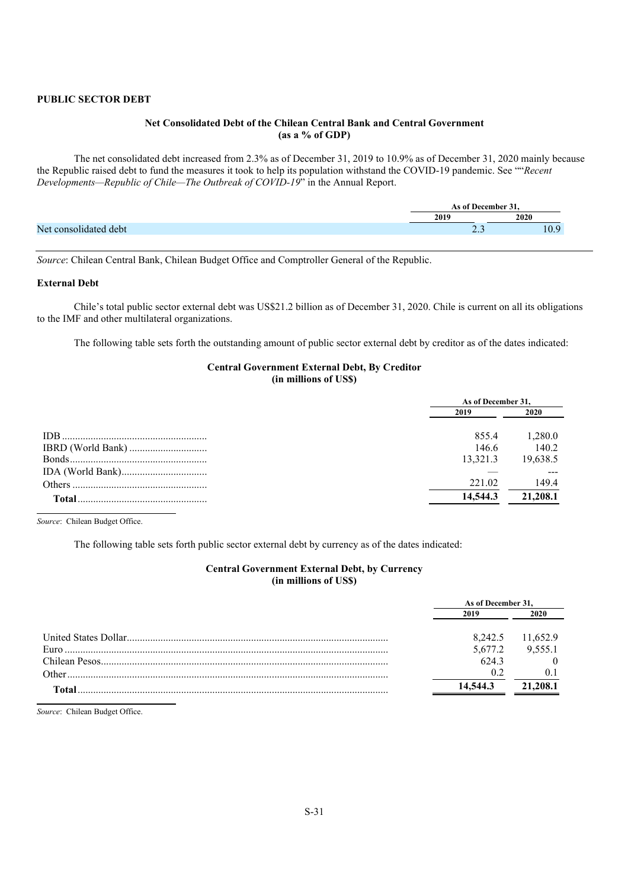## PUBLIC SECTOR DEBT

**Net Consolidated Debt of the Chilean Central Bank and Central Government**
**(as a % of GDP)**

The net consolidated debt increased from 2.3% as of December 31, 2019 to 10.9% as of December 31, 2020 mainly because the Republic raised debt to fund the measures it took to help its population withstand the COVID-19 pandemic. See ""*Recent Developments—Republic of Chile—The Outbreak of COVID-19*" in the Annual Report.

| | As of December 31, | |
|---|---|---|
| | 2019 | 2020 |
| Net consolidated debt | 2.3 | 10.9 |

*Source*: Chilean Central Bank, Chilean Budget Office and Comptroller General of the Republic.

### External Debt

Chile's total public sector external debt was US$21.2 billion as of December 31, 2020. Chile is current on all its obligations to the IMF and other multilateral organizations.

The following table sets forth the outstanding amount of public sector external debt by creditor as of the dates indicated:

**Central Government External Debt, By Creditor**
**(in millions of US$)**

| | As of December 31, | |
|---|---|---|
| | 2019 | 2020 |
| IDB | 855.4 | 1,280.0 |
| IBRD (World Bank) | 146.6 | 140.2 |
| Bonds | 13,321.3 | 19,638.5 |
| IDA (World Bank) | — | --- |
| Others | 221.02 | 149.4 |
| **Total** | **14,544.3** | **21,208.1** |

*Source*: Chilean Budget Office.

The following table sets forth public sector external debt by currency as of the dates indicated:

**Central Government External Debt, by Currency**
**(in millions of US$)**

| | As of December 31, | |
|---|---|---|
| | 2019 | 2020 |
| United States Dollar | 8,242.5 | 11,652.9 |
| Euro | 5,677.2 | 9,555.1 |
| Chilean Pesos | 624.3 | 0 |
| Other | 0.2 | 0.1 |
| **Total** | **14,544.3** | **21,208.1** |

*Source*: Chilean Budget Office.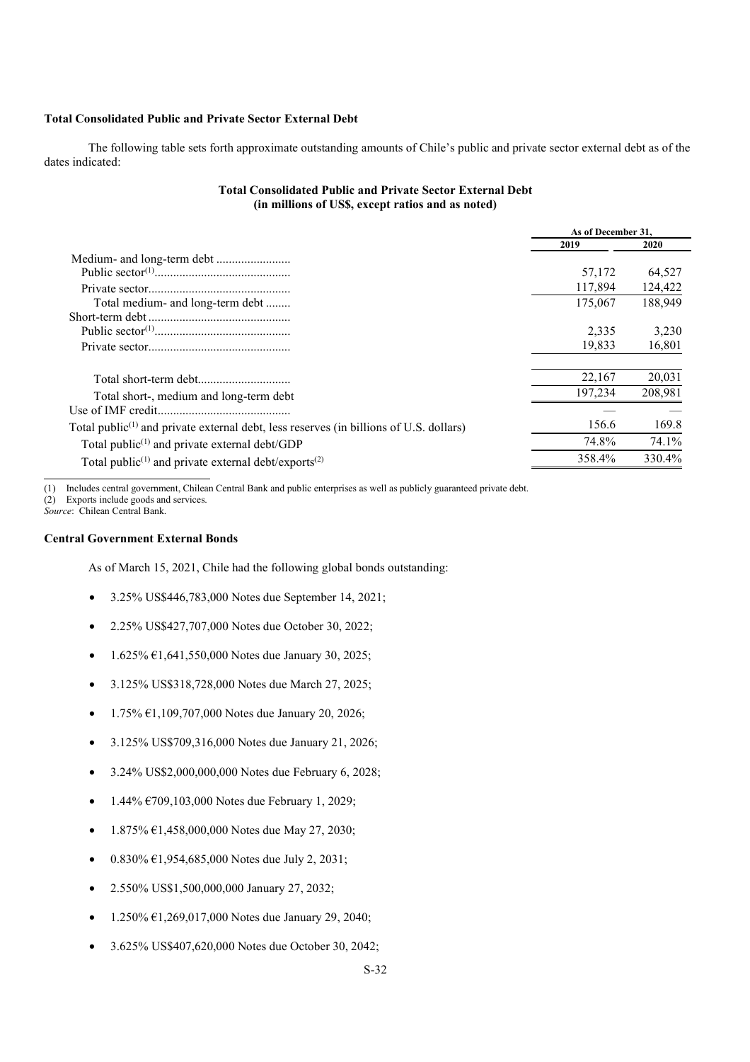### Total Consolidated Public and Private Sector External Debt

The following table sets forth approximate outstanding amounts of Chile's public and private sector external debt as of the dates indicated:

**Total Consolidated Public and Private Sector External Debt**
**(in millions of US$, except ratios and as noted)**

| | As of December 31, | |
|---|---|---|
| | 2019 | 2020 |
| Medium- and long-term debt | | |
| Public sector[(1)] | 57,172 | 64,527 |
| Private sector | 117,894 | 124,422 |
| Total medium- and long-term debt | 175,067 | 188,949 |
| Short-term debt | | |
| Public sector[(1)] | 2,335 | 3,230 |
| Private sector | 19,833 | 16,801 |
| Total short-term debt | 22,167 | 20,031 |
| Total short-, medium and long-term debt | 197,234 | 208,981 |
| Use of IMF credit | — | — |
| Total public[(1)] and private external debt, less reserves (in billions of U.S. dollars) | 156.6 | 169.8 |
| Total public[(1)] and private external debt/GDP | 74.8% | 74.1% |
| Total public[(1)] and private external debt/exports[(2)] | 358.4% | 330.4% |

(1) Includes central government, Chilean Central Bank and public enterprises as well as publicly guaranteed private debt.
(2) Exports include goods and services.
*Source*: Chilean Central Bank.

### Central Government External Bonds

As of March 15, 2021, Chile had the following global bonds outstanding:

- 3.25% US$446,783,000 Notes due September 14, 2021;
- 2.25% US$427,707,000 Notes due October 30, 2022;
- 1.625% €1,641,550,000 Notes due January 30, 2025;
- 3.125% US$318,728,000 Notes due March 27, 2025;
- 1.75% €1,109,707,000 Notes due January 20, 2026;
- 3.125% US$709,316,000 Notes due January 21, 2026;
- 3.24% US$2,000,000,000 Notes due February 6, 2028;
- 1.44% €709,103,000 Notes due February 1, 2029;
- 1.875% €1,458,000,000 Notes due May 27, 2030;
- 0.830% €1,954,685,000 Notes due July 2, 2031;
- 2.550% US$1,500,000,000 January 27, 2032;
- 1.250% €1,269,017,000 Notes due January 29, 2040;
- 3.625% US$407,620,000 Notes due October 30, 2042;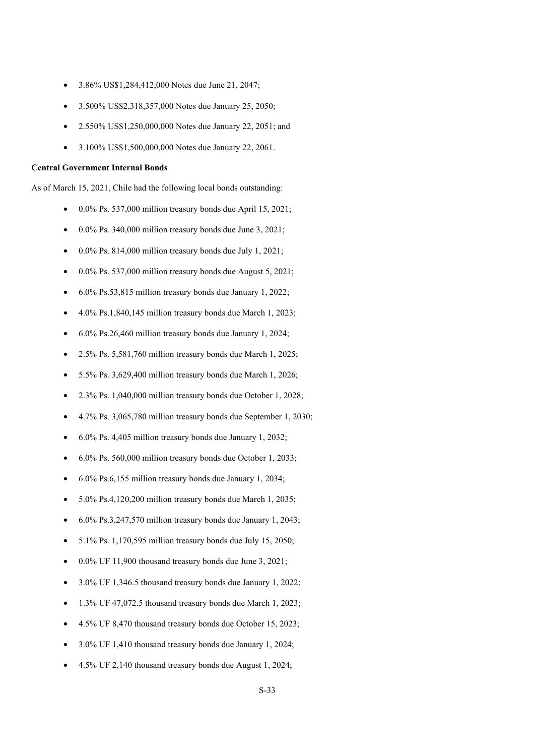- 3.86% US$1,284,412,000 Notes due June 21, 2047;
- 3.500% US$2,318,357,000 Notes due January 25, 2050;
- 2.550% US$1,250,000,000 Notes due January 22, 2051; and
- 3.100% US$1,500,000,000 Notes due January 22, 2061.

**Central Government Internal Bonds**

As of March 15, 2021, Chile had the following local bonds outstanding:

- 0.0% Ps. 537,000 million treasury bonds due April 15, 2021;
- 0.0% Ps. 340,000 million treasury bonds due June 3, 2021;
- 0.0% Ps. 814,000 million treasury bonds due July 1, 2021;
- 0.0% Ps. 537,000 million treasury bonds due August 5, 2021;
- 6.0% Ps.53,815 million treasury bonds due January 1, 2022;
- 4.0% Ps.1,840,145 million treasury bonds due March 1, 2023;
- 6.0% Ps.26,460 million treasury bonds due January 1, 2024;
- 2.5% Ps. 5,581,760 million treasury bonds due March 1, 2025;
- 5.5% Ps. 3,629,400 million treasury bonds due March 1, 2026;
- 2.3% Ps. 1,040,000 million treasury bonds due October 1, 2028;
- 4.7% Ps. 3,065,780 million treasury bonds due September 1, 2030;
- 6.0% Ps. 4,405 million treasury bonds due January 1, 2032;
- 6.0% Ps. 560,000 million treasury bonds due October 1, 2033;
- 6.0% Ps.6,155 million treasury bonds due January 1, 2034;
- 5.0% Ps.4,120,200 million treasury bonds due March 1, 2035;
- 6.0% Ps.3,247,570 million treasury bonds due January 1, 2043;
- 5.1% Ps. 1,170,595 million treasury bonds due July 15, 2050;
- 0.0% UF 11,900 thousand treasury bonds due June 3, 2021;
- 3.0% UF 1,346.5 thousand treasury bonds due January 1, 2022;
- 1.3% UF 47,072.5 thousand treasury bonds due March 1, 2023;
- 4.5% UF 8,470 thousand treasury bonds due October 15, 2023;
- 3.0% UF 1,410 thousand treasury bonds due January 1, 2024;
- 4.5% UF 2,140 thousand treasury bonds due August 1, 2024;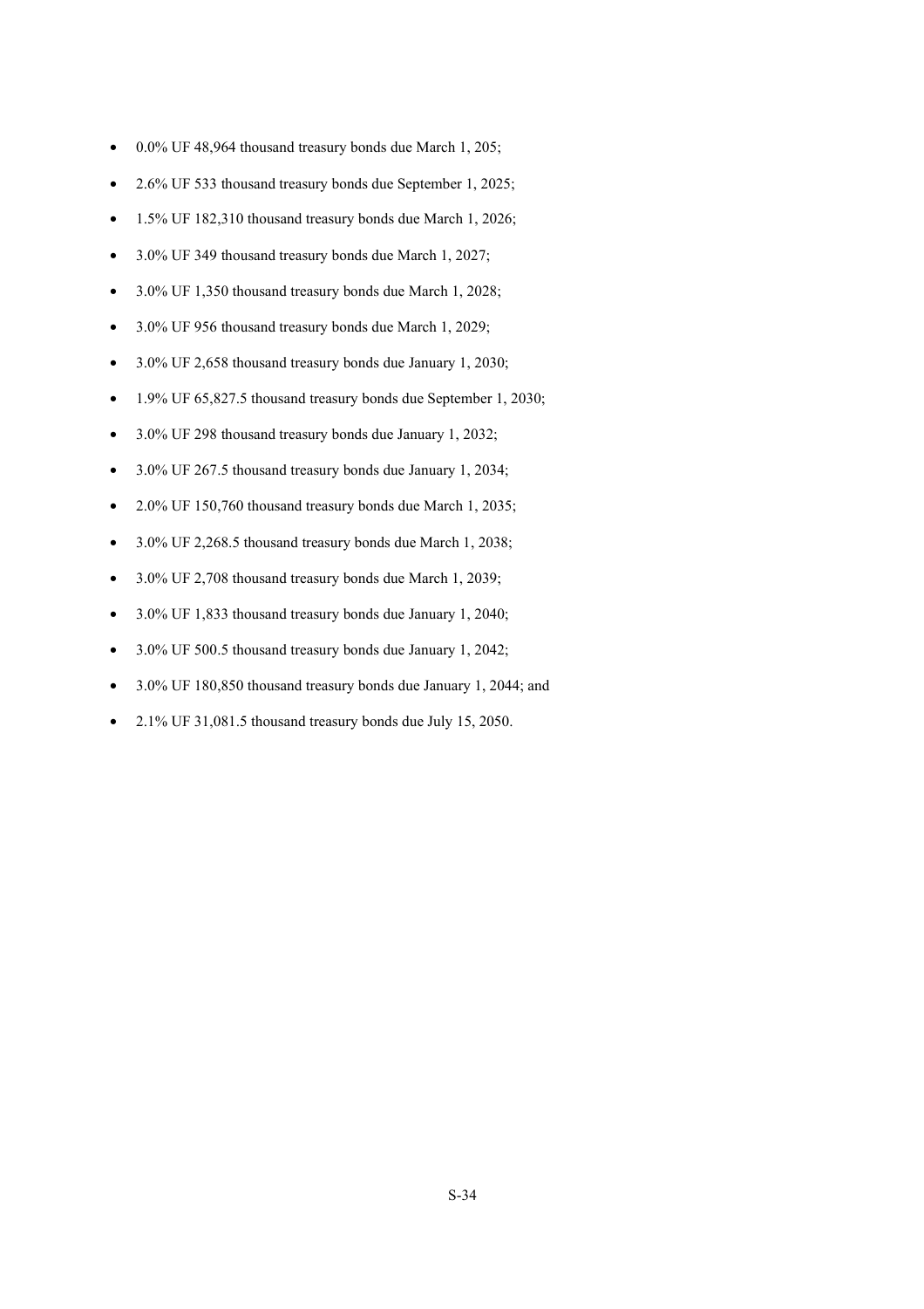- 0.0% UF 48,964 thousand treasury bonds due March 1, 205;
- 2.6% UF 533 thousand treasury bonds due September 1, 2025;
- 1.5% UF 182,310 thousand treasury bonds due March 1, 2026;
- 3.0% UF 349 thousand treasury bonds due March 1, 2027;
- 3.0% UF 1,350 thousand treasury bonds due March 1, 2028;
- 3.0% UF 956 thousand treasury bonds due March 1, 2029;
- 3.0% UF 2,658 thousand treasury bonds due January 1, 2030;
- 1.9% UF 65,827.5 thousand treasury bonds due September 1, 2030;
- 3.0% UF 298 thousand treasury bonds due January 1, 2032;
- 3.0% UF 267.5 thousand treasury bonds due January 1, 2034;
- 2.0% UF 150,760 thousand treasury bonds due March 1, 2035;
- 3.0% UF 2,268.5 thousand treasury bonds due March 1, 2038;
- 3.0% UF 2,708 thousand treasury bonds due March 1, 2039;
- 3.0% UF 1,833 thousand treasury bonds due January 1, 2040;
- 3.0% UF 500.5 thousand treasury bonds due January 1, 2042;
- 3.0% UF 180,850 thousand treasury bonds due January 1, 2044; and
- 2.1% UF 31,081.5 thousand treasury bonds due July 15, 2050.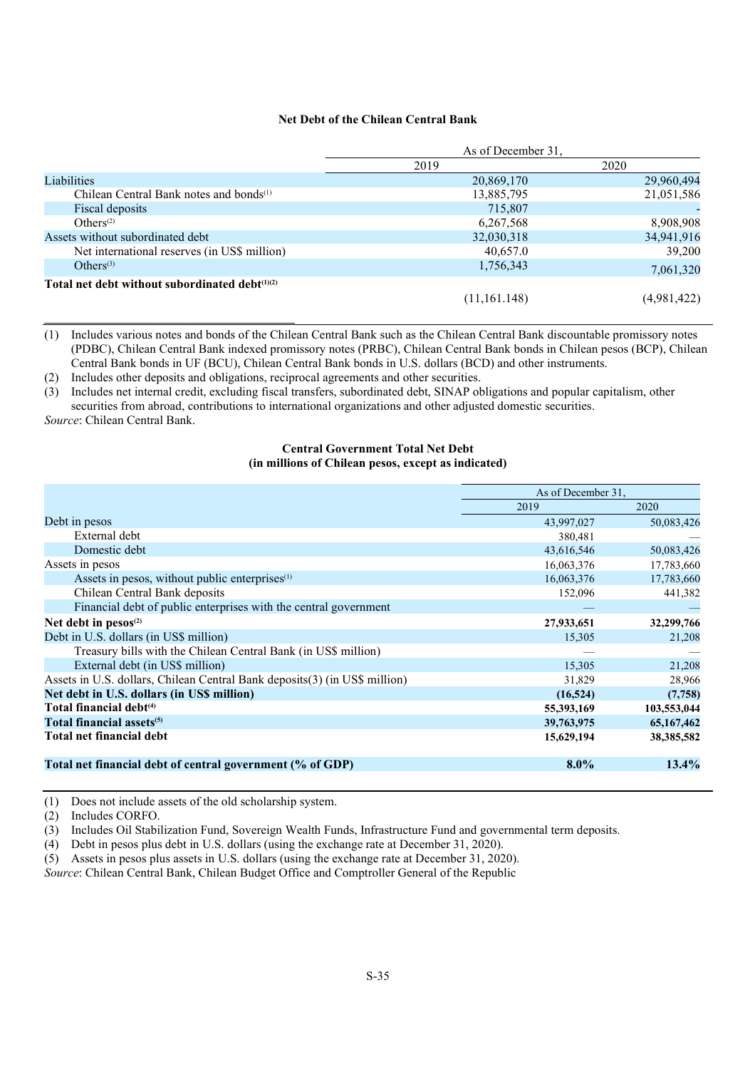**Net Debt of the Chilean Central Bank**

| | As of December 31, | |
|---|---|---|
| | 2019 | 2020 |
| Liabilities | 20,869,170 | 29,960,494 |
| Chilean Central Bank notes and bonds[(1)] | 13,885,795 | 21,051,586 |
| Fiscal deposits | 715,807 | - |
| Others[(2)] | 6,267,568 | 8,908,908 |
| Assets without subordinated debt | 32,030,318 | 34,941,916 |
| Net international reserves (in US$ million) | 40,657.0 | 39,200 |
| Others[(3)] | 1,756,343 | 7,061,320 |
| **Total net debt without subordinated debt[(1)(2)]** | (11,161.148) | (4,981,422) |

(1) Includes various notes and bonds of the Chilean Central Bank such as the Chilean Central Bank discountable promissory notes (PDBC), Chilean Central Bank indexed promissory notes (PRBC), Chilean Central Bank bonds in Chilean pesos (BCP), Chilean Central Bank bonds in UF (BCU), Chilean Central Bank bonds in U.S. dollars (BCD) and other instruments.
(2) Includes other deposits and obligations, reciprocal agreements and other securities.
(3) Includes net internal credit, excluding fiscal transfers, subordinated debt, SINAP obligations and popular capitalism, other securities from abroad, contributions to international organizations and other adjusted domestic securities.

*Source*: Chilean Central Bank.

**Central Government Total Net Debt**
**(in millions of Chilean pesos, except as indicated)**

| | As of December 31, | |
|---|---|---|
| | 2019 | 2020 |
| Debt in pesos | 43,997,027 | 50,083,426 |
| External debt | 380,481 | — |
| Domestic debt | 43,616,546 | 50,083,426 |
| Assets in pesos | 16,063,376 | 17,783,660 |
| Assets in pesos, without public enterprises[(1)] | 16,063,376 | 17,783,660 |
| Chilean Central Bank deposits | 152,096 | 441,382 |
| Financial debt of public enterprises with the central government | — | — |
| **Net debt in pesos[(2)]** | **27,933,651** | **32,299,766** |
| Debt in U.S. dollars (in US$ million) | 15,305 | 21,208 |
| Treasury bills with the Chilean Central Bank (in US$ million) | — | — |
| External debt (in US$ million) | 15,305 | 21,208 |
| Assets in U.S. dollars, Chilean Central Bank deposits(3) (in US$ million) | 31,829 | 28,966 |
| **Net debt in U.S. dollars (in US$ million)** | **(16,524)** | **(7,758)** |
| **Total financial debt[(4)]** | **55,393,169** | **103,553,044** |
| **Total financial assets[(5)]** | **39,763,975** | **65,167,462** |
| **Total net financial debt** | **15,629,194** | **38,385,582** |
| **Total net financial debt of central government (% of GDP)** | **8.0%** | **13.4%** |

(1) Does not include assets of the old scholarship system.
(2) Includes CORFO.
(3) Includes Oil Stabilization Fund, Sovereign Wealth Funds, Infrastructure Fund and governmental term deposits.
(4) Debt in pesos plus debt in U.S. dollars (using the exchange rate at December 31, 2020).
(5) Assets in pesos plus assets in U.S. dollars (using the exchange rate at December 31, 2020).

*Source*: Chilean Central Bank, Chilean Budget Office and Comptroller General of the Republic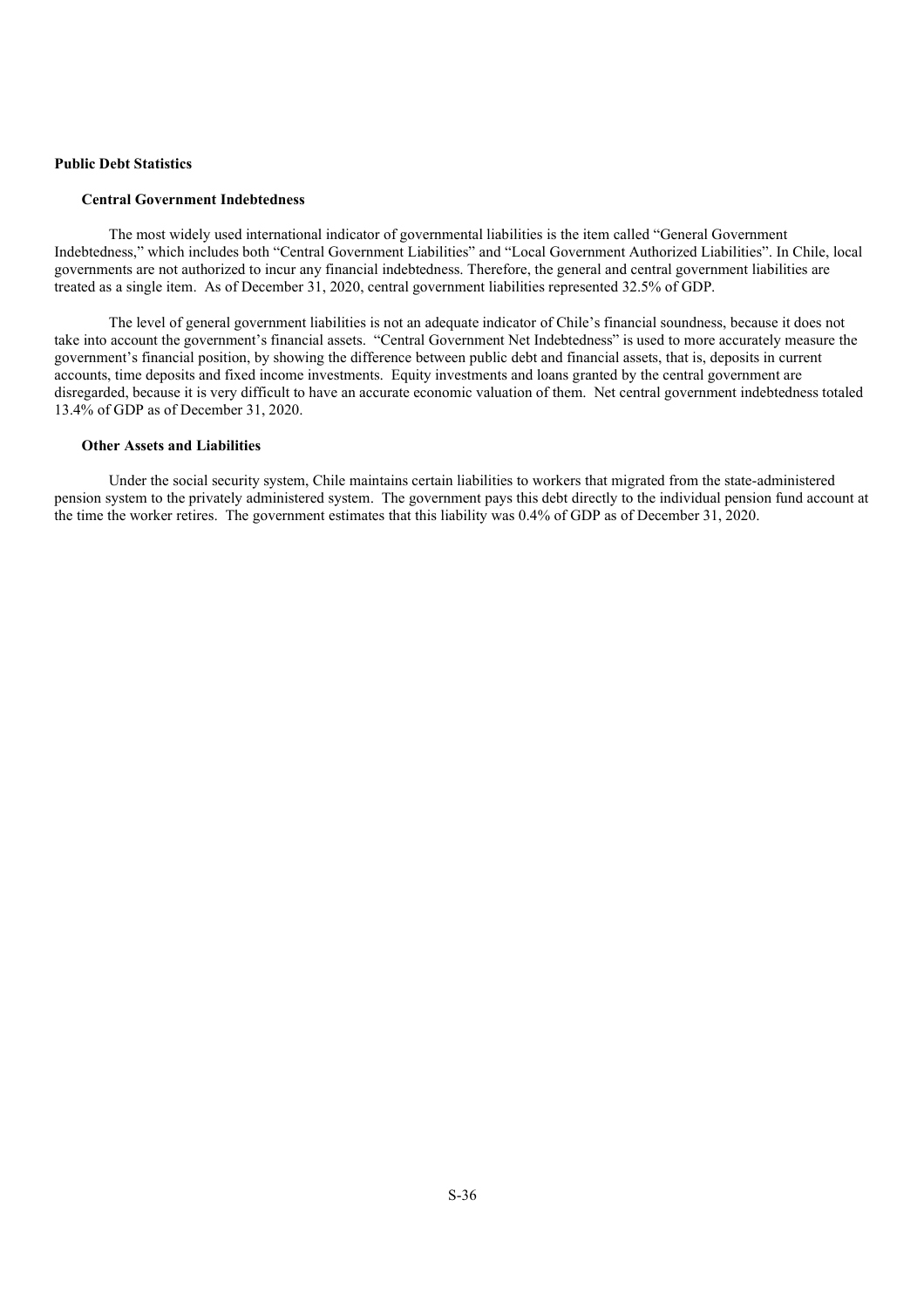## Public Debt Statistics

### Central Government Indebtedness

The most widely used international indicator of governmental liabilities is the item called "General Government Indebtedness," which includes both "Central Government Liabilities" and "Local Government Authorized Liabilities". In Chile, local governments are not authorized to incur any financial indebtedness. Therefore, the general and central government liabilities are treated as a single item. As of December 31, 2020, central government liabilities represented 32.5% of GDP.

The level of general government liabilities is not an adequate indicator of Chile's financial soundness, because it does not take into account the government's financial assets. "Central Government Net Indebtedness" is used to more accurately measure the government's financial position, by showing the difference between public debt and financial assets, that is, deposits in current accounts, time deposits and fixed income investments. Equity investments and loans granted by the central government are disregarded, because it is very difficult to have an accurate economic valuation of them. Net central government indebtedness totaled 13.4% of GDP as of December 31, 2020.

### Other Assets and Liabilities

Under the social security system, Chile maintains certain liabilities to workers that migrated from the state-administered pension system to the privately administered system. The government pays this debt directly to the individual pension fund account at the time the worker retires. The government estimates that this liability was 0.4% of GDP as of December 31, 2020.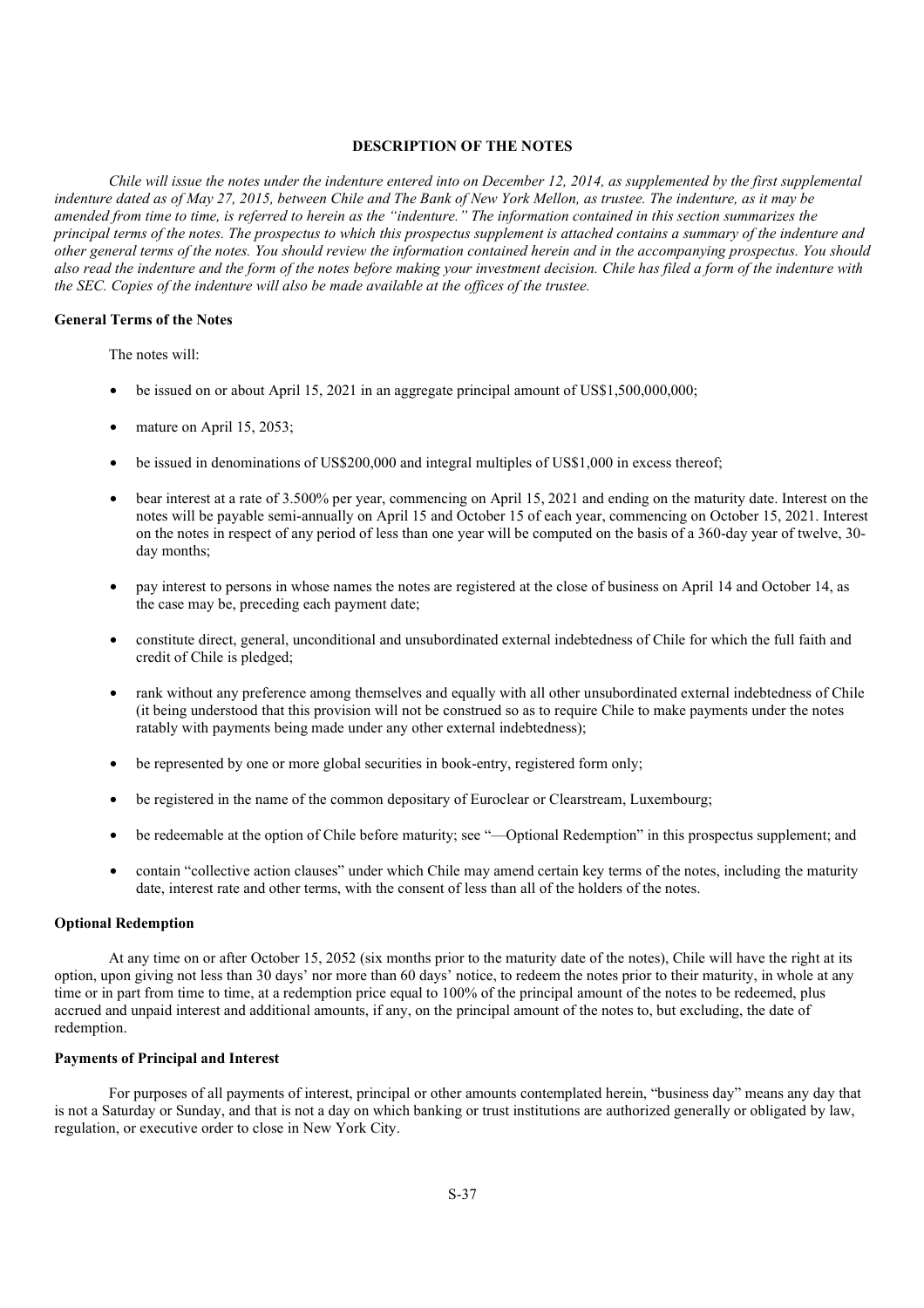## DESCRIPTION OF THE NOTES

*Chile will issue the notes under the indenture entered into on December 12, 2014, as supplemented by the first supplemental indenture dated as of May 27, 2015, between Chile and The Bank of New York Mellon, as trustee. The indenture, as it may be amended from time to time, is referred to herein as the "indenture." The information contained in this section summarizes the principal terms of the notes. The prospectus to which this prospectus supplement is attached contains a summary of the indenture and other general terms of the notes. You should review the information contained herein and in the accompanying prospectus. You should also read the indenture and the form of the notes before making your investment decision. Chile has filed a form of the indenture with the SEC. Copies of the indenture will also be made available at the offices of the trustee.*

### General Terms of the Notes

The notes will:

- be issued on or about April 15, 2021 in an aggregate principal amount of US$1,500,000,000;
- mature on April 15, 2053;
- be issued in denominations of US$200,000 and integral multiples of US$1,000 in excess thereof;
- bear interest at a rate of 3.500% per year, commencing on April 15, 2021 and ending on the maturity date. Interest on the notes will be payable semi-annually on April 15 and October 15 of each year, commencing on October 15, 2021. Interest on the notes in respect of any period of less than one year will be computed on the basis of a 360-day year of twelve, 30-day months;
- pay interest to persons in whose names the notes are registered at the close of business on April 14 and October 14, as the case may be, preceding each payment date;
- constitute direct, general, unconditional and unsubordinated external indebtedness of Chile for which the full faith and credit of Chile is pledged;
- rank without any preference among themselves and equally with all other unsubordinated external indebtedness of Chile (it being understood that this provision will not be construed so as to require Chile to make payments under the notes ratably with payments being made under any other external indebtedness);
- be represented by one or more global securities in book-entry, registered form only;
- be registered in the name of the common depositary of Euroclear or Clearstream, Luxembourg;
- be redeemable at the option of Chile before maturity; see "—Optional Redemption" in this prospectus supplement; and
- contain "collective action clauses" under which Chile may amend certain key terms of the notes, including the maturity date, interest rate and other terms, with the consent of less than all of the holders of the notes.

### Optional Redemption

At any time on or after October 15, 2052 (six months prior to the maturity date of the notes), Chile will have the right at its option, upon giving not less than 30 days' nor more than 60 days' notice, to redeem the notes prior to their maturity, in whole at any time or in part from time to time, at a redemption price equal to 100% of the principal amount of the notes to be redeemed, plus accrued and unpaid interest and additional amounts, if any, on the principal amount of the notes to, but excluding, the date of redemption.

### Payments of Principal and Interest

For purposes of all payments of interest, principal or other amounts contemplated herein, "business day" means any day that is not a Saturday or Sunday, and that is not a day on which banking or trust institutions are authorized generally or obligated by law, regulation, or executive order to close in New York City.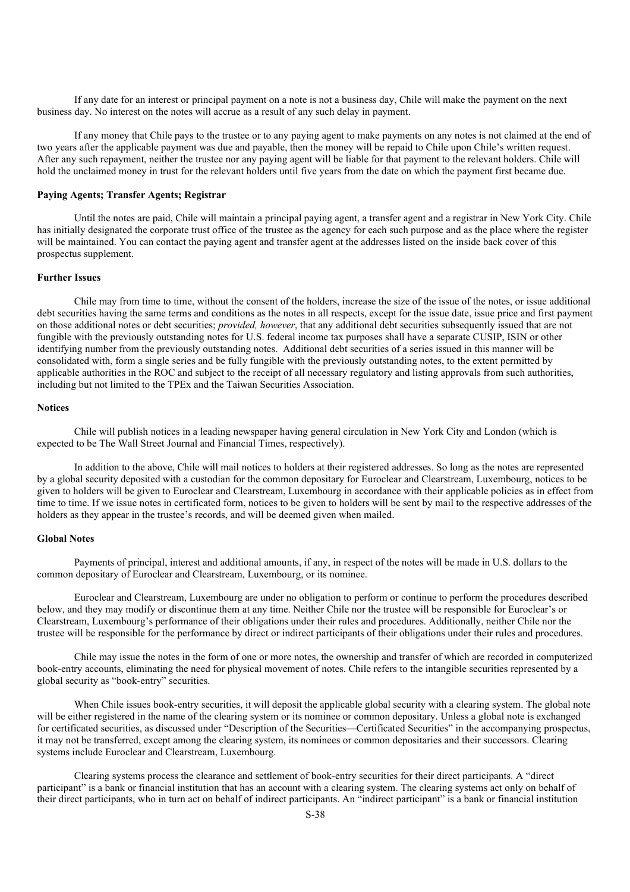If any date for an interest or principal payment on a note is not a business day, Chile will make the payment on the next business day. No interest on the notes will accrue as a result of any such delay in payment.

If any money that Chile pays to the trustee or to any paying agent to make payments on any notes is not claimed at the end of two years after the applicable payment was due and payable, then the money will be repaid to Chile upon Chile's written request. After any such repayment, neither the trustee nor any paying agent will be liable for that payment to the relevant holders. Chile will hold the unclaimed money in trust for the relevant holders until five years from the date on which the payment first became due.

### Paying Agents; Transfer Agents; Registrar

Until the notes are paid, Chile will maintain a principal paying agent, a transfer agent and a registrar in New York City. Chile has initially designated the corporate trust office of the trustee as the agency for each such purpose and as the place where the register will be maintained. You can contact the paying agent and transfer agent at the addresses listed on the inside back cover of this prospectus supplement.

### Further Issues

Chile may from time to time, without the consent of the holders, increase the size of the issue of the notes, or issue additional debt securities having the same terms and conditions as the notes in all respects, except for the issue date, issue price and first payment on those additional notes or debt securities; *provided, however*, that any additional debt securities subsequently issued that are not fungible with the previously outstanding notes for U.S. federal income tax purposes shall have a separate CUSIP, ISIN or other identifying number from the previously outstanding notes. Additional debt securities of a series issued in this manner will be consolidated with, form a single series and be fully fungible with the previously outstanding notes, to the extent permitted by applicable authorities in the ROC and subject to the receipt of all necessary regulatory and listing approvals from such authorities, including but not limited to the TPEx and the Taiwan Securities Association.

### Notices

Chile will publish notices in a leading newspaper having general circulation in New York City and London (which is expected to be The Wall Street Journal and Financial Times, respectively).

In addition to the above, Chile will mail notices to holders at their registered addresses. So long as the notes are represented by a global security deposited with a custodian for the common depositary for Euroclear and Clearstream, Luxembourg, notices to be given to holders will be given to Euroclear and Clearstream, Luxembourg in accordance with their applicable policies as in effect from time to time. If we issue notes in certificated form, notices to be given to holders will be sent by mail to the respective addresses of the holders as they appear in the trustee's records, and will be deemed given when mailed.

### Global Notes

Payments of principal, interest and additional amounts, if any, in respect of the notes will be made in U.S. dollars to the common depositary of Euroclear and Clearstream, Luxembourg, or its nominee.

Euroclear and Clearstream, Luxembourg are under no obligation to perform or continue to perform the procedures described below, and they may modify or discontinue them at any time. Neither Chile nor the trustee will be responsible for Euroclear's or Clearstream, Luxembourg's performance of their obligations under their rules and procedures. Additionally, neither Chile nor the trustee will be responsible for the performance by direct or indirect participants of their obligations under their rules and procedures.

Chile may issue the notes in the form of one or more notes, the ownership and transfer of which are recorded in computerized book-entry accounts, eliminating the need for physical movement of notes. Chile refers to the intangible securities represented by a global security as "book-entry" securities.

When Chile issues book-entry securities, it will deposit the applicable global security with a clearing system. The global note will be either registered in the name of the clearing system or its nominee or common depositary. Unless a global note is exchanged for certificated securities, as discussed under "Description of the Securities—Certificated Securities" in the accompanying prospectus, it may not be transferred, except among the clearing system, its nominees or common depositaries and their successors. Clearing systems include Euroclear and Clearstream, Luxembourg.

Clearing systems process the clearance and settlement of book-entry securities for their direct participants. A "direct participant" is a bank or financial institution that has an account with a clearing system. The clearing systems act only on behalf of their direct participants, who in turn act on behalf of indirect participants. An "indirect participant" is a bank or financial institution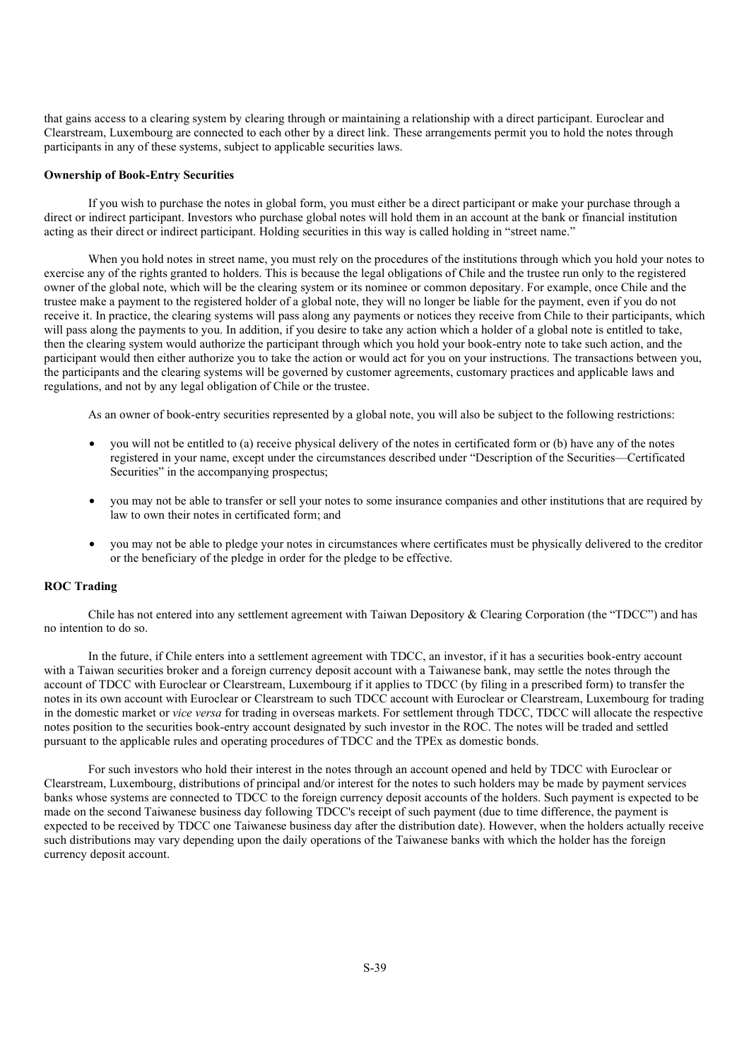that gains access to a clearing system by clearing through or maintaining a relationship with a direct participant. Euroclear and Clearstream, Luxembourg are connected to each other by a direct link. These arrangements permit you to hold the notes through participants in any of these systems, subject to applicable securities laws.

**Ownership of Book-Entry Securities**

If you wish to purchase the notes in global form, you must either be a direct participant or make your purchase through a direct or indirect participant. Investors who purchase global notes will hold them in an account at the bank or financial institution acting as their direct or indirect participant. Holding securities in this way is called holding in "street name."

When you hold notes in street name, you must rely on the procedures of the institutions through which you hold your notes to exercise any of the rights granted to holders. This is because the legal obligations of Chile and the trustee run only to the registered owner of the global note, which will be the clearing system or its nominee or common depositary. For example, once Chile and the trustee make a payment to the registered holder of a global note, they will no longer be liable for the payment, even if you do not receive it. In practice, the clearing systems will pass along any payments or notices they receive from Chile to their participants, which will pass along the payments to you. In addition, if you desire to take any action which a holder of a global note is entitled to take, then the clearing system would authorize the participant through which you hold your book-entry note to take such action, and the participant would then either authorize you to take the action or would act for you on your instructions. The transactions between you, the participants and the clearing systems will be governed by customer agreements, customary practices and applicable laws and regulations, and not by any legal obligation of Chile or the trustee.

As an owner of book-entry securities represented by a global note, you will also be subject to the following restrictions:

- you will not be entitled to (a) receive physical delivery of the notes in certificated form or (b) have any of the notes registered in your name, except under the circumstances described under "Description of the Securities—Certificated Securities" in the accompanying prospectus;
- you may not be able to transfer or sell your notes to some insurance companies and other institutions that are required by law to own their notes in certificated form; and
- you may not be able to pledge your notes in circumstances where certificates must be physically delivered to the creditor or the beneficiary of the pledge in order for the pledge to be effective.

**ROC Trading**

Chile has not entered into any settlement agreement with Taiwan Depository & Clearing Corporation (the "TDCC") and has no intention to do so.

In the future, if Chile enters into a settlement agreement with TDCC, an investor, if it has a securities book-entry account with a Taiwan securities broker and a foreign currency deposit account with a Taiwanese bank, may settle the notes through the account of TDCC with Euroclear or Clearstream, Luxembourg if it applies to TDCC (by filing in a prescribed form) to transfer the notes in its own account with Euroclear or Clearstream to such TDCC account with Euroclear or Clearstream, Luxembourg for trading in the domestic market or *vice versa* for trading in overseas markets. For settlement through TDCC, TDCC will allocate the respective notes position to the securities book-entry account designated by such investor in the ROC. The notes will be traded and settled pursuant to the applicable rules and operating procedures of TDCC and the TPEx as domestic bonds.

For such investors who hold their interest in the notes through an account opened and held by TDCC with Euroclear or Clearstream, Luxembourg, distributions of principal and/or interest for the notes to such holders may be made by payment services banks whose systems are connected to TDCC to the foreign currency deposit accounts of the holders. Such payment is expected to be made on the second Taiwanese business day following TDCC's receipt of such payment (due to time difference, the payment is expected to be received by TDCC one Taiwanese business day after the distribution date). However, when the holders actually receive such distributions may vary depending upon the daily operations of the Taiwanese banks with which the holder has the foreign currency deposit account.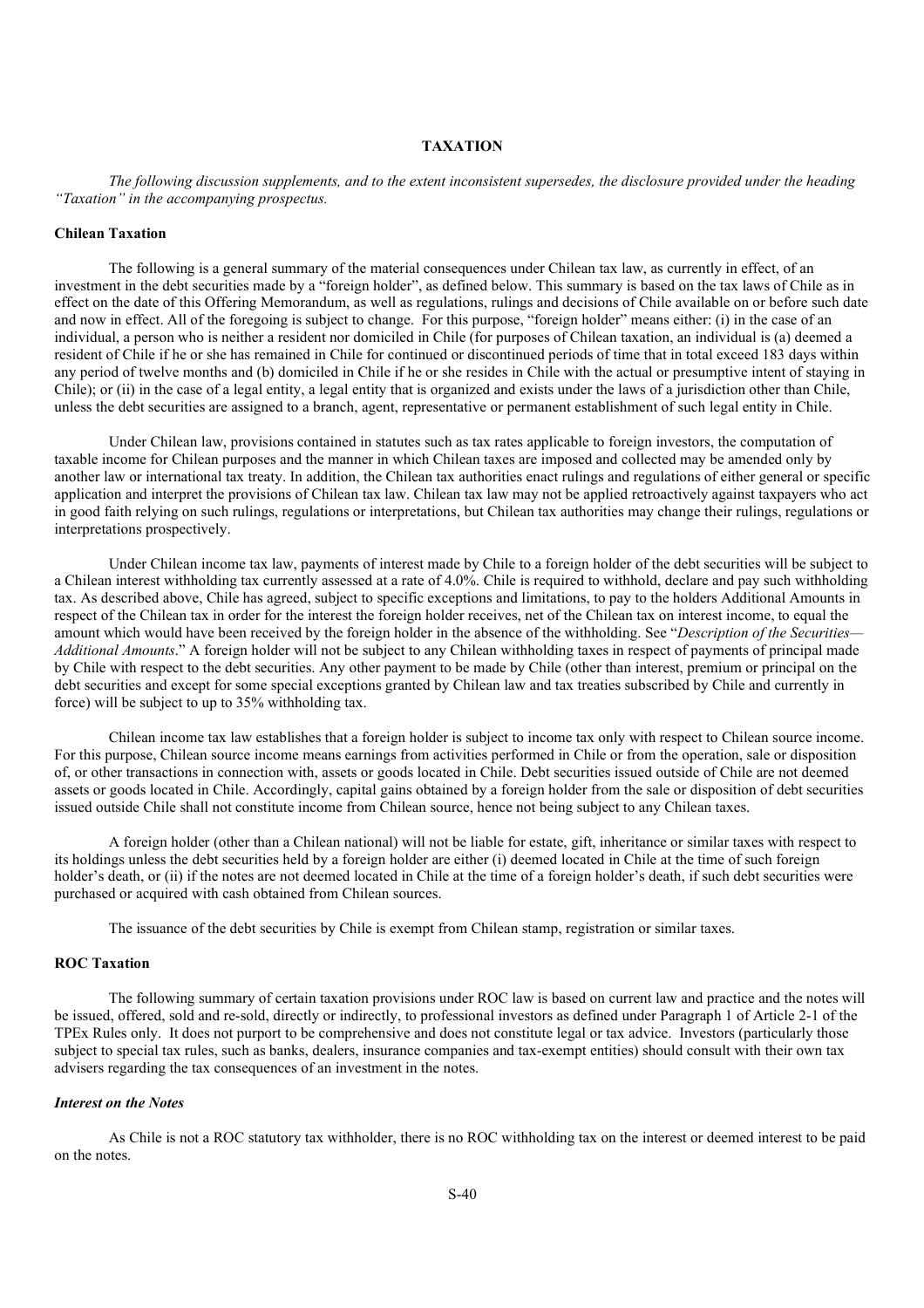## TAXATION

*The following discussion supplements, and to the extent inconsistent supersedes, the disclosure provided under the heading "Taxation" in the accompanying prospectus.*

### Chilean Taxation

The following is a general summary of the material consequences under Chilean tax law, as currently in effect, of an investment in the debt securities made by a "foreign holder", as defined below. This summary is based on the tax laws of Chile as in effect on the date of this Offering Memorandum, as well as regulations, rulings and decisions of Chile available on or before such date and now in effect. All of the foregoing is subject to change. For this purpose, "foreign holder" means either: (i) in the case of an individual, a person who is neither a resident nor domiciled in Chile (for purposes of Chilean taxation, an individual is (a) deemed a resident of Chile if he or she has remained in Chile for continued or discontinued periods of time that in total exceed 183 days within any period of twelve months and (b) domiciled in Chile if he or she resides in Chile with the actual or presumptive intent of staying in Chile); or (ii) in the case of a legal entity, a legal entity that is organized and exists under the laws of a jurisdiction other than Chile, unless the debt securities are assigned to a branch, agent, representative or permanent establishment of such legal entity in Chile.

Under Chilean law, provisions contained in statutes such as tax rates applicable to foreign investors, the computation of taxable income for Chilean purposes and the manner in which Chilean taxes are imposed and collected may be amended only by another law or international tax treaty. In addition, the Chilean tax authorities enact rulings and regulations of either general or specific application and interpret the provisions of Chilean tax law. Chilean tax law may not be applied retroactively against taxpayers who act in good faith relying on such rulings, regulations or interpretations, but Chilean tax authorities may change their rulings, regulations or interpretations prospectively.

Under Chilean income tax law, payments of interest made by Chile to a foreign holder of the debt securities will be subject to a Chilean interest withholding tax currently assessed at a rate of 4.0%. Chile is required to withhold, declare and pay such withholding tax. As described above, Chile has agreed, subject to specific exceptions and limitations, to pay to the holders Additional Amounts in respect of the Chilean tax in order for the interest the foreign holder receives, net of the Chilean tax on interest income, to equal the amount which would have been received by the foreign holder in the absence of the withholding. See "*Description of the Securities—Additional Amounts*." A foreign holder will not be subject to any Chilean withholding taxes in respect of payments of principal made by Chile with respect to the debt securities. Any other payment to be made by Chile (other than interest, premium or principal on the debt securities and except for some special exceptions granted by Chilean law and tax treaties subscribed by Chile and currently in force) will be subject to up to 35% withholding tax.

Chilean income tax law establishes that a foreign holder is subject to income tax only with respect to Chilean source income. For this purpose, Chilean source income means earnings from activities performed in Chile or from the operation, sale or disposition of, or other transactions in connection with, assets or goods located in Chile. Debt securities issued outside of Chile are not deemed assets or goods located in Chile. Accordingly, capital gains obtained by a foreign holder from the sale or disposition of debt securities issued outside Chile shall not constitute income from Chilean source, hence not being subject to any Chilean taxes.

A foreign holder (other than a Chilean national) will not be liable for estate, gift, inheritance or similar taxes with respect to its holdings unless the debt securities held by a foreign holder are either (i) deemed located in Chile at the time of such foreign holder's death, or (ii) if the notes are not deemed located in Chile at the time of a foreign holder's death, if such debt securities were purchased or acquired with cash obtained from Chilean sources.

The issuance of the debt securities by Chile is exempt from Chilean stamp, registration or similar taxes.

### ROC Taxation

The following summary of certain taxation provisions under ROC law is based on current law and practice and the notes will be issued, offered, sold and re-sold, directly or indirectly, to professional investors as defined under Paragraph 1 of Article 2-1 of the TPEx Rules only. It does not purport to be comprehensive and does not constitute legal or tax advice. Investors (particularly those subject to special tax rules, such as banks, dealers, insurance companies and tax-exempt entities) should consult with their own tax advisers regarding the tax consequences of an investment in the notes.

#### *Interest on the Notes*

As Chile is not a ROC statutory tax withholder, there is no ROC withholding tax on the interest or deemed interest to be paid on the notes.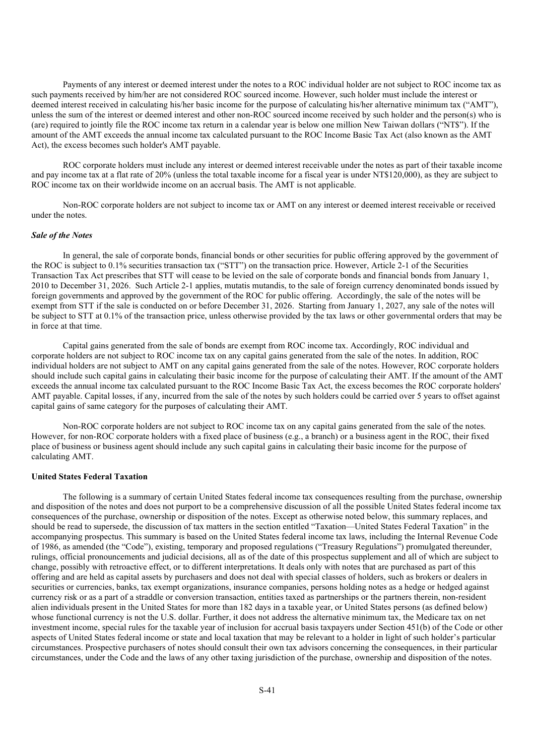Payments of any interest or deemed interest under the notes to a ROC individual holder are not subject to ROC income tax as such payments received by him/her are not considered ROC sourced income. However, such holder must include the interest or deemed interest received in calculating his/her basic income for the purpose of calculating his/her alternative minimum tax ("AMT"), unless the sum of the interest or deemed interest and other non-ROC sourced income received by such holder and the person(s) who is (are) required to jointly file the ROC income tax return in a calendar year is below one million New Taiwan dollars ("NT$"). If the amount of the AMT exceeds the annual income tax calculated pursuant to the ROC Income Basic Tax Act (also known as the AMT Act), the excess becomes such holder's AMT payable.

ROC corporate holders must include any interest or deemed interest receivable under the notes as part of their taxable income and pay income tax at a flat rate of 20% (unless the total taxable income for a fiscal year is under NT$120,000), as they are subject to ROC income tax on their worldwide income on an accrual basis. The AMT is not applicable.

Non-ROC corporate holders are not subject to income tax or AMT on any interest or deemed interest receivable or received under the notes.

***Sale of the Notes***

In general, the sale of corporate bonds, financial bonds or other securities for public offering approved by the government of the ROC is subject to 0.1% securities transaction tax ("STT") on the transaction price. However, Article 2-1 of the Securities Transaction Tax Act prescribes that STT will cease to be levied on the sale of corporate bonds and financial bonds from January 1, 2010 to December 31, 2026. Such Article 2-1 applies, mutatis mutandis, to the sale of foreign currency denominated bonds issued by foreign governments and approved by the government of the ROC for public offering. Accordingly, the sale of the notes will be exempt from STT if the sale is conducted on or before December 31, 2026. Starting from January 1, 2027, any sale of the notes will be subject to STT at 0.1% of the transaction price, unless otherwise provided by the tax laws or other governmental orders that may be in force at that time.

Capital gains generated from the sale of bonds are exempt from ROC income tax. Accordingly, ROC individual and corporate holders are not subject to ROC income tax on any capital gains generated from the sale of the notes. In addition, ROC individual holders are not subject to AMT on any capital gains generated from the sale of the notes. However, ROC corporate holders should include such capital gains in calculating their basic income for the purpose of calculating their AMT. If the amount of the AMT exceeds the annual income tax calculated pursuant to the ROC Income Basic Tax Act, the excess becomes the ROC corporate holders' AMT payable. Capital losses, if any, incurred from the sale of the notes by such holders could be carried over 5 years to offset against capital gains of same category for the purposes of calculating their AMT.

Non-ROC corporate holders are not subject to ROC income tax on any capital gains generated from the sale of the notes. However, for non-ROC corporate holders with a fixed place of business (e.g., a branch) or a business agent in the ROC, their fixed place of business or business agent should include any such capital gains in calculating their basic income for the purpose of calculating AMT.

**United States Federal Taxation**

The following is a summary of certain United States federal income tax consequences resulting from the purchase, ownership and disposition of the notes and does not purport to be a comprehensive discussion of all the possible United States federal income tax consequences of the purchase, ownership or disposition of the notes. Except as otherwise noted below, this summary replaces, and should be read to supersede, the discussion of tax matters in the section entitled "Taxation—United States Federal Taxation" in the accompanying prospectus. This summary is based on the United States federal income tax laws, including the Internal Revenue Code of 1986, as amended (the "Code"), existing, temporary and proposed regulations ("Treasury Regulations") promulgated thereunder, rulings, official pronouncements and judicial decisions, all as of the date of this prospectus supplement and all of which are subject to change, possibly with retroactive effect, or to different interpretations. It deals only with notes that are purchased as part of this offering and are held as capital assets by purchasers and does not deal with special classes of holders, such as brokers or dealers in securities or currencies, banks, tax exempt organizations, insurance companies, persons holding notes as a hedge or hedged against currency risk or as a part of a straddle or conversion transaction, entities taxed as partnerships or the partners therein, non-resident alien individuals present in the United States for more than 182 days in a taxable year, or United States persons (as defined below) whose functional currency is not the U.S. dollar. Further, it does not address the alternative minimum tax, the Medicare tax on net investment income, special rules for the taxable year of inclusion for accrual basis taxpayers under Section 451(b) of the Code or other aspects of United States federal income or state and local taxation that may be relevant to a holder in light of such holder's particular circumstances. Prospective purchasers of notes should consult their own tax advisors concerning the consequences, in their particular circumstances, under the Code and the laws of any other taxing jurisdiction of the purchase, ownership and disposition of the notes.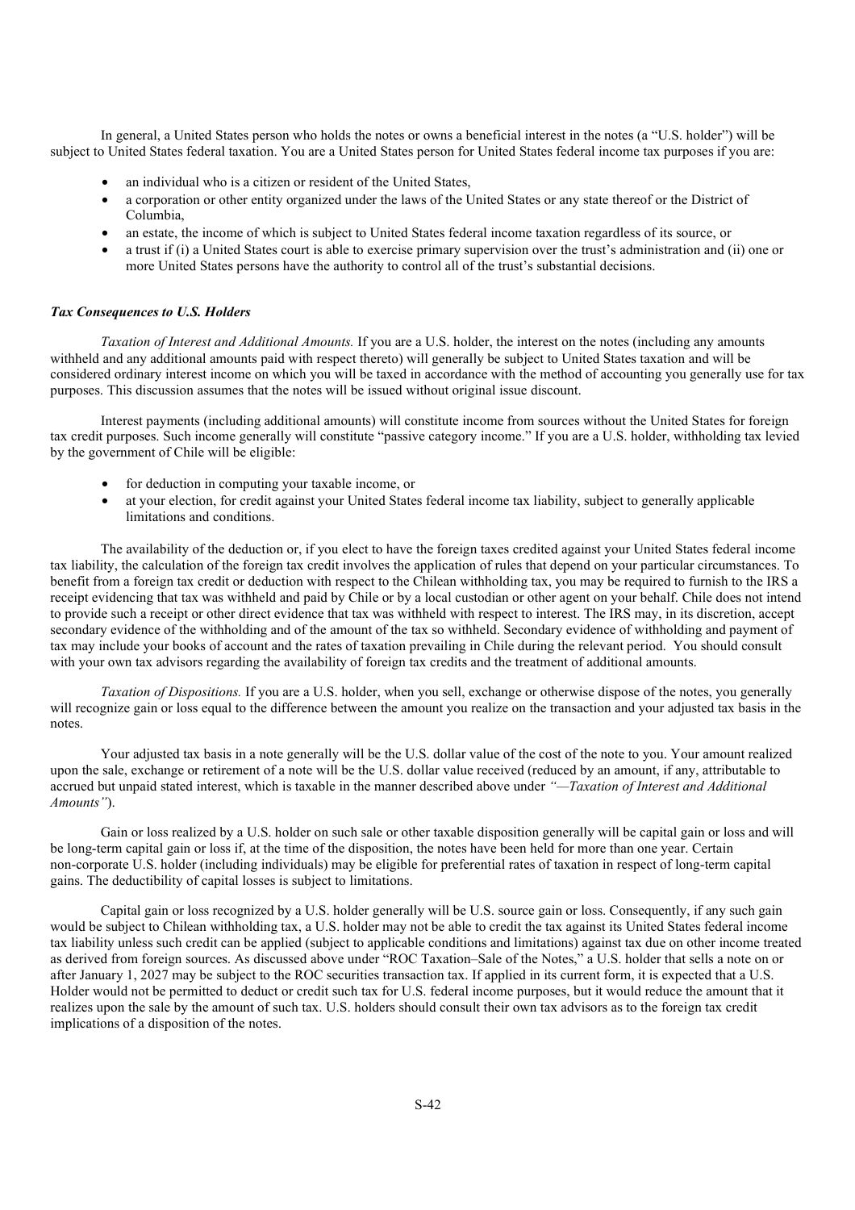In general, a United States person who holds the notes or owns a beneficial interest in the notes (a "U.S. holder") will be subject to United States federal taxation. You are a United States person for United States federal income tax purposes if you are:

- an individual who is a citizen or resident of the United States,
- a corporation or other entity organized under the laws of the United States or any state thereof or the District of Columbia,
- an estate, the income of which is subject to United States federal income taxation regardless of its source, or
- a trust if (i) a United States court is able to exercise primary supervision over the trust's administration and (ii) one or more United States persons have the authority to control all of the trust's substantial decisions.

***Tax Consequences to U.S. Holders***

*Taxation of Interest and Additional Amounts.* If you are a U.S. holder, the interest on the notes (including any amounts withheld and any additional amounts paid with respect thereto) will generally be subject to United States taxation and will be considered ordinary interest income on which you will be taxed in accordance with the method of accounting you generally use for tax purposes. This discussion assumes that the notes will be issued without original issue discount.

Interest payments (including additional amounts) will constitute income from sources without the United States for foreign tax credit purposes. Such income generally will constitute "passive category income." If you are a U.S. holder, withholding tax levied by the government of Chile will be eligible:

- for deduction in computing your taxable income, or
- at your election, for credit against your United States federal income tax liability, subject to generally applicable limitations and conditions.

The availability of the deduction or, if you elect to have the foreign taxes credited against your United States federal income tax liability, the calculation of the foreign tax credit involves the application of rules that depend on your particular circumstances. To benefit from a foreign tax credit or deduction with respect to the Chilean withholding tax, you may be required to furnish to the IRS a receipt evidencing that tax was withheld and paid by Chile or by a local custodian or other agent on your behalf. Chile does not intend to provide such a receipt or other direct evidence that tax was withheld with respect to interest. The IRS may, in its discretion, accept secondary evidence of the withholding and of the amount of the tax so withheld. Secondary evidence of withholding and payment of tax may include your books of account and the rates of taxation prevailing in Chile during the relevant period. You should consult with your own tax advisors regarding the availability of foreign tax credits and the treatment of additional amounts.

*Taxation of Dispositions.* If you are a U.S. holder, when you sell, exchange or otherwise dispose of the notes, you generally will recognize gain or loss equal to the difference between the amount you realize on the transaction and your adjusted tax basis in the notes.

Your adjusted tax basis in a note generally will be the U.S. dollar value of the cost of the note to you. Your amount realized upon the sale, exchange or retirement of a note will be the U.S. dollar value received (reduced by an amount, if any, attributable to accrued but unpaid stated interest, which is taxable in the manner described above under *"—Taxation of Interest and Additional Amounts"*).

Gain or loss realized by a U.S. holder on such sale or other taxable disposition generally will be capital gain or loss and will be long-term capital gain or loss if, at the time of the disposition, the notes have been held for more than one year. Certain non-corporate U.S. holder (including individuals) may be eligible for preferential rates of taxation in respect of long-term capital gains. The deductibility of capital losses is subject to limitations.

Capital gain or loss recognized by a U.S. holder generally will be U.S. source gain or loss. Consequently, if any such gain would be subject to Chilean withholding tax, a U.S. holder may not be able to credit the tax against its United States federal income tax liability unless such credit can be applied (subject to applicable conditions and limitations) against tax due on other income treated as derived from foreign sources. As discussed above under "ROC Taxation–Sale of the Notes," a U.S. holder that sells a note on or after January 1, 2027 may be subject to the ROC securities transaction tax. If applied in its current form, it is expected that a U.S. Holder would not be permitted to deduct or credit such tax for U.S. federal income purposes, but it would reduce the amount that it realizes upon the sale by the amount of such tax. U.S. holders should consult their own tax advisors as to the foreign tax credit implications of a disposition of the notes.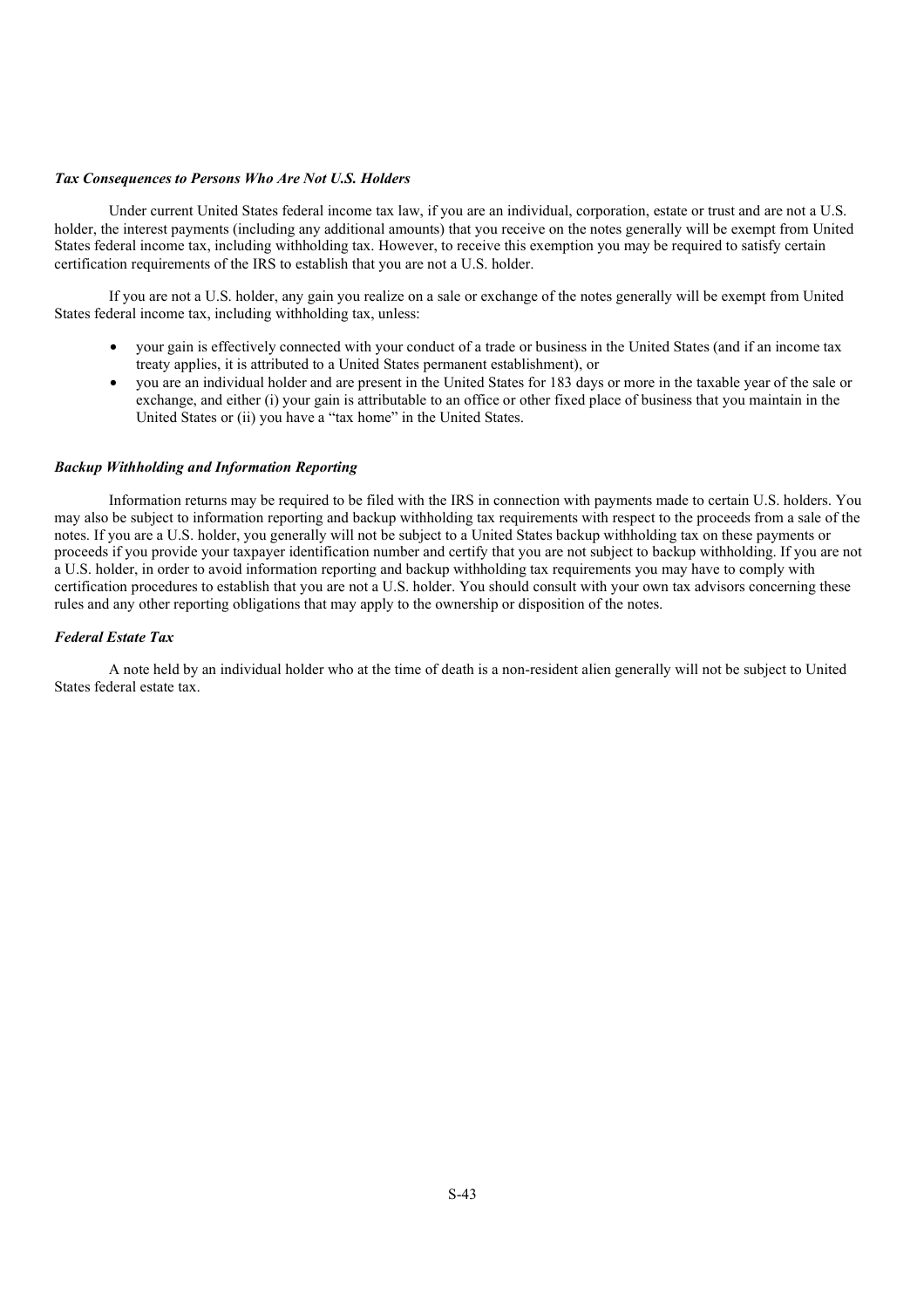### *Tax Consequences to Persons Who Are Not U.S. Holders*

Under current United States federal income tax law, if you are an individual, corporation, estate or trust and are not a U.S. holder, the interest payments (including any additional amounts) that you receive on the notes generally will be exempt from United States federal income tax, including withholding tax. However, to receive this exemption you may be required to satisfy certain certification requirements of the IRS to establish that you are not a U.S. holder.

If you are not a U.S. holder, any gain you realize on a sale or exchange of the notes generally will be exempt from United States federal income tax, including withholding tax, unless:

- your gain is effectively connected with your conduct of a trade or business in the United States (and if an income tax treaty applies, it is attributed to a United States permanent establishment), or
- you are an individual holder and are present in the United States for 183 days or more in the taxable year of the sale or exchange, and either (i) your gain is attributable to an office or other fixed place of business that you maintain in the United States or (ii) you have a "tax home" in the United States.

### *Backup Withholding and Information Reporting*

Information returns may be required to be filed with the IRS in connection with payments made to certain U.S. holders. You may also be subject to information reporting and backup withholding tax requirements with respect to the proceeds from a sale of the notes. If you are a U.S. holder, you generally will not be subject to a United States backup withholding tax on these payments or proceeds if you provide your taxpayer identification number and certify that you are not subject to backup withholding. If you are not a U.S. holder, in order to avoid information reporting and backup withholding tax requirements you may have to comply with certification procedures to establish that you are not a U.S. holder. You should consult with your own tax advisors concerning these rules and any other reporting obligations that may apply to the ownership or disposition of the notes.

### *Federal Estate Tax*

A note held by an individual holder who at the time of death is a non-resident alien generally will not be subject to United States federal estate tax.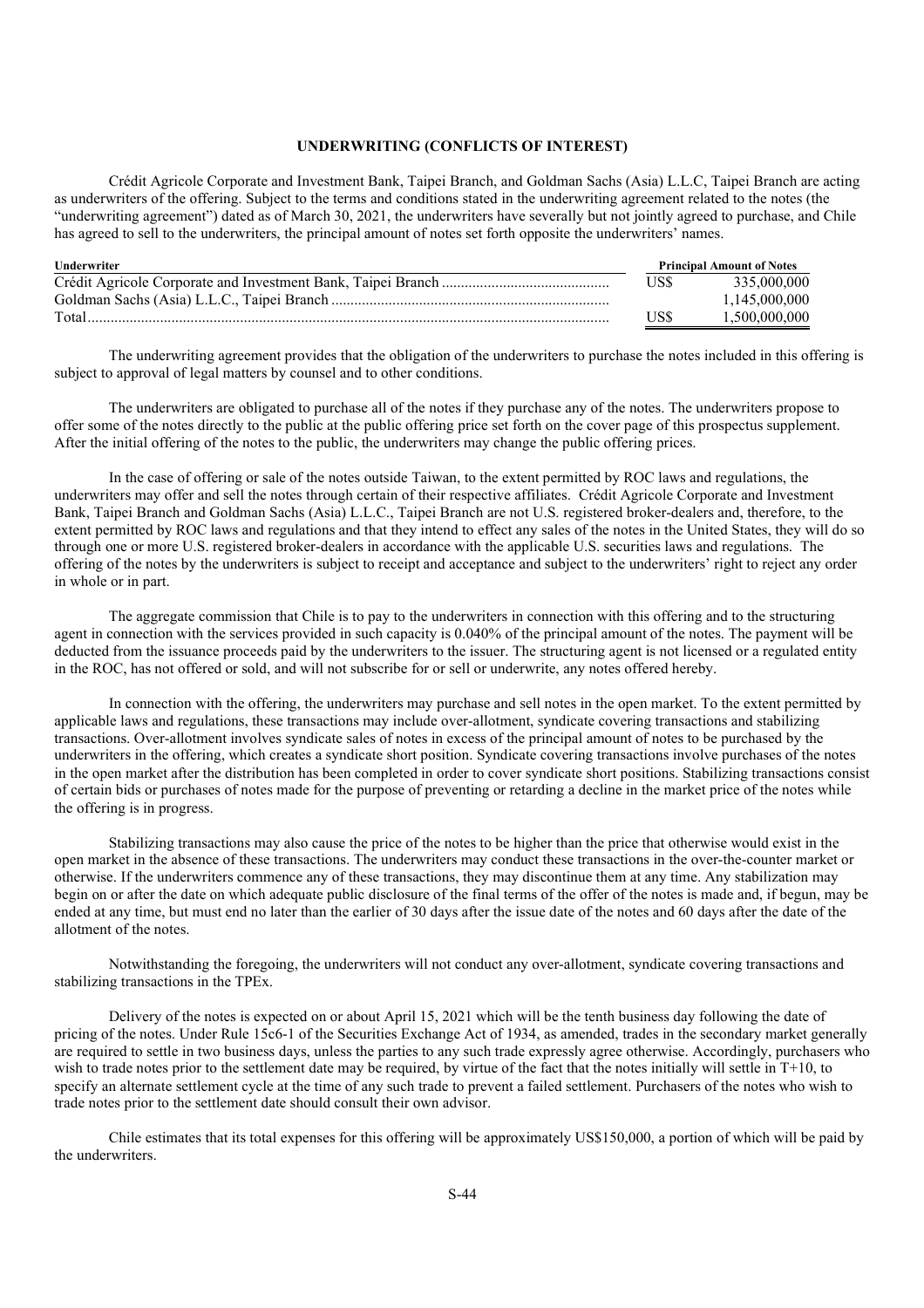## UNDERWRITING (CONFLICTS OF INTEREST)

Crédit Agricole Corporate and Investment Bank, Taipei Branch, and Goldman Sachs (Asia) L.L.C, Taipei Branch are acting as underwriters of the offering. Subject to the terms and conditions stated in the underwriting agreement related to the notes (the "underwriting agreement") dated as of March 30, 2021, the underwriters have severally but not jointly agreed to purchase, and Chile has agreed to sell to the underwriters, the principal amount of notes set forth opposite the underwriters' names.

| Underwriter | Principal Amount of Notes | |
|---|---|---|
| Crédit Agricole Corporate and Investment Bank, Taipei Branch | US$ | 335,000,000 |
| Goldman Sachs (Asia) L.L.C., Taipei Branch | | 1,145,000,000 |
| Total | US$ | 1,500,000,000 |

The underwriting agreement provides that the obligation of the underwriters to purchase the notes included in this offering is subject to approval of legal matters by counsel and to other conditions.

The underwriters are obligated to purchase all of the notes if they purchase any of the notes. The underwriters propose to offer some of the notes directly to the public at the public offering price set forth on the cover page of this prospectus supplement. After the initial offering of the notes to the public, the underwriters may change the public offering prices.

In the case of offering or sale of the notes outside Taiwan, to the extent permitted by ROC laws and regulations, the underwriters may offer and sell the notes through certain of their respective affiliates. Crédit Agricole Corporate and Investment Bank, Taipei Branch and Goldman Sachs (Asia) L.L.C., Taipei Branch are not U.S. registered broker-dealers and, therefore, to the extent permitted by ROC laws and regulations and that they intend to effect any sales of the notes in the United States, they will do so through one or more U.S. registered broker-dealers in accordance with the applicable U.S. securities laws and regulations. The offering of the notes by the underwriters is subject to receipt and acceptance and subject to the underwriters' right to reject any order in whole or in part.

The aggregate commission that Chile is to pay to the underwriters in connection with this offering and to the structuring agent in connection with the services provided in such capacity is 0.040% of the principal amount of the notes. The payment will be deducted from the issuance proceeds paid by the underwriters to the issuer. The structuring agent is not licensed or a regulated entity in the ROC, has not offered or sold, and will not subscribe for or sell or underwrite, any notes offered hereby.

In connection with the offering, the underwriters may purchase and sell notes in the open market. To the extent permitted by applicable laws and regulations, these transactions may include over-allotment, syndicate covering transactions and stabilizing transactions. Over-allotment involves syndicate sales of notes in excess of the principal amount of notes to be purchased by the underwriters in the offering, which creates a syndicate short position. Syndicate covering transactions involve purchases of the notes in the open market after the distribution has been completed in order to cover syndicate short positions. Stabilizing transactions consist of certain bids or purchases of notes made for the purpose of preventing or retarding a decline in the market price of the notes while the offering is in progress.

Stabilizing transactions may also cause the price of the notes to be higher than the price that otherwise would exist in the open market in the absence of these transactions. The underwriters may conduct these transactions in the over-the-counter market or otherwise. If the underwriters commence any of these transactions, they may discontinue them at any time. Any stabilization may begin on or after the date on which adequate public disclosure of the final terms of the offer of the notes is made and, if begun, may be ended at any time, but must end no later than the earlier of 30 days after the issue date of the notes and 60 days after the date of the allotment of the notes.

Notwithstanding the foregoing, the underwriters will not conduct any over-allotment, syndicate covering transactions and stabilizing transactions in the TPEx.

Delivery of the notes is expected on or about April 15, 2021 which will be the tenth business day following the date of pricing of the notes. Under Rule 15c6-1 of the Securities Exchange Act of 1934, as amended, trades in the secondary market generally are required to settle in two business days, unless the parties to any such trade expressly agree otherwise. Accordingly, purchasers who wish to trade notes prior to the settlement date may be required, by virtue of the fact that the notes initially will settle in T+10, to specify an alternate settlement cycle at the time of any such trade to prevent a failed settlement. Purchasers of the notes who wish to trade notes prior to the settlement date should consult their own advisor.

Chile estimates that its total expenses for this offering will be approximately US$150,000, a portion of which will be paid by the underwriters.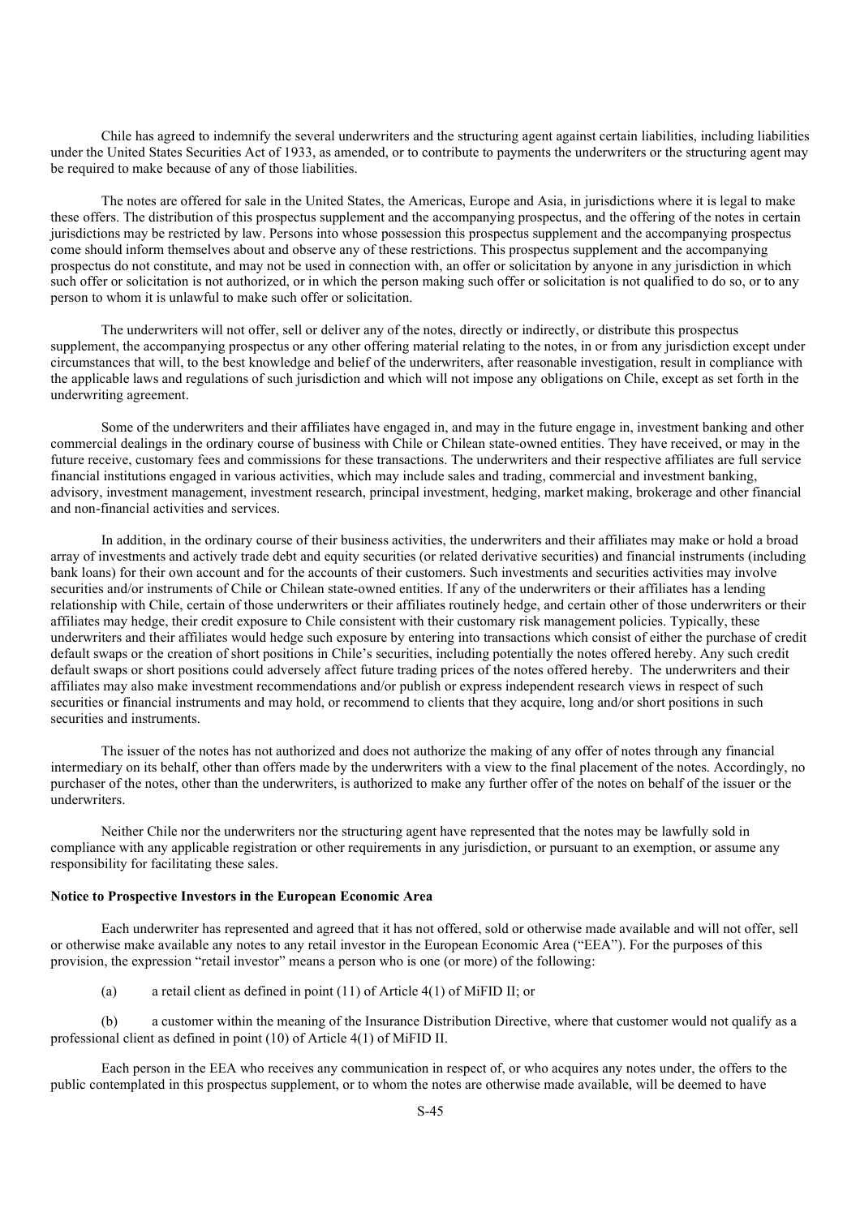Chile has agreed to indemnify the several underwriters and the structuring agent against certain liabilities, including liabilities under the United States Securities Act of 1933, as amended, or to contribute to payments the underwriters or the structuring agent may be required to make because of any of those liabilities.

The notes are offered for sale in the United States, the Americas, Europe and Asia, in jurisdictions where it is legal to make these offers. The distribution of this prospectus supplement and the accompanying prospectus, and the offering of the notes in certain jurisdictions may be restricted by law. Persons into whose possession this prospectus supplement and the accompanying prospectus come should inform themselves about and observe any of these restrictions. This prospectus supplement and the accompanying prospectus do not constitute, and may not be used in connection with, an offer or solicitation by anyone in any jurisdiction in which such offer or solicitation is not authorized, or in which the person making such offer or solicitation is not qualified to do so, or to any person to whom it is unlawful to make such offer or solicitation.

The underwriters will not offer, sell or deliver any of the notes, directly or indirectly, or distribute this prospectus supplement, the accompanying prospectus or any other offering material relating to the notes, in or from any jurisdiction except under circumstances that will, to the best knowledge and belief of the underwriters, after reasonable investigation, result in compliance with the applicable laws and regulations of such jurisdiction and which will not impose any obligations on Chile, except as set forth in the underwriting agreement.

Some of the underwriters and their affiliates have engaged in, and may in the future engage in, investment banking and other commercial dealings in the ordinary course of business with Chile or Chilean state-owned entities. They have received, or may in the future receive, customary fees and commissions for these transactions. The underwriters and their respective affiliates are full service financial institutions engaged in various activities, which may include sales and trading, commercial and investment banking, advisory, investment management, investment research, principal investment, hedging, market making, brokerage and other financial and non-financial activities and services.

In addition, in the ordinary course of their business activities, the underwriters and their affiliates may make or hold a broad array of investments and actively trade debt and equity securities (or related derivative securities) and financial instruments (including bank loans) for their own account and for the accounts of their customers. Such investments and securities activities may involve securities and/or instruments of Chile or Chilean state-owned entities. If any of the underwriters or their affiliates has a lending relationship with Chile, certain of those underwriters or their affiliates routinely hedge, and certain other of those underwriters or their affiliates may hedge, their credit exposure to Chile consistent with their customary risk management policies. Typically, these underwriters and their affiliates would hedge such exposure by entering into transactions which consist of either the purchase of credit default swaps or the creation of short positions in Chile's securities, including potentially the notes offered hereby. Any such credit default swaps or short positions could adversely affect future trading prices of the notes offered hereby. The underwriters and their affiliates may also make investment recommendations and/or publish or express independent research views in respect of such securities or financial instruments and may hold, or recommend to clients that they acquire, long and/or short positions in such securities and instruments.

The issuer of the notes has not authorized and does not authorize the making of any offer of notes through any financial intermediary on its behalf, other than offers made by the underwriters with a view to the final placement of the notes. Accordingly, no purchaser of the notes, other than the underwriters, is authorized to make any further offer of the notes on behalf of the issuer or the underwriters.

Neither Chile nor the underwriters nor the structuring agent have represented that the notes may be lawfully sold in compliance with any applicable registration or other requirements in any jurisdiction, or pursuant to an exemption, or assume any responsibility for facilitating these sales.

**Notice to Prospective Investors in the European Economic Area**

Each underwriter has represented and agreed that it has not offered, sold or otherwise made available and will not offer, sell or otherwise make available any notes to any retail investor in the European Economic Area ("EEA"). For the purposes of this provision, the expression "retail investor" means a person who is one (or more) of the following:

(a) a retail client as defined in point (11) of Article 4(1) of MiFID II; or

(b) a customer within the meaning of the Insurance Distribution Directive, where that customer would not qualify as a professional client as defined in point (10) of Article 4(1) of MiFID II.

Each person in the EEA who receives any communication in respect of, or who acquires any notes under, the offers to the public contemplated in this prospectus supplement, or to whom the notes are otherwise made available, will be deemed to have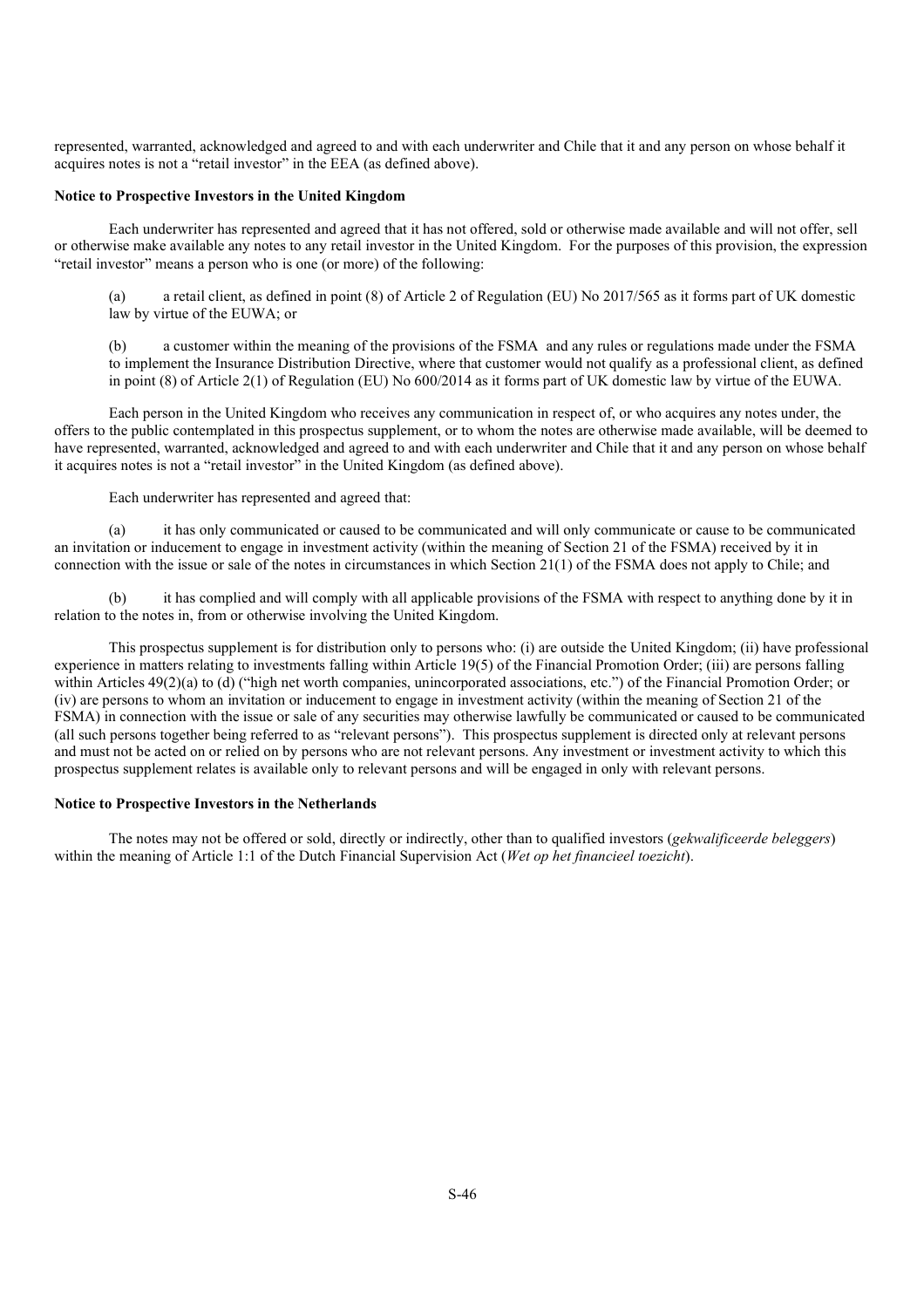represented, warranted, acknowledged and agreed to and with each underwriter and Chile that it and any person on whose behalf it acquires notes is not a "retail investor" in the EEA (as defined above).

**Notice to Prospective Investors in the United Kingdom**

Each underwriter has represented and agreed that it has not offered, sold or otherwise made available and will not offer, sell or otherwise make available any notes to any retail investor in the United Kingdom. For the purposes of this provision, the expression "retail investor" means a person who is one (or more) of the following:

(a) a retail client, as defined in point (8) of Article 2 of Regulation (EU) No 2017/565 as it forms part of UK domestic law by virtue of the EUWA; or

(b) a customer within the meaning of the provisions of the FSMA and any rules or regulations made under the FSMA to implement the Insurance Distribution Directive, where that customer would not qualify as a professional client, as defined in point (8) of Article 2(1) of Regulation (EU) No 600/2014 as it forms part of UK domestic law by virtue of the EUWA.

Each person in the United Kingdom who receives any communication in respect of, or who acquires any notes under, the offers to the public contemplated in this prospectus supplement, or to whom the notes are otherwise made available, will be deemed to have represented, warranted, acknowledged and agreed to and with each underwriter and Chile that it and any person on whose behalf it acquires notes is not a "retail investor" in the United Kingdom (as defined above).

Each underwriter has represented and agreed that:

(a) it has only communicated or caused to be communicated and will only communicate or cause to be communicated an invitation or inducement to engage in investment activity (within the meaning of Section 21 of the FSMA) received by it in connection with the issue or sale of the notes in circumstances in which Section 21(1) of the FSMA does not apply to Chile; and

(b) it has complied and will comply with all applicable provisions of the FSMA with respect to anything done by it in relation to the notes in, from or otherwise involving the United Kingdom.

This prospectus supplement is for distribution only to persons who: (i) are outside the United Kingdom; (ii) have professional experience in matters relating to investments falling within Article 19(5) of the Financial Promotion Order; (iii) are persons falling within Articles 49(2)(a) to (d) ("high net worth companies, unincorporated associations, etc.") of the Financial Promotion Order; or (iv) are persons to whom an invitation or inducement to engage in investment activity (within the meaning of Section 21 of the FSMA) in connection with the issue or sale of any securities may otherwise lawfully be communicated or caused to be communicated (all such persons together being referred to as "relevant persons"). This prospectus supplement is directed only at relevant persons and must not be acted on or relied on by persons who are not relevant persons. Any investment or investment activity to which this prospectus supplement relates is available only to relevant persons and will be engaged in only with relevant persons.

**Notice to Prospective Investors in the Netherlands**

The notes may not be offered or sold, directly or indirectly, other than to qualified investors (*gekwalificeerde beleggers*) within the meaning of Article 1:1 of the Dutch Financial Supervision Act (*Wet op het financieel toezicht*).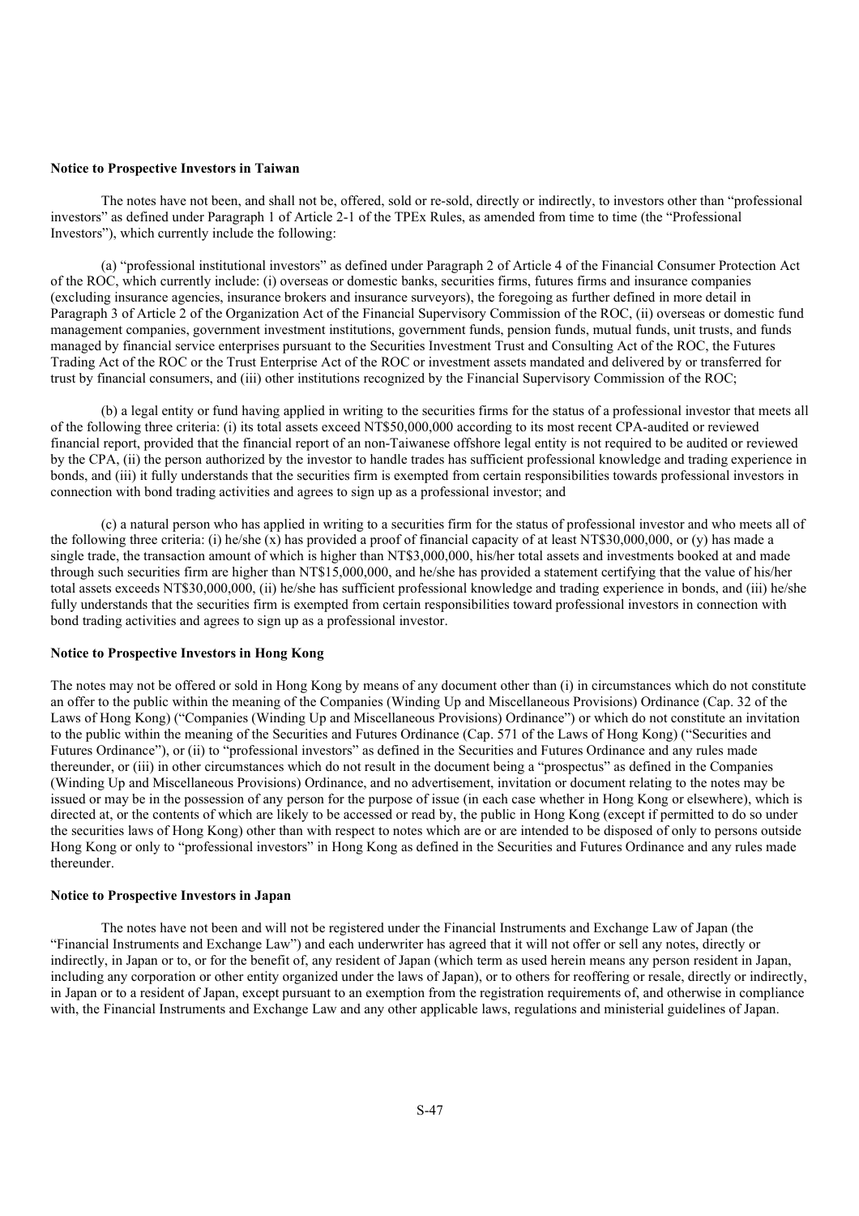**Notice to Prospective Investors in Taiwan**

The notes have not been, and shall not be, offered, sold or re-sold, directly or indirectly, to investors other than "professional investors" as defined under Paragraph 1 of Article 2-1 of the TPEx Rules, as amended from time to time (the "Professional Investors"), which currently include the following:

(a) "professional institutional investors" as defined under Paragraph 2 of Article 4 of the Financial Consumer Protection Act of the ROC, which currently include: (i) overseas or domestic banks, securities firms, futures firms and insurance companies (excluding insurance agencies, insurance brokers and insurance surveyors), the foregoing as further defined in more detail in Paragraph 3 of Article 2 of the Organization Act of the Financial Supervisory Commission of the ROC, (ii) overseas or domestic fund management companies, government investment institutions, government funds, pension funds, mutual funds, unit trusts, and funds managed by financial service enterprises pursuant to the Securities Investment Trust and Consulting Act of the ROC, the Futures Trading Act of the ROC or the Trust Enterprise Act of the ROC or investment assets mandated and delivered by or transferred for trust by financial consumers, and (iii) other institutions recognized by the Financial Supervisory Commission of the ROC;

(b) a legal entity or fund having applied in writing to the securities firms for the status of a professional investor that meets all of the following three criteria: (i) its total assets exceed NT$50,000,000 according to its most recent CPA-audited or reviewed financial report, provided that the financial report of an non-Taiwanese offshore legal entity is not required to be audited or reviewed by the CPA, (ii) the person authorized by the investor to handle trades has sufficient professional knowledge and trading experience in bonds, and (iii) it fully understands that the securities firm is exempted from certain responsibilities towards professional investors in connection with bond trading activities and agrees to sign up as a professional investor; and

(c) a natural person who has applied in writing to a securities firm for the status of professional investor and who meets all of the following three criteria: (i) he/she (x) has provided a proof of financial capacity of at least NT$30,000,000, or (y) has made a single trade, the transaction amount of which is higher than NT$3,000,000, his/her total assets and investments booked at and made through such securities firm are higher than NT$15,000,000, and he/she has provided a statement certifying that the value of his/her total assets exceeds NT$30,000,000, (ii) he/she has sufficient professional knowledge and trading experience in bonds, and (iii) he/she fully understands that the securities firm is exempted from certain responsibilities toward professional investors in connection with bond trading activities and agrees to sign up as a professional investor.

**Notice to Prospective Investors in Hong Kong**

The notes may not be offered or sold in Hong Kong by means of any document other than (i) in circumstances which do not constitute an offer to the public within the meaning of the Companies (Winding Up and Miscellaneous Provisions) Ordinance (Cap. 32 of the Laws of Hong Kong) ("Companies (Winding Up and Miscellaneous Provisions) Ordinance") or which do not constitute an invitation to the public within the meaning of the Securities and Futures Ordinance (Cap. 571 of the Laws of Hong Kong) ("Securities and Futures Ordinance"), or (ii) to "professional investors" as defined in the Securities and Futures Ordinance and any rules made thereunder, or (iii) in other circumstances which do not result in the document being a "prospectus" as defined in the Companies (Winding Up and Miscellaneous Provisions) Ordinance, and no advertisement, invitation or document relating to the notes may be issued or may be in the possession of any person for the purpose of issue (in each case whether in Hong Kong or elsewhere), which is directed at, or the contents of which are likely to be accessed or read by, the public in Hong Kong (except if permitted to do so under the securities laws of Hong Kong) other than with respect to notes which are or are intended to be disposed of only to persons outside Hong Kong or only to "professional investors" in Hong Kong as defined in the Securities and Futures Ordinance and any rules made thereunder.

**Notice to Prospective Investors in Japan**

The notes have not been and will not be registered under the Financial Instruments and Exchange Law of Japan (the "Financial Instruments and Exchange Law") and each underwriter has agreed that it will not offer or sell any notes, directly or indirectly, in Japan or to, or for the benefit of, any resident of Japan (which term as used herein means any person resident in Japan, including any corporation or other entity organized under the laws of Japan), or to others for reoffering or resale, directly or indirectly, in Japan or to a resident of Japan, except pursuant to an exemption from the registration requirements of, and otherwise in compliance with, the Financial Instruments and Exchange Law and any other applicable laws, regulations and ministerial guidelines of Japan.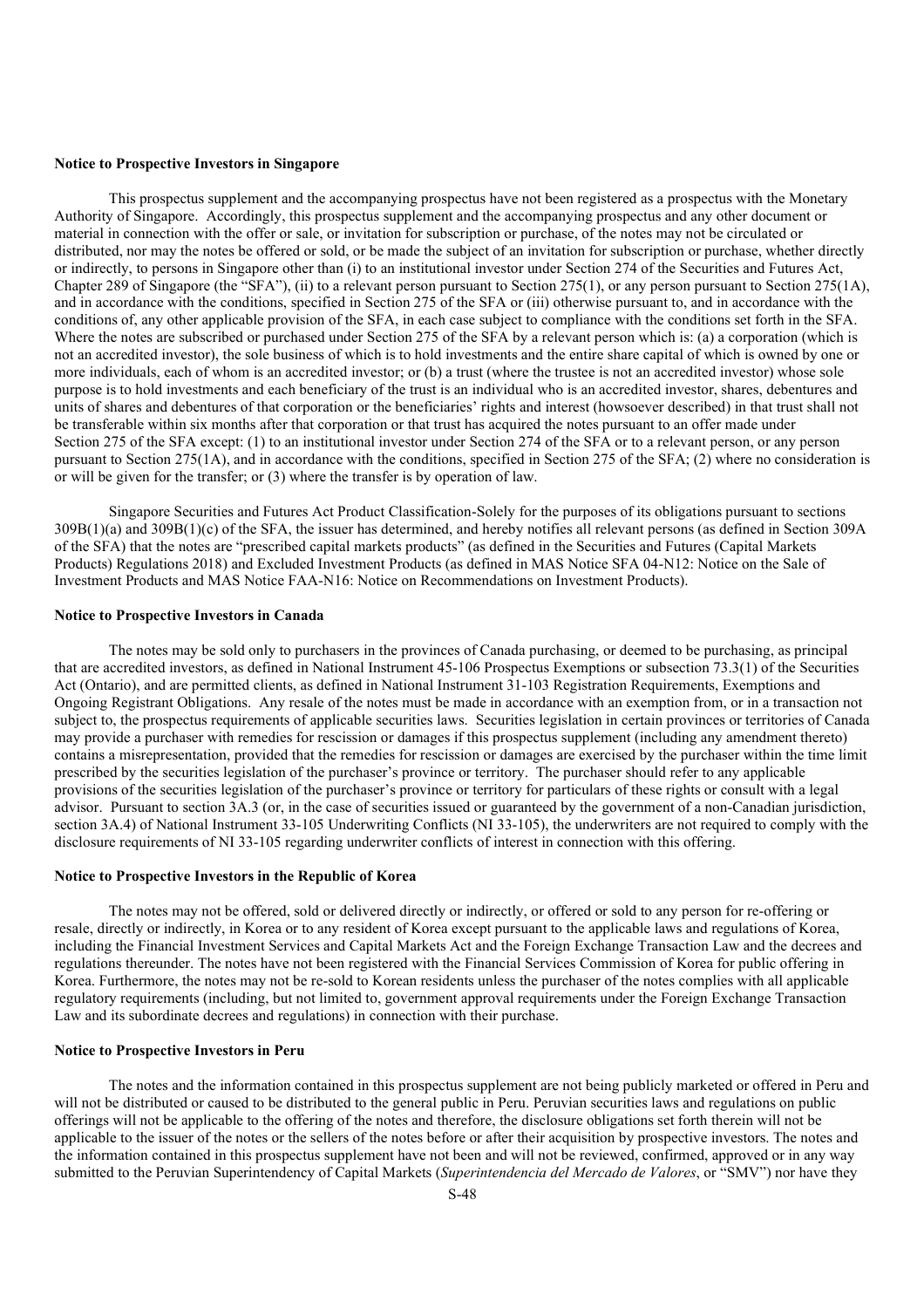**Notice to Prospective Investors in Singapore**

This prospectus supplement and the accompanying prospectus have not been registered as a prospectus with the Monetary Authority of Singapore. Accordingly, this prospectus supplement and the accompanying prospectus and any other document or material in connection with the offer or sale, or invitation for subscription or purchase, of the notes may not be circulated or distributed, nor may the notes be offered or sold, or be made the subject of an invitation for subscription or purchase, whether directly or indirectly, to persons in Singapore other than (i) to an institutional investor under Section 274 of the Securities and Futures Act, Chapter 289 of Singapore (the "SFA"), (ii) to a relevant person pursuant to Section 275(1), or any person pursuant to Section 275(1A), and in accordance with the conditions, specified in Section 275 of the SFA or (iii) otherwise pursuant to, and in accordance with the conditions of, any other applicable provision of the SFA, in each case subject to compliance with the conditions set forth in the SFA. Where the notes are subscribed or purchased under Section 275 of the SFA by a relevant person which is: (a) a corporation (which is not an accredited investor), the sole business of which is to hold investments and the entire share capital of which is owned by one or more individuals, each of whom is an accredited investor; or (b) a trust (where the trustee is not an accredited investor) whose sole purpose is to hold investments and each beneficiary of the trust is an individual who is an accredited investor, shares, debentures and units of shares and debentures of that corporation or the beneficiaries' rights and interest (howsoever described) in that trust shall not be transferable within six months after that corporation or that trust has acquired the notes pursuant to an offer made under Section 275 of the SFA except: (1) to an institutional investor under Section 274 of the SFA or to a relevant person, or any person pursuant to Section 275(1A), and in accordance with the conditions, specified in Section 275 of the SFA; (2) where no consideration is or will be given for the transfer; or (3) where the transfer is by operation of law.

Singapore Securities and Futures Act Product Classification-Solely for the purposes of its obligations pursuant to sections 309B(1)(a) and 309B(1)(c) of the SFA, the issuer has determined, and hereby notifies all relevant persons (as defined in Section 309A of the SFA) that the notes are "prescribed capital markets products" (as defined in the Securities and Futures (Capital Markets Products) Regulations 2018) and Excluded Investment Products (as defined in MAS Notice SFA 04-N12: Notice on the Sale of Investment Products and MAS Notice FAA-N16: Notice on Recommendations on Investment Products).

**Notice to Prospective Investors in Canada**

The notes may be sold only to purchasers in the provinces of Canada purchasing, or deemed to be purchasing, as principal that are accredited investors, as defined in National Instrument 45-106 Prospectus Exemptions or subsection 73.3(1) of the Securities Act (Ontario), and are permitted clients, as defined in National Instrument 31-103 Registration Requirements, Exemptions and Ongoing Registrant Obligations. Any resale of the notes must be made in accordance with an exemption from, or in a transaction not subject to, the prospectus requirements of applicable securities laws. Securities legislation in certain provinces or territories of Canada may provide a purchaser with remedies for rescission or damages if this prospectus supplement (including any amendment thereto) contains a misrepresentation, provided that the remedies for rescission or damages are exercised by the purchaser within the time limit prescribed by the securities legislation of the purchaser's province or territory. The purchaser should refer to any applicable provisions of the securities legislation of the purchaser's province or territory for particulars of these rights or consult with a legal advisor. Pursuant to section 3A.3 (or, in the case of securities issued or guaranteed by the government of a non-Canadian jurisdiction, section 3A.4) of National Instrument 33-105 Underwriting Conflicts (NI 33-105), the underwriters are not required to comply with the disclosure requirements of NI 33-105 regarding underwriter conflicts of interest in connection with this offering.

**Notice to Prospective Investors in the Republic of Korea**

The notes may not be offered, sold or delivered directly or indirectly, or offered or sold to any person for re-offering or resale, directly or indirectly, in Korea or to any resident of Korea except pursuant to the applicable laws and regulations of Korea, including the Financial Investment Services and Capital Markets Act and the Foreign Exchange Transaction Law and the decrees and regulations thereunder. The notes have not been registered with the Financial Services Commission of Korea for public offering in Korea. Furthermore, the notes may not be re-sold to Korean residents unless the purchaser of the notes complies with all applicable regulatory requirements (including, but not limited to, government approval requirements under the Foreign Exchange Transaction Law and its subordinate decrees and regulations) in connection with their purchase.

**Notice to Prospective Investors in Peru**

The notes and the information contained in this prospectus supplement are not being publicly marketed or offered in Peru and will not be distributed or caused to be distributed to the general public in Peru. Peruvian securities laws and regulations on public offerings will not be applicable to the offering of the notes and therefore, the disclosure obligations set forth therein will not be applicable to the issuer of the notes or the sellers of the notes before or after their acquisition by prospective investors. The notes and the information contained in this prospectus supplement have not been and will not be reviewed, confirmed, approved or in any way submitted to the Peruvian Superintendency of Capital Markets (*Superintendencia del Mercado de Valores*, or "SMV") nor have they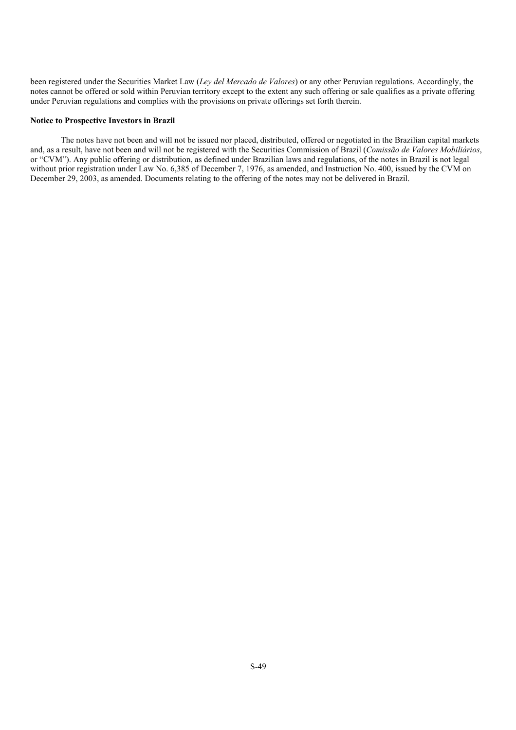been registered under the Securities Market Law (*Ley del Mercado de Valores*) or any other Peruvian regulations. Accordingly, the notes cannot be offered or sold within Peruvian territory except to the extent any such offering or sale qualifies as a private offering under Peruvian regulations and complies with the provisions on private offerings set forth therein.

**Notice to Prospective Investors in Brazil**

The notes have not been and will not be issued nor placed, distributed, offered or negotiated in the Brazilian capital markets and, as a result, have not been and will not be registered with the Securities Commission of Brazil (*Comissão de Valores Mobiliários*, or "CVM"). Any public offering or distribution, as defined under Brazilian laws and regulations, of the notes in Brazil is not legal without prior registration under Law No. 6,385 of December 7, 1976, as amended, and Instruction No. 400, issued by the CVM on December 29, 2003, as amended. Documents relating to the offering of the notes may not be delivered in Brazil.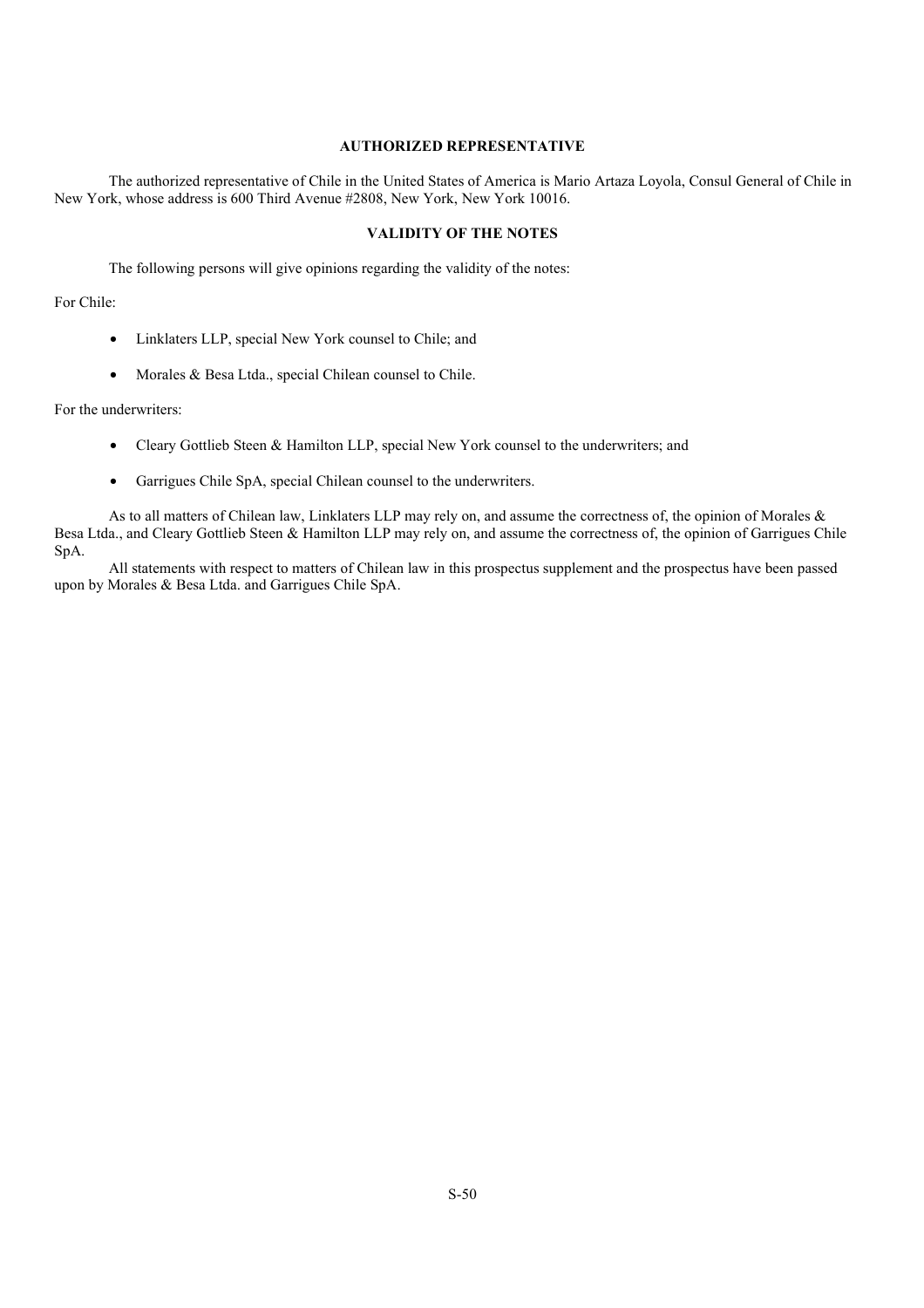## AUTHORIZED REPRESENTATIVE

The authorized representative of Chile in the United States of America is Mario Artaza Loyola, Consul General of Chile in New York, whose address is 600 Third Avenue #2808, New York, New York 10016.

## VALIDITY OF THE NOTES

The following persons will give opinions regarding the validity of the notes:

For Chile:

- Linklaters LLP, special New York counsel to Chile; and
- Morales & Besa Ltda., special Chilean counsel to Chile.

For the underwriters:

- Cleary Gottlieb Steen & Hamilton LLP, special New York counsel to the underwriters; and
- Garrigues Chile SpA, special Chilean counsel to the underwriters.

As to all matters of Chilean law, Linklaters LLP may rely on, and assume the correctness of, the opinion of Morales & Besa Ltda., and Cleary Gottlieb Steen & Hamilton LLP may rely on, and assume the correctness of, the opinion of Garrigues Chile SpA.

All statements with respect to matters of Chilean law in this prospectus supplement and the prospectus have been passed upon by Morales & Besa Ltda. and Garrigues Chile SpA.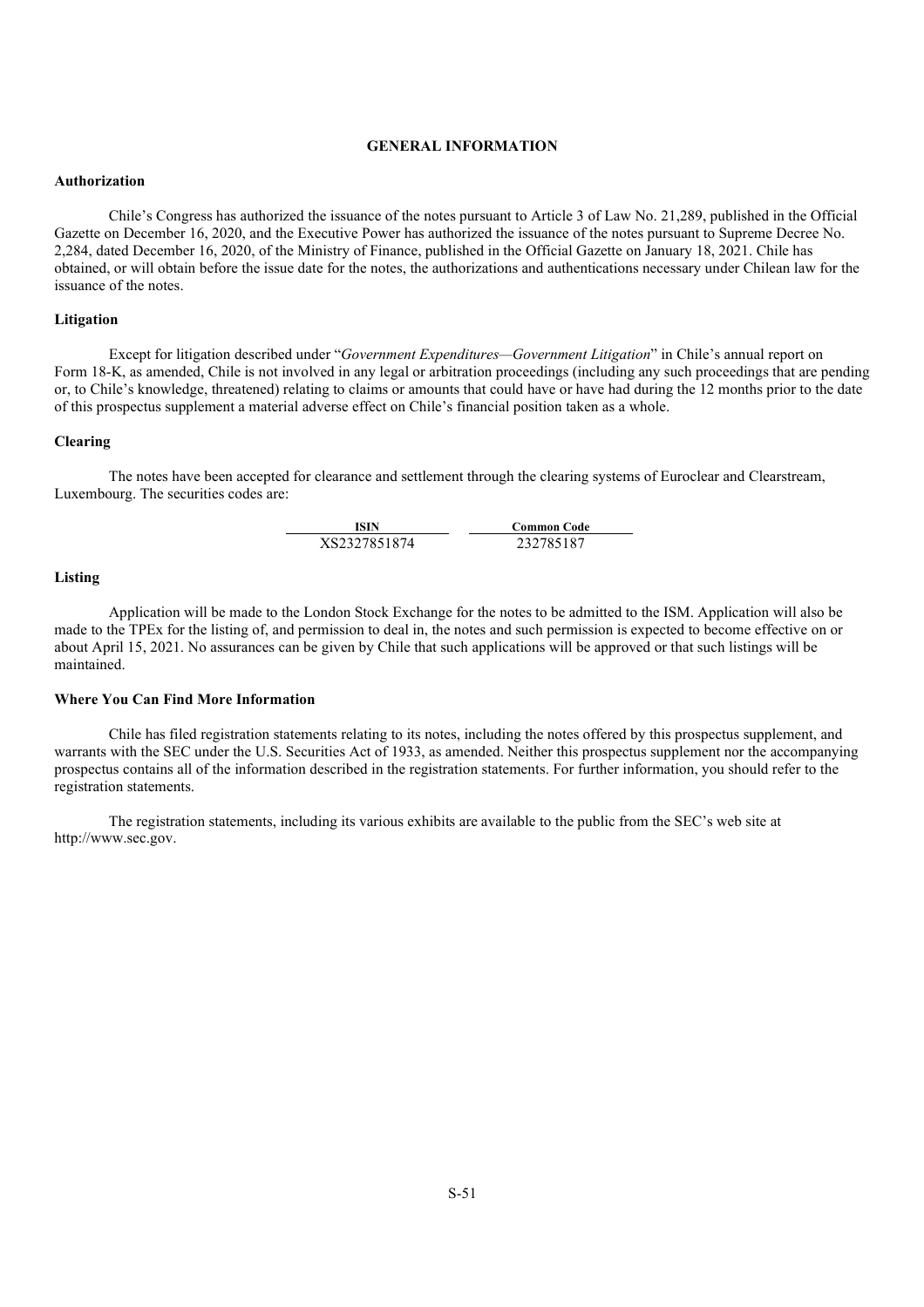## GENERAL INFORMATION

### Authorization

Chile's Congress has authorized the issuance of the notes pursuant to Article 3 of Law No. 21,289, published in the Official Gazette on December 16, 2020, and the Executive Power has authorized the issuance of the notes pursuant to Supreme Decree No. 2,284, dated December 16, 2020, of the Ministry of Finance, published in the Official Gazette on January 18, 2021. Chile has obtained, or will obtain before the issue date for the notes, the authorizations and authentications necessary under Chilean law for the issuance of the notes.

### Litigation

Except for litigation described under "*Government Expenditures—Government Litigation*" in Chile's annual report on Form 18-K, as amended, Chile is not involved in any legal or arbitration proceedings (including any such proceedings that are pending or, to Chile's knowledge, threatened) relating to claims or amounts that could have or have had during the 12 months prior to the date of this prospectus supplement a material adverse effect on Chile's financial position taken as a whole.

### Clearing

The notes have been accepted for clearance and settlement through the clearing systems of Euroclear and Clearstream, Luxembourg. The securities codes are:

| ISIN | Common Code |
|---|---|
| XS2327851874 | 232785187 |

### Listing

Application will be made to the London Stock Exchange for the notes to be admitted to the ISM. Application will also be made to the TPEx for the listing of, and permission to deal in, the notes and such permission is expected to become effective on or about April 15, 2021. No assurances can be given by Chile that such applications will be approved or that such listings will be maintained.

### Where You Can Find More Information

Chile has filed registration statements relating to its notes, including the notes offered by this prospectus supplement, and warrants with the SEC under the U.S. Securities Act of 1933, as amended. Neither this prospectus supplement nor the accompanying prospectus contains all of the information described in the registration statements. For further information, you should refer to the registration statements.

The registration statements, including its various exhibits are available to the public from the SEC's web site at http://www.sec.gov.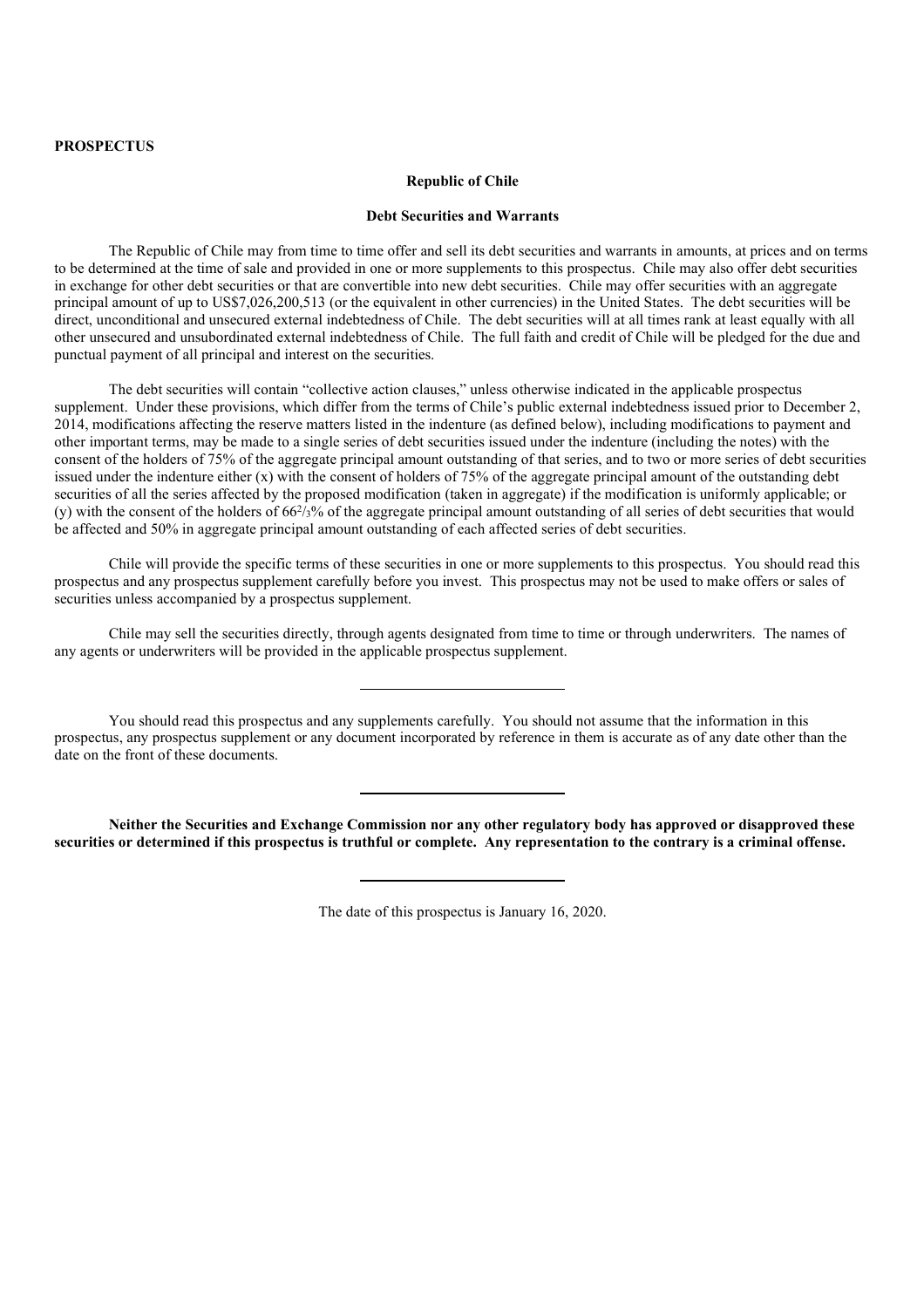**PROSPECTUS**

**Republic of Chile**

**Debt Securities and Warrants**

The Republic of Chile may from time to time offer and sell its debt securities and warrants in amounts, at prices and on terms to be determined at the time of sale and provided in one or more supplements to this prospectus. Chile may also offer debt securities in exchange for other debt securities or that are convertible into new debt securities. Chile may offer securities with an aggregate principal amount of up to US$7,026,200,513 (or the equivalent in other currencies) in the United States. The debt securities will be direct, unconditional and unsecured external indebtedness of Chile. The debt securities will at all times rank at least equally with all other unsecured and unsubordinated external indebtedness of Chile. The full faith and credit of Chile will be pledged for the due and punctual payment of all principal and interest on the securities.

The debt securities will contain "collective action clauses," unless otherwise indicated in the applicable prospectus supplement. Under these provisions, which differ from the terms of Chile's public external indebtedness issued prior to December 2, 2014, modifications affecting the reserve matters listed in the indenture (as defined below), including modifications to payment and other important terms, may be made to a single series of debt securities issued under the indenture (including the notes) with the consent of the holders of 75% of the aggregate principal amount outstanding of that series, and to two or more series of debt securities issued under the indenture either (x) with the consent of holders of 75% of the aggregate principal amount of the outstanding debt securities of all the series affected by the proposed modification (taken in aggregate) if the modification is uniformly applicable; or (y) with the consent of the holders of $66^{2}/_{3}$% of the aggregate principal amount outstanding of all series of debt securities that would be affected and 50% in aggregate principal amount outstanding of each affected series of debt securities.

Chile will provide the specific terms of these securities in one or more supplements to this prospectus. You should read this prospectus and any prospectus supplement carefully before you invest. This prospectus may not be used to make offers or sales of securities unless accompanied by a prospectus supplement.

Chile may sell the securities directly, through agents designated from time to time or through underwriters. The names of any agents or underwriters will be provided in the applicable prospectus supplement.

---

You should read this prospectus and any supplements carefully. You should not assume that the information in this prospectus, any prospectus supplement or any document incorporated by reference in them is accurate as of any date other than the date on the front of these documents.

---

**Neither the Securities and Exchange Commission nor any other regulatory body has approved or disapproved these securities or determined if this prospectus is truthful or complete. Any representation to the contrary is a criminal offense.**

---

The date of this prospectus is January 16, 2020.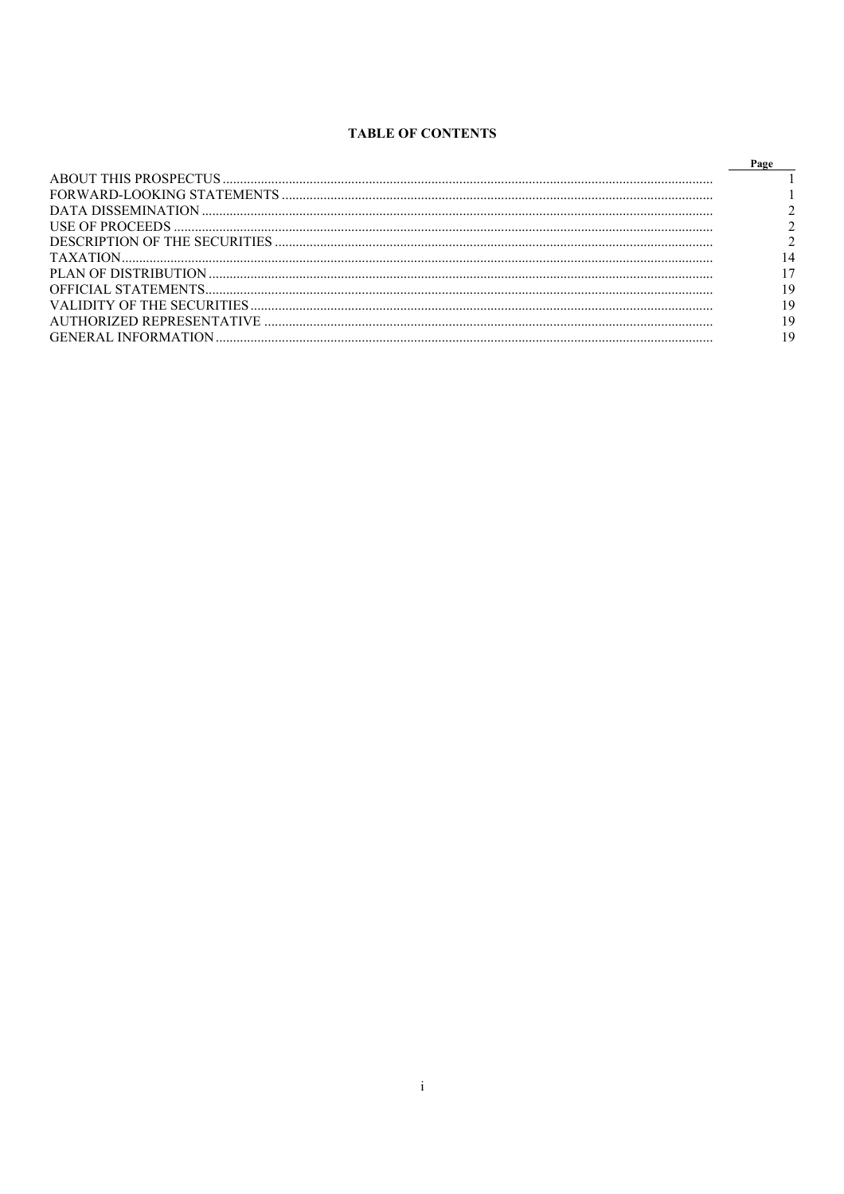## TABLE OF CONTENTS

| | Page |
|---|---|
| ABOUT THIS PROSPECTUS | 1 |
| FORWARD-LOOKING STATEMENTS | 1 |
| DATA DISSEMINATION | 2 |
| USE OF PROCEEDS | 2 |
| DESCRIPTION OF THE SECURITIES | 2 |
| TAXATION | 14 |
| PLAN OF DISTRIBUTION | 17 |
| OFFICIAL STATEMENTS | 19 |
| VALIDITY OF THE SECURITIES | 19 |
| AUTHORIZED REPRESENTATIVE | 19 |
| GENERAL INFORMATION | 19 |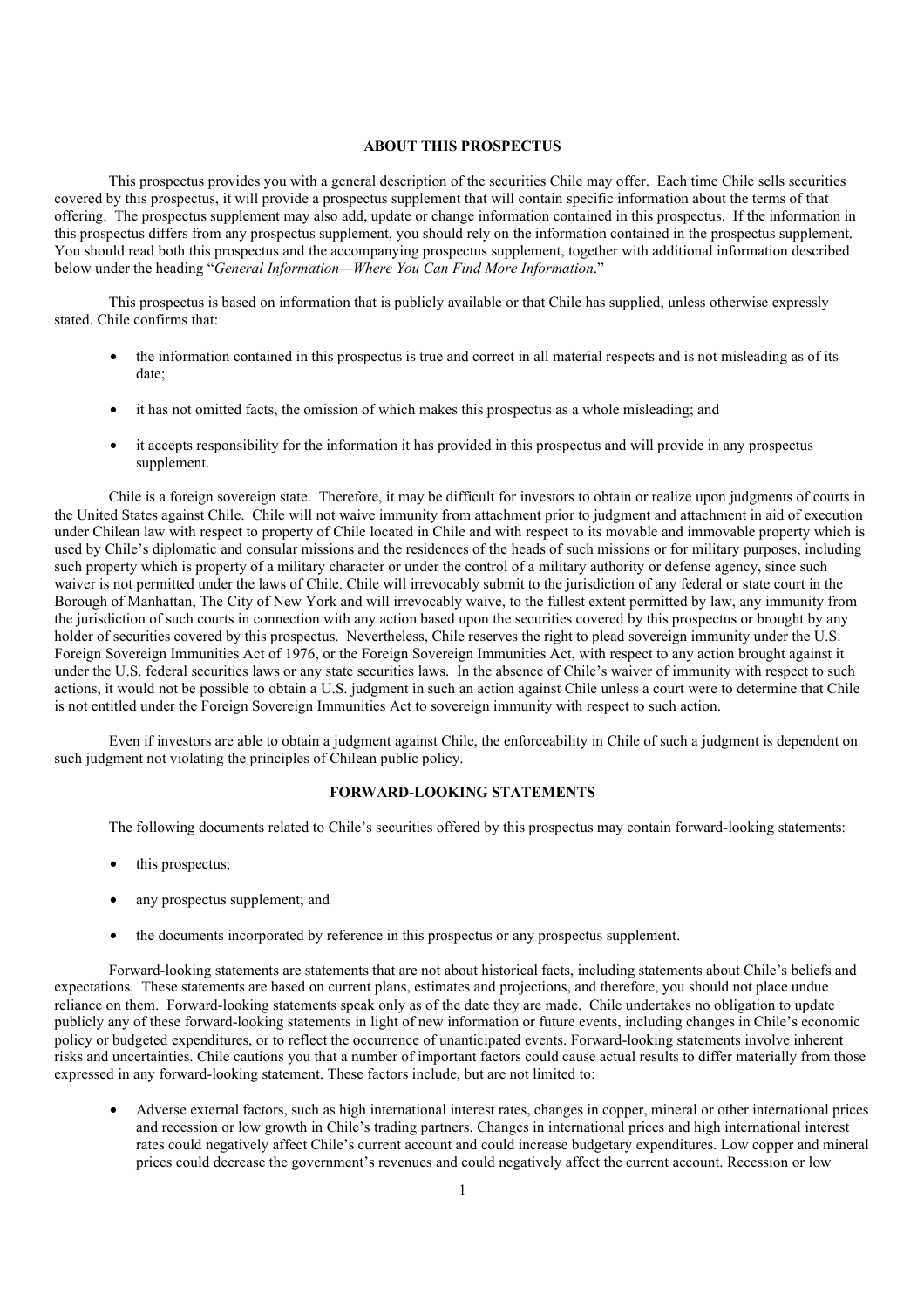## ABOUT THIS PROSPECTUS

This prospectus provides you with a general description of the securities Chile may offer. Each time Chile sells securities covered by this prospectus, it will provide a prospectus supplement that will contain specific information about the terms of that offering. The prospectus supplement may also add, update or change information contained in this prospectus. If the information in this prospectus differs from any prospectus supplement, you should rely on the information contained in the prospectus supplement. You should read both this prospectus and the accompanying prospectus supplement, together with additional information described below under the heading "*General Information—Where You Can Find More Information*."

This prospectus is based on information that is publicly available or that Chile has supplied, unless otherwise expressly stated. Chile confirms that:

- the information contained in this prospectus is true and correct in all material respects and is not misleading as of its date;
- it has not omitted facts, the omission of which makes this prospectus as a whole misleading; and
- it accepts responsibility for the information it has provided in this prospectus and will provide in any prospectus supplement.

Chile is a foreign sovereign state. Therefore, it may be difficult for investors to obtain or realize upon judgments of courts in the United States against Chile. Chile will not waive immunity from attachment prior to judgment and attachment in aid of execution under Chilean law with respect to property of Chile located in Chile and with respect to its movable and immovable property which is used by Chile's diplomatic and consular missions and the residences of the heads of such missions or for military purposes, including such property which is property of a military character or under the control of a military authority or defense agency, since such waiver is not permitted under the laws of Chile. Chile will irrevocably submit to the jurisdiction of any federal or state court in the Borough of Manhattan, The City of New York and will irrevocably waive, to the fullest extent permitted by law, any immunity from the jurisdiction of such courts in connection with any action based upon the securities covered by this prospectus or brought by any holder of securities covered by this prospectus. Nevertheless, Chile reserves the right to plead sovereign immunity under the U.S. Foreign Sovereign Immunities Act of 1976, or the Foreign Sovereign Immunities Act, with respect to any action brought against it under the U.S. federal securities laws or any state securities laws. In the absence of Chile's waiver of immunity with respect to such actions, it would not be possible to obtain a U.S. judgment in such an action against Chile unless a court were to determine that Chile is not entitled under the Foreign Sovereign Immunities Act to sovereign immunity with respect to such action.

Even if investors are able to obtain a judgment against Chile, the enforceability in Chile of such a judgment is dependent on such judgment not violating the principles of Chilean public policy.

## FORWARD-LOOKING STATEMENTS

The following documents related to Chile's securities offered by this prospectus may contain forward-looking statements:

- this prospectus;
- any prospectus supplement; and
- the documents incorporated by reference in this prospectus or any prospectus supplement.

Forward-looking statements are statements that are not about historical facts, including statements about Chile's beliefs and expectations. These statements are based on current plans, estimates and projections, and therefore, you should not place undue reliance on them. Forward-looking statements speak only as of the date they are made. Chile undertakes no obligation to update publicly any of these forward-looking statements in light of new information or future events, including changes in Chile's economic policy or budgeted expenditures, or to reflect the occurrence of unanticipated events. Forward-looking statements involve inherent risks and uncertainties. Chile cautions you that a number of important factors could cause actual results to differ materially from those expressed in any forward-looking statement. These factors include, but are not limited to:

- Adverse external factors, such as high international interest rates, changes in copper, mineral or other international prices and recession or low growth in Chile's trading partners. Changes in international prices and high international interest rates could negatively affect Chile's current account and could increase budgetary expenditures. Low copper and mineral prices could decrease the government's revenues and could negatively affect the current account. Recession or low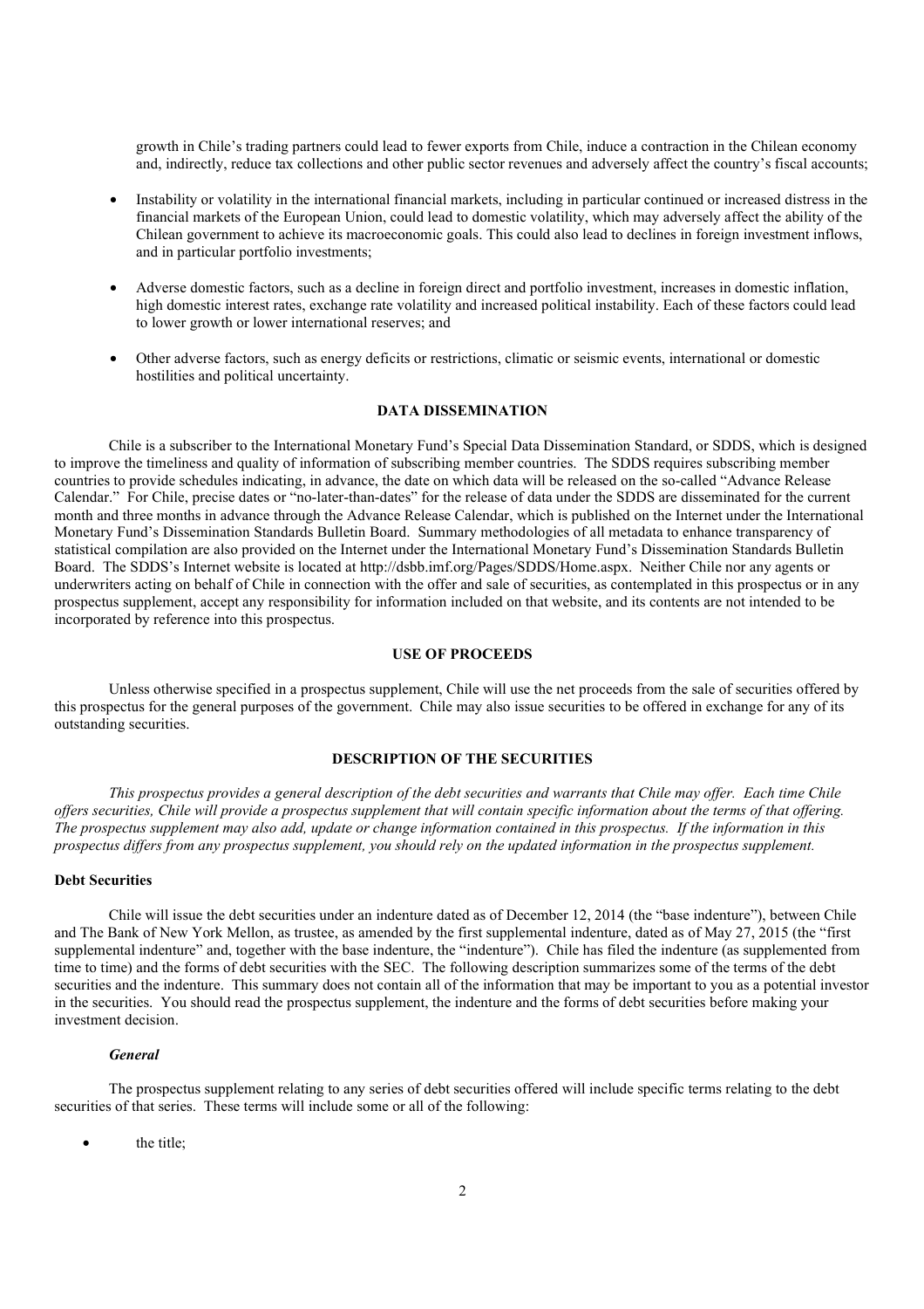growth in Chile's trading partners could lead to fewer exports from Chile, induce a contraction in the Chilean economy and, indirectly, reduce tax collections and other public sector revenues and adversely affect the country's fiscal accounts;

- Instability or volatility in the international financial markets, including in particular continued or increased distress in the financial markets of the European Union, could lead to domestic volatility, which may adversely affect the ability of the Chilean government to achieve its macroeconomic goals. This could also lead to declines in foreign investment inflows, and in particular portfolio investments;
- Adverse domestic factors, such as a decline in foreign direct and portfolio investment, increases in domestic inflation, high domestic interest rates, exchange rate volatility and increased political instability. Each of these factors could lead to lower growth or lower international reserves; and
- Other adverse factors, such as energy deficits or restrictions, climatic or seismic events, international or domestic hostilities and political uncertainty.

## DATA DISSEMINATION

Chile is a subscriber to the International Monetary Fund's Special Data Dissemination Standard, or SDDS, which is designed to improve the timeliness and quality of information of subscribing member countries. The SDDS requires subscribing member countries to provide schedules indicating, in advance, the date on which data will be released on the so-called "Advance Release Calendar." For Chile, precise dates or "no-later-than-dates" for the release of data under the SDDS are disseminated for the current month and three months in advance through the Advance Release Calendar, which is published on the Internet under the International Monetary Fund's Dissemination Standards Bulletin Board. Summary methodologies of all metadata to enhance transparency of statistical compilation are also provided on the Internet under the International Monetary Fund's Dissemination Standards Bulletin Board. The SDDS's Internet website is located at http://dsbb.imf.org/Pages/SDDS/Home.aspx. Neither Chile nor any agents or underwriters acting on behalf of Chile in connection with the offer and sale of securities, as contemplated in this prospectus or in any prospectus supplement, accept any responsibility for information included on that website, and its contents are not intended to be incorporated by reference into this prospectus.

## USE OF PROCEEDS

Unless otherwise specified in a prospectus supplement, Chile will use the net proceeds from the sale of securities offered by this prospectus for the general purposes of the government. Chile may also issue securities to be offered in exchange for any of its outstanding securities.

## DESCRIPTION OF THE SECURITIES

*This prospectus provides a general description of the debt securities and warrants that Chile may offer. Each time Chile offers securities, Chile will provide a prospectus supplement that will contain specific information about the terms of that offering. The prospectus supplement may also add, update or change information contained in this prospectus. If the information in this prospectus differs from any prospectus supplement, you should rely on the updated information in the prospectus supplement.*

### Debt Securities

Chile will issue the debt securities under an indenture dated as of December 12, 2014 (the "base indenture"), between Chile and The Bank of New York Mellon, as trustee, as amended by the first supplemental indenture, dated as of May 27, 2015 (the "first supplemental indenture" and, together with the base indenture, the "indenture"). Chile has filed the indenture (as supplemented from time to time) and the forms of debt securities with the SEC. The following description summarizes some of the terms of the debt securities and the indenture. This summary does not contain all of the information that may be important to you as a potential investor in the securities. You should read the prospectus supplement, the indenture and the forms of debt securities before making your investment decision.

#### *General*

The prospectus supplement relating to any series of debt securities offered will include specific terms relating to the debt securities of that series. These terms will include some or all of the following:

- the title;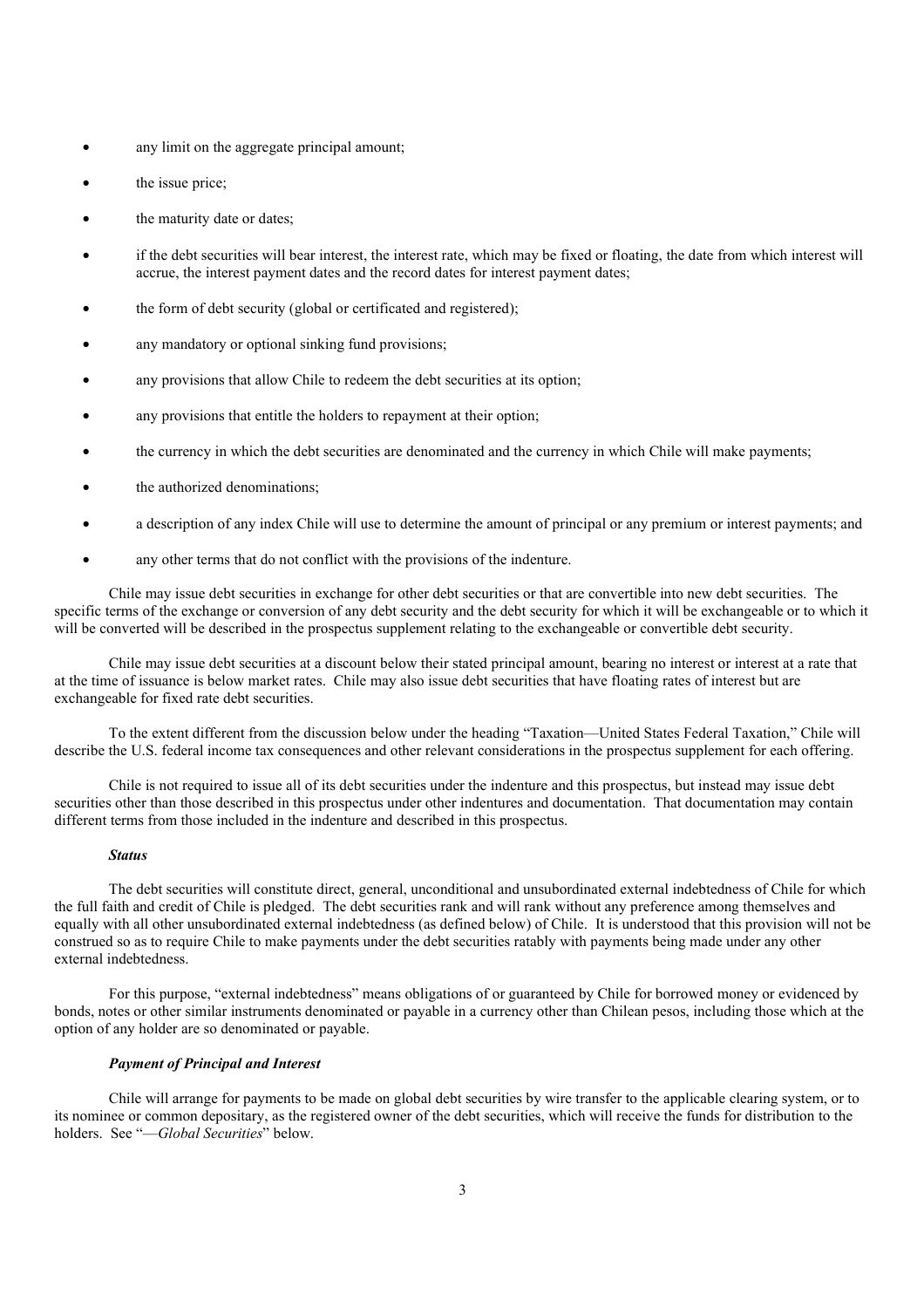- any limit on the aggregate principal amount;
- the issue price;
- the maturity date or dates;
- if the debt securities will bear interest, the interest rate, which may be fixed or floating, the date from which interest will accrue, the interest payment dates and the record dates for interest payment dates;
- the form of debt security (global or certificated and registered);
- any mandatory or optional sinking fund provisions;
- any provisions that allow Chile to redeem the debt securities at its option;
- any provisions that entitle the holders to repayment at their option;
- the currency in which the debt securities are denominated and the currency in which Chile will make payments;
- the authorized denominations;
- a description of any index Chile will use to determine the amount of principal or any premium or interest payments; and
- any other terms that do not conflict with the provisions of the indenture.

Chile may issue debt securities in exchange for other debt securities or that are convertible into new debt securities. The specific terms of the exchange or conversion of any debt security and the debt security for which it will be exchangeable or to which it will be converted will be described in the prospectus supplement relating to the exchangeable or convertible debt security.

Chile may issue debt securities at a discount below their stated principal amount, bearing no interest or interest at a rate that at the time of issuance is below market rates. Chile may also issue debt securities that have floating rates of interest but are exchangeable for fixed rate debt securities.

To the extent different from the discussion below under the heading "Taxation—United States Federal Taxation," Chile will describe the U.S. federal income tax consequences and other relevant considerations in the prospectus supplement for each offering.

Chile is not required to issue all of its debt securities under the indenture and this prospectus, but instead may issue debt securities other than those described in this prospectus under other indentures and documentation. That documentation may contain different terms from those included in the indenture and described in this prospectus.

***Status***

The debt securities will constitute direct, general, unconditional and unsubordinated external indebtedness of Chile for which the full faith and credit of Chile is pledged. The debt securities rank and will rank without any preference among themselves and equally with all other unsubordinated external indebtedness (as defined below) of Chile. It is understood that this provision will not be construed so as to require Chile to make payments under the debt securities ratably with payments being made under any other external indebtedness.

For this purpose, "external indebtedness" means obligations of or guaranteed by Chile for borrowed money or evidenced by bonds, notes or other similar instruments denominated or payable in a currency other than Chilean pesos, including those which at the option of any holder are so denominated or payable.

***Payment of Principal and Interest***

Chile will arrange for payments to be made on global debt securities by wire transfer to the applicable clearing system, or to its nominee or common depositary, as the registered owner of the debt securities, which will receive the funds for distribution to the holders. See "—*Global Securities*" below.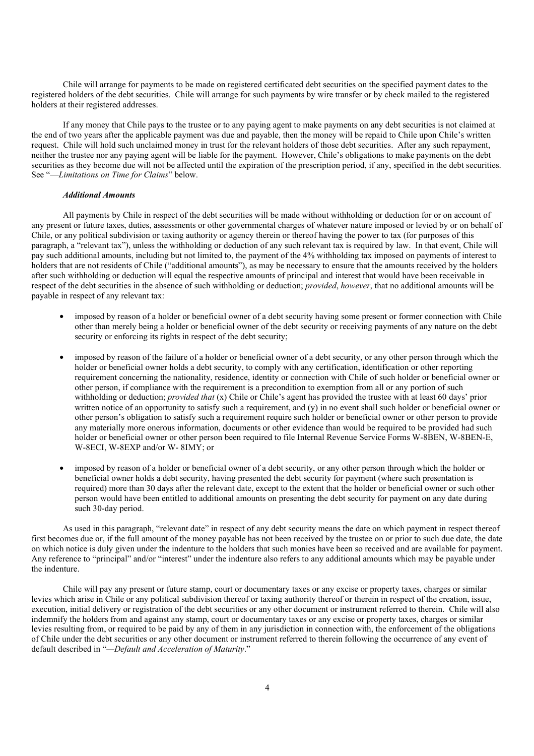Chile will arrange for payments to be made on registered certificated debt securities on the specified payment dates to the registered holders of the debt securities. Chile will arrange for such payments by wire transfer or by check mailed to the registered holders at their registered addresses.

If any money that Chile pays to the trustee or to any paying agent to make payments on any debt securities is not claimed at the end of two years after the applicable payment was due and payable, then the money will be repaid to Chile upon Chile's written request. Chile will hold such unclaimed money in trust for the relevant holders of those debt securities. After any such repayment, neither the trustee nor any paying agent will be liable for the payment. However, Chile's obligations to make payments on the debt securities as they become due will not be affected until the expiration of the prescription period, if any, specified in the debt securities. See "—*Limitations on Time for Claims*" below.

***Additional Amounts***

All payments by Chile in respect of the debt securities will be made without withholding or deduction for or on account of any present or future taxes, duties, assessments or other governmental charges of whatever nature imposed or levied by or on behalf of Chile, or any political subdivision or taxing authority or agency therein or thereof having the power to tax (for purposes of this paragraph, a "relevant tax"), unless the withholding or deduction of any such relevant tax is required by law. In that event, Chile will pay such additional amounts, including but not limited to, the payment of the 4% withholding tax imposed on payments of interest to holders that are not residents of Chile ("additional amounts"), as may be necessary to ensure that the amounts received by the holders after such withholding or deduction will equal the respective amounts of principal and interest that would have been receivable in respect of the debt securities in the absence of such withholding or deduction; *provided*, *however*, that no additional amounts will be payable in respect of any relevant tax:

- imposed by reason of a holder or beneficial owner of a debt security having some present or former connection with Chile other than merely being a holder or beneficial owner of the debt security or receiving payments of any nature on the debt security or enforcing its rights in respect of the debt security;
- imposed by reason of the failure of a holder or beneficial owner of a debt security, or any other person through which the holder or beneficial owner holds a debt security, to comply with any certification, identification or other reporting requirement concerning the nationality, residence, identity or connection with Chile of such holder or beneficial owner or other person, if compliance with the requirement is a precondition to exemption from all or any portion of such withholding or deduction; *provided that* (x) Chile or Chile's agent has provided the trustee with at least 60 days' prior written notice of an opportunity to satisfy such a requirement, and (y) in no event shall such holder or beneficial owner or other person's obligation to satisfy such a requirement require such holder or beneficial owner or other person to provide any materially more onerous information, documents or other evidence than would be required to be provided had such holder or beneficial owner or other person been required to file Internal Revenue Service Forms W-8BEN, W-8BEN-E, W-8ECI, W-8EXP and/or W- 8IMY; or
- imposed by reason of a holder or beneficial owner of a debt security, or any other person through which the holder or beneficial owner holds a debt security, having presented the debt security for payment (where such presentation is required) more than 30 days after the relevant date, except to the extent that the holder or beneficial owner or such other person would have been entitled to additional amounts on presenting the debt security for payment on any date during such 30-day period.

As used in this paragraph, "relevant date" in respect of any debt security means the date on which payment in respect thereof first becomes due or, if the full amount of the money payable has not been received by the trustee on or prior to such due date, the date on which notice is duly given under the indenture to the holders that such monies have been so received and are available for payment. Any reference to "principal" and/or "interest" under the indenture also refers to any additional amounts which may be payable under the indenture.

Chile will pay any present or future stamp, court or documentary taxes or any excise or property taxes, charges or similar levies which arise in Chile or any political subdivision thereof or taxing authority thereof or therein in respect of the creation, issue, execution, initial delivery or registration of the debt securities or any other document or instrument referred to therein. Chile will also indemnify the holders from and against any stamp, court or documentary taxes or any excise or property taxes, charges or similar levies resulting from, or required to be paid by any of them in any jurisdiction in connection with, the enforcement of the obligations of Chile under the debt securities or any other document or instrument referred to therein following the occurrence of any event of default described in "—*Default and Acceleration of Maturity*."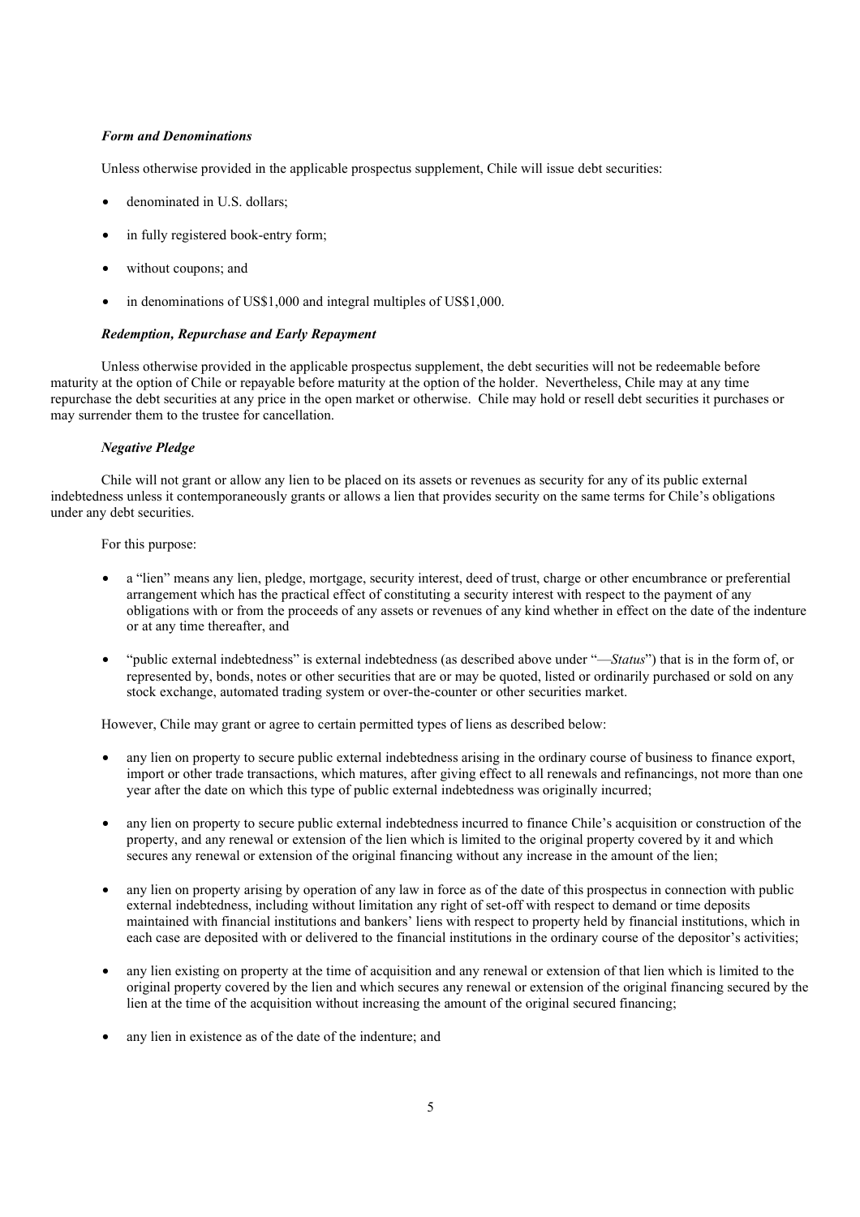***Form and Denominations***

Unless otherwise provided in the applicable prospectus supplement, Chile will issue debt securities:

- denominated in U.S. dollars;
- in fully registered book-entry form;
- without coupons; and
- in denominations of US$1,000 and integral multiples of US$1,000.

***Redemption, Repurchase and Early Repayment***

Unless otherwise provided in the applicable prospectus supplement, the debt securities will not be redeemable before maturity at the option of Chile or repayable before maturity at the option of the holder. Nevertheless, Chile may at any time repurchase the debt securities at any price in the open market or otherwise. Chile may hold or resell debt securities it purchases or may surrender them to the trustee for cancellation.

***Negative Pledge***

Chile will not grant or allow any lien to be placed on its assets or revenues as security for any of its public external indebtedness unless it contemporaneously grants or allows a lien that provides security on the same terms for Chile's obligations under any debt securities.

For this purpose:

- a "lien" means any lien, pledge, mortgage, security interest, deed of trust, charge or other encumbrance or preferential arrangement which has the practical effect of constituting a security interest with respect to the payment of any obligations with or from the proceeds of any assets or revenues of any kind whether in effect on the date of the indenture or at any time thereafter, and
- "public external indebtedness" is external indebtedness (as described above under "—*Status*") that is in the form of, or represented by, bonds, notes or other securities that are or may be quoted, listed or ordinarily purchased or sold on any stock exchange, automated trading system or over-the-counter or other securities market.

However, Chile may grant or agree to certain permitted types of liens as described below:

- any lien on property to secure public external indebtedness arising in the ordinary course of business to finance export, import or other trade transactions, which matures, after giving effect to all renewals and refinancings, not more than one year after the date on which this type of public external indebtedness was originally incurred;
- any lien on property to secure public external indebtedness incurred to finance Chile's acquisition or construction of the property, and any renewal or extension of the lien which is limited to the original property covered by it and which secures any renewal or extension of the original financing without any increase in the amount of the lien;
- any lien on property arising by operation of any law in force as of the date of this prospectus in connection with public external indebtedness, including without limitation any right of set-off with respect to demand or time deposits maintained with financial institutions and bankers' liens with respect to property held by financial institutions, which in each case are deposited with or delivered to the financial institutions in the ordinary course of the depositor's activities;
- any lien existing on property at the time of acquisition and any renewal or extension of that lien which is limited to the original property covered by the lien and which secures any renewal or extension of the original financing secured by the lien at the time of the acquisition without increasing the amount of the original secured financing;
- any lien in existence as of the date of the indenture; and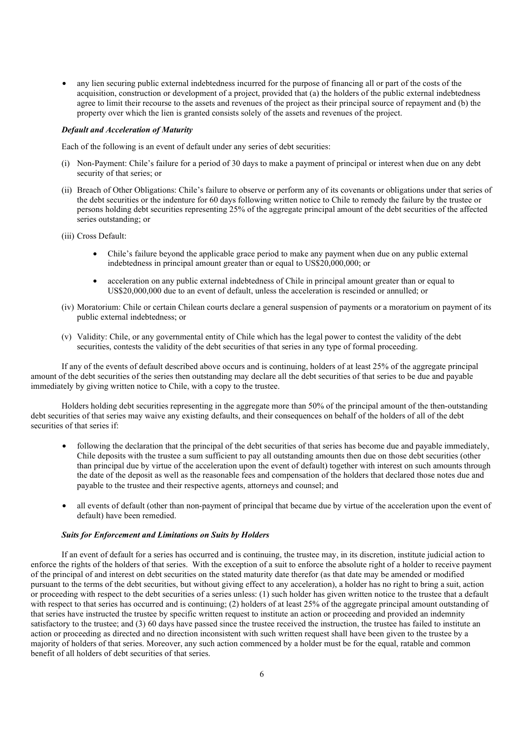- any lien securing public external indebtedness incurred for the purpose of financing all or part of the costs of the acquisition, construction or development of a project, provided that (a) the holders of the public external indebtedness agree to limit their recourse to the assets and revenues of the project as their principal source of repayment and (b) the property over which the lien is granted consists solely of the assets and revenues of the project.

***Default and Acceleration of Maturity***

Each of the following is an event of default under any series of debt securities:

(i) Non-Payment: Chile's failure for a period of 30 days to make a payment of principal or interest when due on any debt security of that series; or

(ii) Breach of Other Obligations: Chile's failure to observe or perform any of its covenants or obligations under that series of the debt securities or the indenture for 60 days following written notice to Chile to remedy the failure by the trustee or persons holding debt securities representing 25% of the aggregate principal amount of the debt securities of the affected series outstanding; or

(iii) Cross Default:

- Chile's failure beyond the applicable grace period to make any payment when due on any public external indebtedness in principal amount greater than or equal to US$20,000,000; or
- acceleration on any public external indebtedness of Chile in principal amount greater than or equal to US$20,000,000 due to an event of default, unless the acceleration is rescinded or annulled; or

(iv) Moratorium: Chile or certain Chilean courts declare a general suspension of payments or a moratorium on payment of its public external indebtedness; or

(v) Validity: Chile, or any governmental entity of Chile which has the legal power to contest the validity of the debt securities, contests the validity of the debt securities of that series in any type of formal proceeding.

If any of the events of default described above occurs and is continuing, holders of at least 25% of the aggregate principal amount of the debt securities of the series then outstanding may declare all the debt securities of that series to be due and payable immediately by giving written notice to Chile, with a copy to the trustee.

Holders holding debt securities representing in the aggregate more than 50% of the principal amount of the then-outstanding debt securities of that series may waive any existing defaults, and their consequences on behalf of the holders of all of the debt securities of that series if:

- following the declaration that the principal of the debt securities of that series has become due and payable immediately, Chile deposits with the trustee a sum sufficient to pay all outstanding amounts then due on those debt securities (other than principal due by virtue of the acceleration upon the event of default) together with interest on such amounts through the date of the deposit as well as the reasonable fees and compensation of the holders that declared those notes due and payable to the trustee and their respective agents, attorneys and counsel; and
- all events of default (other than non-payment of principal that became due by virtue of the acceleration upon the event of default) have been remedied.

***Suits for Enforcement and Limitations on Suits by Holders***

If an event of default for a series has occurred and is continuing, the trustee may, in its discretion, institute judicial action to enforce the rights of the holders of that series. With the exception of a suit to enforce the absolute right of a holder to receive payment of the principal of and interest on debt securities on the stated maturity date therefor (as that date may be amended or modified pursuant to the terms of the debt securities, but without giving effect to any acceleration), a holder has no right to bring a suit, action or proceeding with respect to the debt securities of a series unless: (1) such holder has given written notice to the trustee that a default with respect to that series has occurred and is continuing; (2) holders of at least 25% of the aggregate principal amount outstanding of that series have instructed the trustee by specific written request to institute an action or proceeding and provided an indemnity satisfactory to the trustee; and (3) 60 days have passed since the trustee received the instruction, the trustee has failed to institute an action or proceeding as directed and no direction inconsistent with such written request shall have been given to the trustee by a majority of holders of that series. Moreover, any such action commenced by a holder must be for the equal, ratable and common benefit of all holders of debt securities of that series.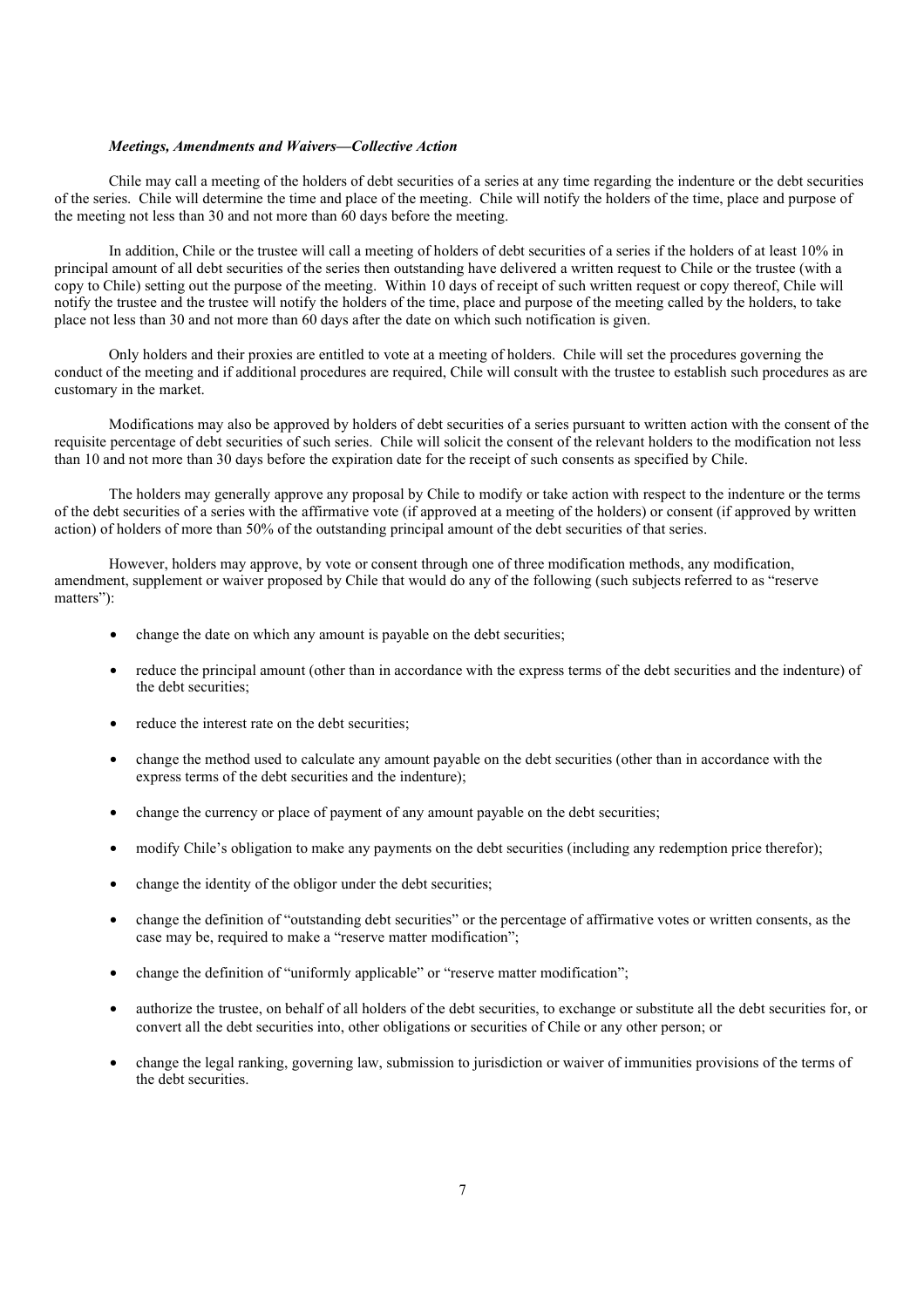***Meetings, Amendments and Waivers—Collective Action***

Chile may call a meeting of the holders of debt securities of a series at any time regarding the indenture or the debt securities of the series. Chile will determine the time and place of the meeting. Chile will notify the holders of the time, place and purpose of the meeting not less than 30 and not more than 60 days before the meeting.

In addition, Chile or the trustee will call a meeting of holders of debt securities of a series if the holders of at least 10% in principal amount of all debt securities of the series then outstanding have delivered a written request to Chile or the trustee (with a copy to Chile) setting out the purpose of the meeting. Within 10 days of receipt of such written request or copy thereof, Chile will notify the trustee and the trustee will notify the holders of the time, place and purpose of the meeting called by the holders, to take place not less than 30 and not more than 60 days after the date on which such notification is given.

Only holders and their proxies are entitled to vote at a meeting of holders. Chile will set the procedures governing the conduct of the meeting and if additional procedures are required, Chile will consult with the trustee to establish such procedures as are customary in the market.

Modifications may also be approved by holders of debt securities of a series pursuant to written action with the consent of the requisite percentage of debt securities of such series. Chile will solicit the consent of the relevant holders to the modification not less than 10 and not more than 30 days before the expiration date for the receipt of such consents as specified by Chile.

The holders may generally approve any proposal by Chile to modify or take action with respect to the indenture or the terms of the debt securities of a series with the affirmative vote (if approved at a meeting of the holders) or consent (if approved by written action) of holders of more than 50% of the outstanding principal amount of the debt securities of that series.

However, holders may approve, by vote or consent through one of three modification methods, any modification, amendment, supplement or waiver proposed by Chile that would do any of the following (such subjects referred to as "reserve matters"):

- change the date on which any amount is payable on the debt securities;
- reduce the principal amount (other than in accordance with the express terms of the debt securities and the indenture) of the debt securities;
- reduce the interest rate on the debt securities;
- change the method used to calculate any amount payable on the debt securities (other than in accordance with the express terms of the debt securities and the indenture);
- change the currency or place of payment of any amount payable on the debt securities;
- modify Chile's obligation to make any payments on the debt securities (including any redemption price therefor);
- change the identity of the obligor under the debt securities;
- change the definition of "outstanding debt securities" or the percentage of affirmative votes or written consents, as the case may be, required to make a "reserve matter modification";
- change the definition of "uniformly applicable" or "reserve matter modification";
- authorize the trustee, on behalf of all holders of the debt securities, to exchange or substitute all the debt securities for, or convert all the debt securities into, other obligations or securities of Chile or any other person; or
- change the legal ranking, governing law, submission to jurisdiction or waiver of immunities provisions of the terms of the debt securities.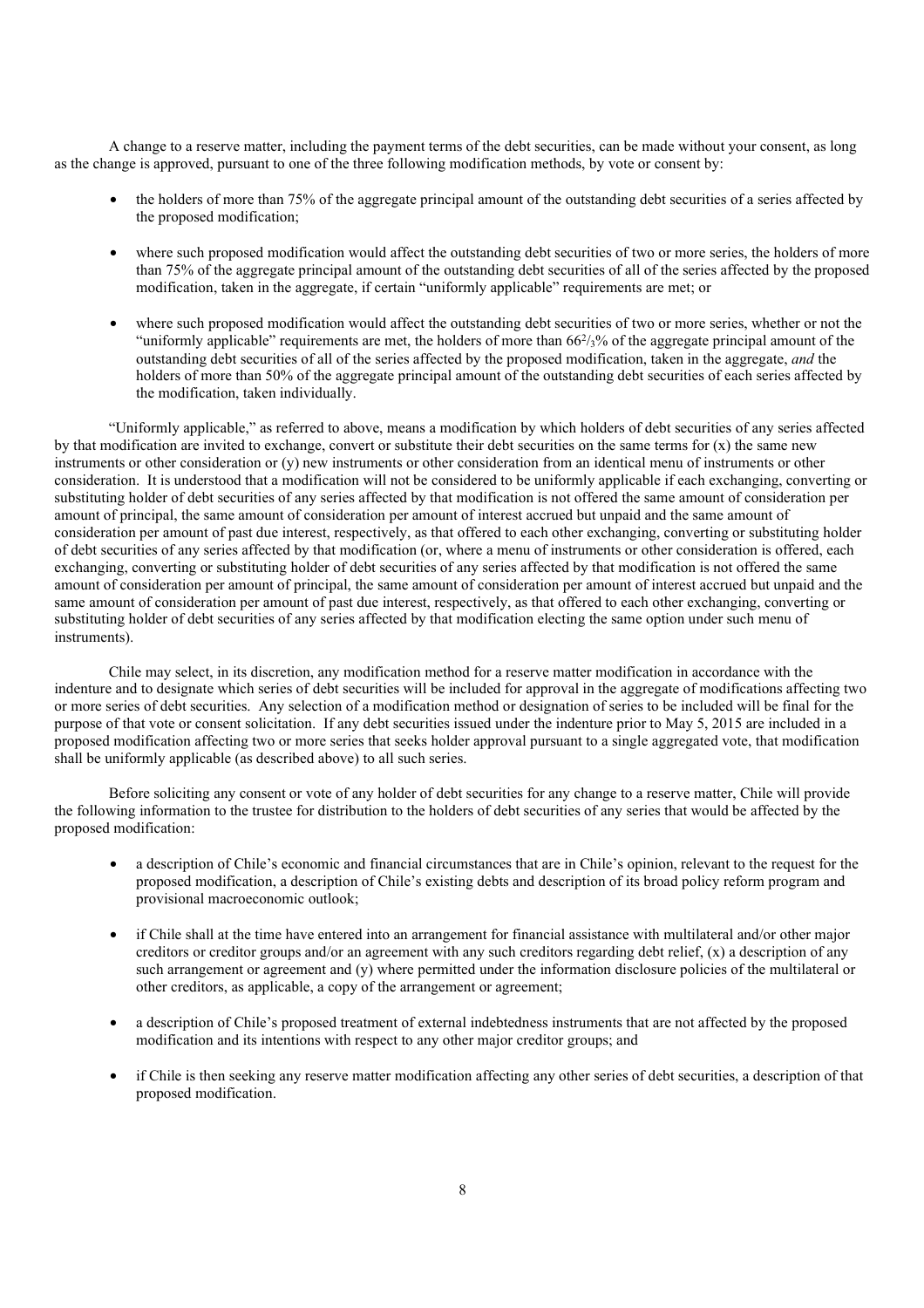A change to a reserve matter, including the payment terms of the debt securities, can be made without your consent, as long as the change is approved, pursuant to one of the three following modification methods, by vote or consent by:

- the holders of more than 75% of the aggregate principal amount of the outstanding debt securities of a series affected by the proposed modification;
- where such proposed modification would affect the outstanding debt securities of two or more series, the holders of more than 75% of the aggregate principal amount of the outstanding debt securities of all of the series affected by the proposed modification, taken in the aggregate, if certain "uniformly applicable" requirements are met; or
- where such proposed modification would affect the outstanding debt securities of two or more series, whether or not the "uniformly applicable" requirements are met, the holders of more than $66^2/_3$% of the aggregate principal amount of the outstanding debt securities of all of the series affected by the proposed modification, taken in the aggregate, *and* the holders of more than 50% of the aggregate principal amount of the outstanding debt securities of each series affected by the modification, taken individually.

"Uniformly applicable," as referred to above, means a modification by which holders of debt securities of any series affected by that modification are invited to exchange, convert or substitute their debt securities on the same terms for (x) the same new instruments or other consideration or (y) new instruments or other consideration from an identical menu of instruments or other consideration. It is understood that a modification will not be considered to be uniformly applicable if each exchanging, converting or substituting holder of debt securities of any series affected by that modification is not offered the same amount of consideration per amount of principal, the same amount of consideration per amount of interest accrued but unpaid and the same amount of consideration per amount of past due interest, respectively, as that offered to each other exchanging, converting or substituting holder of debt securities of any series affected by that modification (or, where a menu of instruments or other consideration is offered, each exchanging, converting or substituting holder of debt securities of any series affected by that modification is not offered the same amount of consideration per amount of principal, the same amount of consideration per amount of interest accrued but unpaid and the same amount of consideration per amount of past due interest, respectively, as that offered to each other exchanging, converting or substituting holder of debt securities of any series affected by that modification electing the same option under such menu of instruments).

Chile may select, in its discretion, any modification method for a reserve matter modification in accordance with the indenture and to designate which series of debt securities will be included for approval in the aggregate of modifications affecting two or more series of debt securities. Any selection of a modification method or designation of series to be included will be final for the purpose of that vote or consent solicitation. If any debt securities issued under the indenture prior to May 5, 2015 are included in a proposed modification affecting two or more series that seeks holder approval pursuant to a single aggregated vote, that modification shall be uniformly applicable (as described above) to all such series.

Before soliciting any consent or vote of any holder of debt securities for any change to a reserve matter, Chile will provide the following information to the trustee for distribution to the holders of debt securities of any series that would be affected by the proposed modification:

- a description of Chile's economic and financial circumstances that are in Chile's opinion, relevant to the request for the proposed modification, a description of Chile's existing debts and description of its broad policy reform program and provisional macroeconomic outlook;
- if Chile shall at the time have entered into an arrangement for financial assistance with multilateral and/or other major creditors or creditor groups and/or an agreement with any such creditors regarding debt relief, (x) a description of any such arrangement or agreement and (y) where permitted under the information disclosure policies of the multilateral or other creditors, as applicable, a copy of the arrangement or agreement;
- a description of Chile's proposed treatment of external indebtedness instruments that are not affected by the proposed modification and its intentions with respect to any other major creditor groups; and
- if Chile is then seeking any reserve matter modification affecting any other series of debt securities, a description of that proposed modification.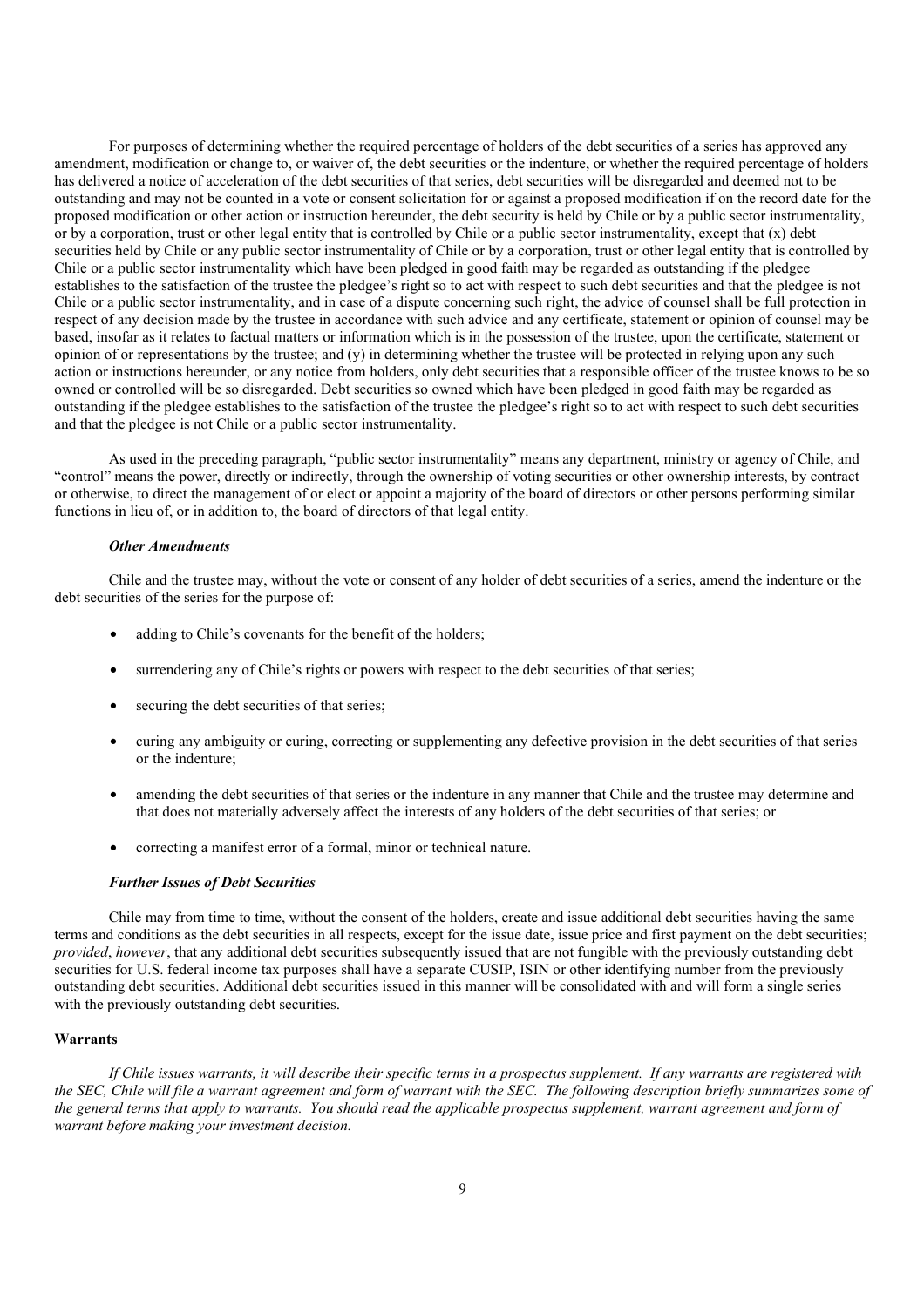For purposes of determining whether the required percentage of holders of the debt securities of a series has approved any amendment, modification or change to, or waiver of, the debt securities or the indenture, or whether the required percentage of holders has delivered a notice of acceleration of the debt securities of that series, debt securities will be disregarded and deemed not to be outstanding and may not be counted in a vote or consent solicitation for or against a proposed modification if on the record date for the proposed modification or other action or instruction hereunder, the debt security is held by Chile or by a public sector instrumentality, or by a corporation, trust or other legal entity that is controlled by Chile or a public sector instrumentality, except that (x) debt securities held by Chile or any public sector instrumentality of Chile or by a corporation, trust or other legal entity that is controlled by Chile or a public sector instrumentality which have been pledged in good faith may be regarded as outstanding if the pledgee establishes to the satisfaction of the trustee the pledgee's right so to act with respect to such debt securities and that the pledgee is not Chile or a public sector instrumentality, and in case of a dispute concerning such right, the advice of counsel shall be full protection in respect of any decision made by the trustee in accordance with such advice and any certificate, statement or opinion of counsel may be based, insofar as it relates to factual matters or information which is in the possession of the trustee, upon the certificate, statement or opinion of or representations by the trustee; and (y) in determining whether the trustee will be protected in relying upon any such action or instructions hereunder, or any notice from holders, only debt securities that a responsible officer of the trustee knows to be so owned or controlled will be so disregarded. Debt securities so owned which have been pledged in good faith may be regarded as outstanding if the pledgee establishes to the satisfaction of the trustee the pledgee's right so to act with respect to such debt securities and that the pledgee is not Chile or a public sector instrumentality.

As used in the preceding paragraph, "public sector instrumentality" means any department, ministry or agency of Chile, and "control" means the power, directly or indirectly, through the ownership of voting securities or other ownership interests, by contract or otherwise, to direct the management of or elect or appoint a majority of the board of directors or other persons performing similar functions in lieu of, or in addition to, the board of directors of that legal entity.

#### *Other Amendments*

Chile and the trustee may, without the vote or consent of any holder of debt securities of a series, amend the indenture or the debt securities of the series for the purpose of:

- adding to Chile's covenants for the benefit of the holders;
- surrendering any of Chile's rights or powers with respect to the debt securities of that series;
- securing the debt securities of that series;
- curing any ambiguity or curing, correcting or supplementing any defective provision in the debt securities of that series or the indenture;
- amending the debt securities of that series or the indenture in any manner that Chile and the trustee may determine and that does not materially adversely affect the interests of any holders of the debt securities of that series; or
- correcting a manifest error of a formal, minor or technical nature.

#### *Further Issues of Debt Securities*

Chile may from time to time, without the consent of the holders, create and issue additional debt securities having the same terms and conditions as the debt securities in all respects, except for the issue date, issue price and first payment on the debt securities; *provided*, *however*, that any additional debt securities subsequently issued that are not fungible with the previously outstanding debt securities for U.S. federal income tax purposes shall have a separate CUSIP, ISIN or other identifying number from the previously outstanding debt securities. Additional debt securities issued in this manner will be consolidated with and will form a single series with the previously outstanding debt securities.

### Warrants

*If Chile issues warrants, it will describe their specific terms in a prospectus supplement. If any warrants are registered with the SEC, Chile will file a warrant agreement and form of warrant with the SEC. The following description briefly summarizes some of the general terms that apply to warrants. You should read the applicable prospectus supplement, warrant agreement and form of warrant before making your investment decision.*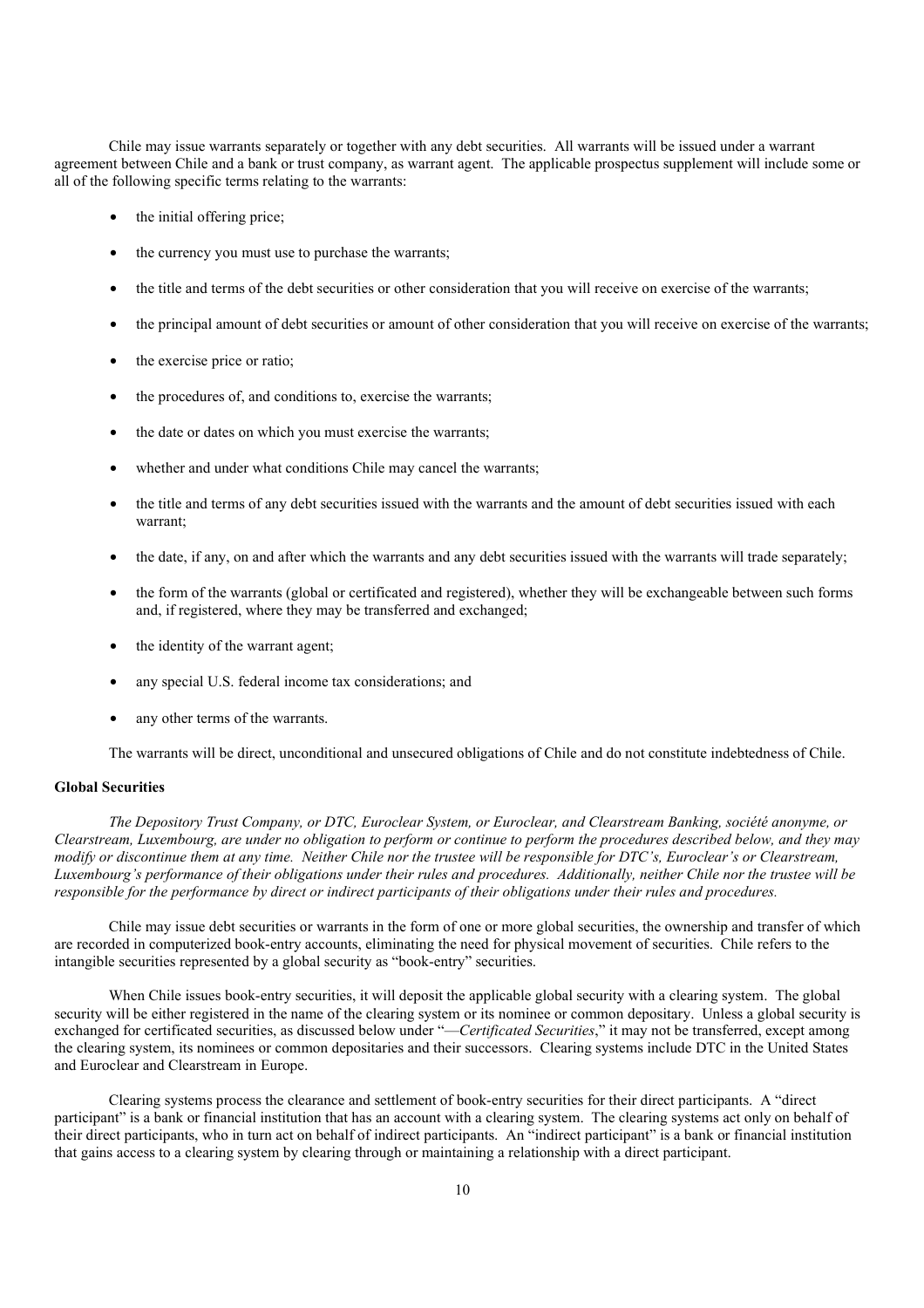Chile may issue warrants separately or together with any debt securities. All warrants will be issued under a warrant agreement between Chile and a bank or trust company, as warrant agent. The applicable prospectus supplement will include some or all of the following specific terms relating to the warrants:

- the initial offering price;
- the currency you must use to purchase the warrants;
- the title and terms of the debt securities or other consideration that you will receive on exercise of the warrants;
- the principal amount of debt securities or amount of other consideration that you will receive on exercise of the warrants;
- the exercise price or ratio;
- the procedures of, and conditions to, exercise the warrants;
- the date or dates on which you must exercise the warrants;
- whether and under what conditions Chile may cancel the warrants;
- the title and terms of any debt securities issued with the warrants and the amount of debt securities issued with each warrant;
- the date, if any, on and after which the warrants and any debt securities issued with the warrants will trade separately;
- the form of the warrants (global or certificated and registered), whether they will be exchangeable between such forms and, if registered, where they may be transferred and exchanged;
- the identity of the warrant agent;
- any special U.S. federal income tax considerations; and
- any other terms of the warrants.

The warrants will be direct, unconditional and unsecured obligations of Chile and do not constitute indebtedness of Chile.

**Global Securities**

*The Depository Trust Company, or DTC, Euroclear System, or Euroclear, and Clearstream Banking, société anonyme, or Clearstream, Luxembourg, are under no obligation to perform or continue to perform the procedures described below, and they may modify or discontinue them at any time. Neither Chile nor the trustee will be responsible for DTC's, Euroclear's or Clearstream, Luxembourg's performance of their obligations under their rules and procedures. Additionally, neither Chile nor the trustee will be responsible for the performance by direct or indirect participants of their obligations under their rules and procedures.*

Chile may issue debt securities or warrants in the form of one or more global securities, the ownership and transfer of which are recorded in computerized book-entry accounts, eliminating the need for physical movement of securities. Chile refers to the intangible securities represented by a global security as "book-entry" securities.

When Chile issues book-entry securities, it will deposit the applicable global security with a clearing system. The global security will be either registered in the name of the clearing system or its nominee or common depositary. Unless a global security is exchanged for certificated securities, as discussed below under "*—Certificated Securities*," it may not be transferred, except among the clearing system, its nominees or common depositaries and their successors. Clearing systems include DTC in the United States and Euroclear and Clearstream in Europe.

Clearing systems process the clearance and settlement of book-entry securities for their direct participants. A "direct participant" is a bank or financial institution that has an account with a clearing system. The clearing systems act only on behalf of their direct participants, who in turn act on behalf of indirect participants. An "indirect participant" is a bank or financial institution that gains access to a clearing system by clearing through or maintaining a relationship with a direct participant.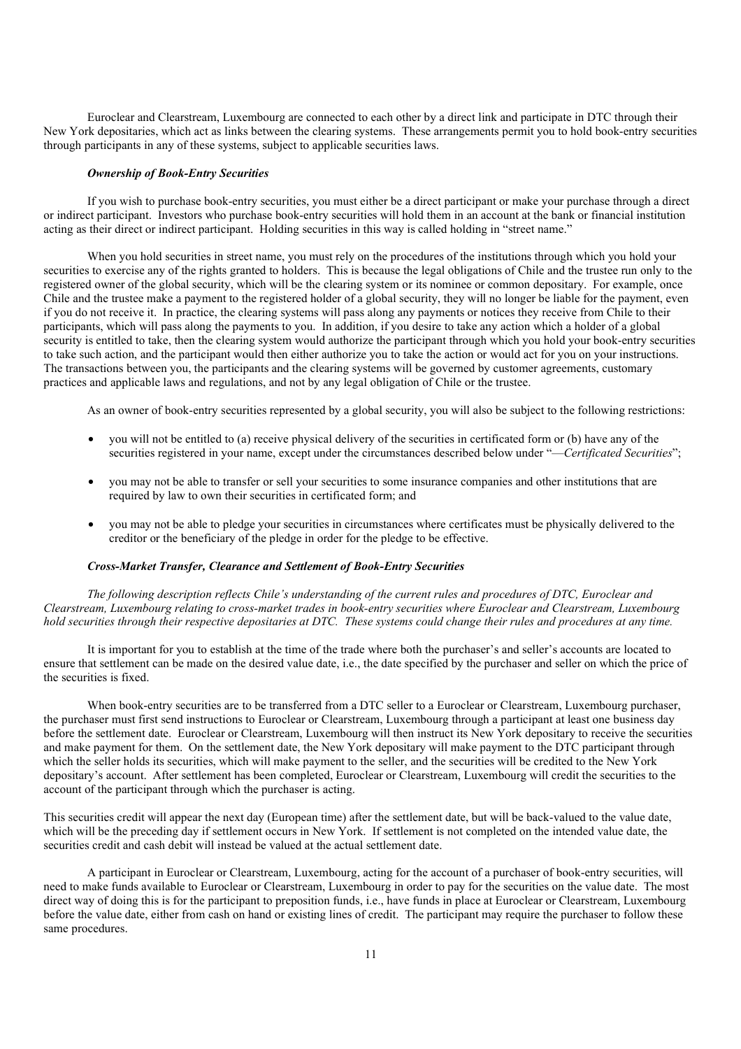Euroclear and Clearstream, Luxembourg are connected to each other by a direct link and participate in DTC through their New York depositaries, which act as links between the clearing systems. These arrangements permit you to hold book-entry securities through participants in any of these systems, subject to applicable securities laws.

### *Ownership of Book-Entry Securities*

If you wish to purchase book-entry securities, you must either be a direct participant or make your purchase through a direct or indirect participant. Investors who purchase book-entry securities will hold them in an account at the bank or financial institution acting as their direct or indirect participant. Holding securities in this way is called holding in "street name."

When you hold securities in street name, you must rely on the procedures of the institutions through which you hold your securities to exercise any of the rights granted to holders. This is because the legal obligations of Chile and the trustee run only to the registered owner of the global security, which will be the clearing system or its nominee or common depositary. For example, once Chile and the trustee make a payment to the registered holder of a global security, they will no longer be liable for the payment, even if you do not receive it. In practice, the clearing systems will pass along any payments or notices they receive from Chile to their participants, which will pass along the payments to you. In addition, if you desire to take any action which a holder of a global security is entitled to take, then the clearing system would authorize the participant through which you hold your book-entry securities to take such action, and the participant would then either authorize you to take the action or would act for you on your instructions. The transactions between you, the participants and the clearing systems will be governed by customer agreements, customary practices and applicable laws and regulations, and not by any legal obligation of Chile or the trustee.

As an owner of book-entry securities represented by a global security, you will also be subject to the following restrictions:

- you will not be entitled to (a) receive physical delivery of the securities in certificated form or (b) have any of the securities registered in your name, except under the circumstances described below under "—*Certificated Securities*";
- you may not be able to transfer or sell your securities to some insurance companies and other institutions that are required by law to own their securities in certificated form; and
- you may not be able to pledge your securities in circumstances where certificates must be physically delivered to the creditor or the beneficiary of the pledge in order for the pledge to be effective.

### *Cross-Market Transfer, Clearance and Settlement of Book-Entry Securities*

*The following description reflects Chile's understanding of the current rules and procedures of DTC, Euroclear and Clearstream, Luxembourg relating to cross-market trades in book-entry securities where Euroclear and Clearstream, Luxembourg hold securities through their respective depositaries at DTC. These systems could change their rules and procedures at any time.*

It is important for you to establish at the time of the trade where both the purchaser's and seller's accounts are located to ensure that settlement can be made on the desired value date, i.e., the date specified by the purchaser and seller on which the price of the securities is fixed.

When book-entry securities are to be transferred from a DTC seller to a Euroclear or Clearstream, Luxembourg purchaser, the purchaser must first send instructions to Euroclear or Clearstream, Luxembourg through a participant at least one business day before the settlement date. Euroclear or Clearstream, Luxembourg will then instruct its New York depositary to receive the securities and make payment for them. On the settlement date, the New York depositary will make payment to the DTC participant through which the seller holds its securities, which will make payment to the seller, and the securities will be credited to the New York depositary's account. After settlement has been completed, Euroclear or Clearstream, Luxembourg will credit the securities to the account of the participant through which the purchaser is acting.

This securities credit will appear the next day (European time) after the settlement date, but will be back-valued to the value date, which will be the preceding day if settlement occurs in New York. If settlement is not completed on the intended value date, the securities credit and cash debit will instead be valued at the actual settlement date.

A participant in Euroclear or Clearstream, Luxembourg, acting for the account of a purchaser of book-entry securities, will need to make funds available to Euroclear or Clearstream, Luxembourg in order to pay for the securities on the value date. The most direct way of doing this is for the participant to preposition funds, i.e., have funds in place at Euroclear or Clearstream, Luxembourg before the value date, either from cash on hand or existing lines of credit. The participant may require the purchaser to follow these same procedures.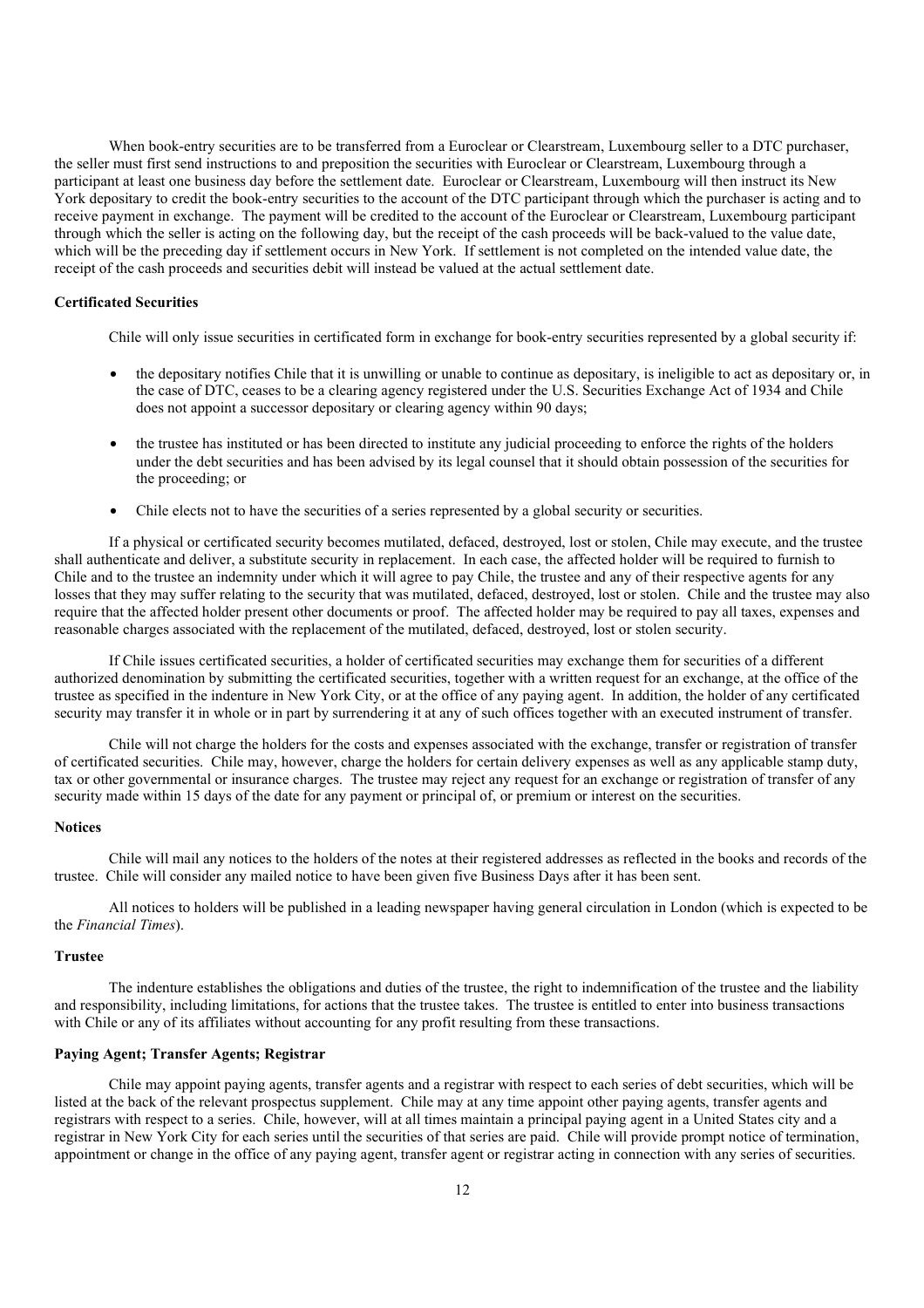When book-entry securities are to be transferred from a Euroclear or Clearstream, Luxembourg seller to a DTC purchaser, the seller must first send instructions to and preposition the securities with Euroclear or Clearstream, Luxembourg through a participant at least one business day before the settlement date. Euroclear or Clearstream, Luxembourg will then instruct its New York depositary to credit the book-entry securities to the account of the DTC participant through which the purchaser is acting and to receive payment in exchange. The payment will be credited to the account of the Euroclear or Clearstream, Luxembourg participant through which the seller is acting on the following day, but the receipt of the cash proceeds will be back-valued to the value date, which will be the preceding day if settlement occurs in New York. If settlement is not completed on the intended value date, the receipt of the cash proceeds and securities debit will instead be valued at the actual settlement date.

### Certificated Securities

Chile will only issue securities in certificated form in exchange for book-entry securities represented by a global security if:

- the depositary notifies Chile that it is unwilling or unable to continue as depositary, is ineligible to act as depositary or, in the case of DTC, ceases to be a clearing agency registered under the U.S. Securities Exchange Act of 1934 and Chile does not appoint a successor depositary or clearing agency within 90 days;
- the trustee has instituted or has been directed to institute any judicial proceeding to enforce the rights of the holders under the debt securities and has been advised by its legal counsel that it should obtain possession of the securities for the proceeding; or
- Chile elects not to have the securities of a series represented by a global security or securities.

If a physical or certificated security becomes mutilated, defaced, destroyed, lost or stolen, Chile may execute, and the trustee shall authenticate and deliver, a substitute security in replacement. In each case, the affected holder will be required to furnish to Chile and to the trustee an indemnity under which it will agree to pay Chile, the trustee and any of their respective agents for any losses that they may suffer relating to the security that was mutilated, defaced, destroyed, lost or stolen. Chile and the trustee may also require that the affected holder present other documents or proof. The affected holder may be required to pay all taxes, expenses and reasonable charges associated with the replacement of the mutilated, defaced, destroyed, lost or stolen security.

If Chile issues certificated securities, a holder of certificated securities may exchange them for securities of a different authorized denomination by submitting the certificated securities, together with a written request for an exchange, at the office of the trustee as specified in the indenture in New York City, or at the office of any paying agent. In addition, the holder of any certificated security may transfer it in whole or in part by surrendering it at any of such offices together with an executed instrument of transfer.

Chile will not charge the holders for the costs and expenses associated with the exchange, transfer or registration of transfer of certificated securities. Chile may, however, charge the holders for certain delivery expenses as well as any applicable stamp duty, tax or other governmental or insurance charges. The trustee may reject any request for an exchange or registration of transfer of any security made within 15 days of the date for any payment or principal of, or premium or interest on the securities.

### Notices

Chile will mail any notices to the holders of the notes at their registered addresses as reflected in the books and records of the trustee. Chile will consider any mailed notice to have been given five Business Days after it has been sent.

All notices to holders will be published in a leading newspaper having general circulation in London (which is expected to be the *Financial Times*).

### Trustee

The indenture establishes the obligations and duties of the trustee, the right to indemnification of the trustee and the liability and responsibility, including limitations, for actions that the trustee takes. The trustee is entitled to enter into business transactions with Chile or any of its affiliates without accounting for any profit resulting from these transactions.

### Paying Agent; Transfer Agents; Registrar

Chile may appoint paying agents, transfer agents and a registrar with respect to each series of debt securities, which will be listed at the back of the relevant prospectus supplement. Chile may at any time appoint other paying agents, transfer agents and registrars with respect to a series. Chile, however, will at all times maintain a principal paying agent in a United States city and a registrar in New York City for each series until the securities of that series are paid. Chile will provide prompt notice of termination, appointment or change in the office of any paying agent, transfer agent or registrar acting in connection with any series of securities.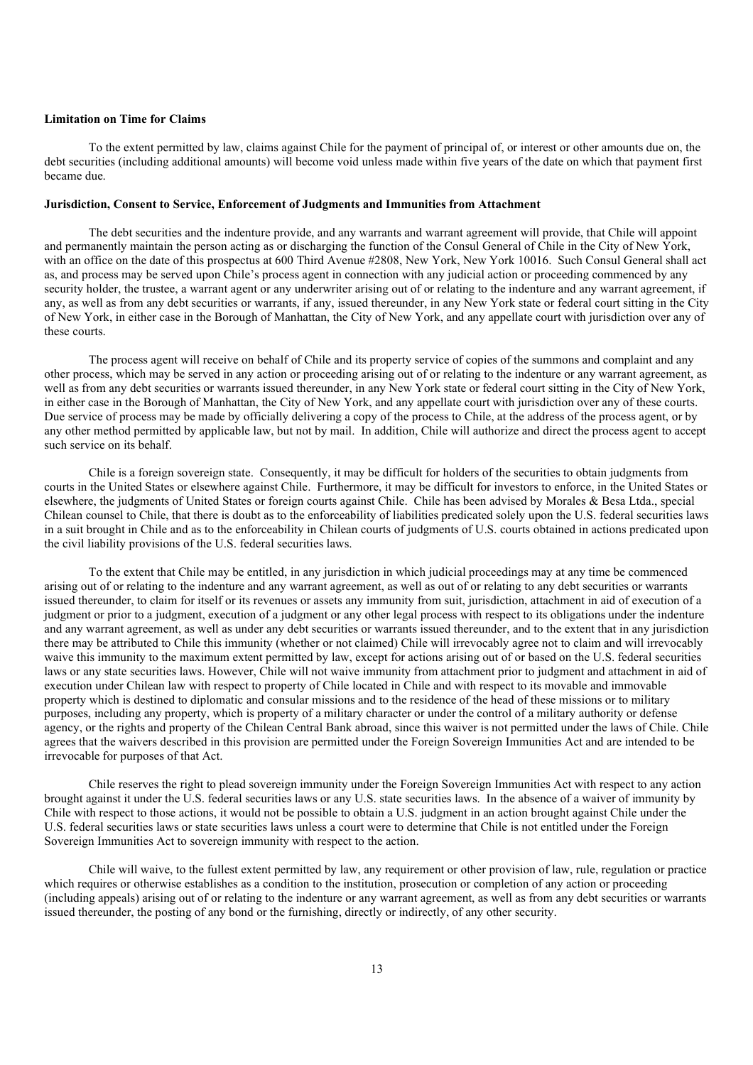**Limitation on Time for Claims**

To the extent permitted by law, claims against Chile for the payment of principal of, or interest or other amounts due on, the debt securities (including additional amounts) will become void unless made within five years of the date on which that payment first became due.

**Jurisdiction, Consent to Service, Enforcement of Judgments and Immunities from Attachment**

The debt securities and the indenture provide, and any warrants and warrant agreement will provide, that Chile will appoint and permanently maintain the person acting as or discharging the function of the Consul General of Chile in the City of New York, with an office on the date of this prospectus at 600 Third Avenue #2808, New York, New York 10016. Such Consul General shall act as, and process may be served upon Chile's process agent in connection with any judicial action or proceeding commenced by any security holder, the trustee, a warrant agent or any underwriter arising out of or relating to the indenture and any warrant agreement, if any, as well as from any debt securities or warrants, if any, issued thereunder, in any New York state or federal court sitting in the City of New York, in either case in the Borough of Manhattan, the City of New York, and any appellate court with jurisdiction over any of these courts.

The process agent will receive on behalf of Chile and its property service of copies of the summons and complaint and any other process, which may be served in any action or proceeding arising out of or relating to the indenture or any warrant agreement, as well as from any debt securities or warrants issued thereunder, in any New York state or federal court sitting in the City of New York, in either case in the Borough of Manhattan, the City of New York, and any appellate court with jurisdiction over any of these courts. Due service of process may be made by officially delivering a copy of the process to Chile, at the address of the process agent, or by any other method permitted by applicable law, but not by mail. In addition, Chile will authorize and direct the process agent to accept such service on its behalf.

Chile is a foreign sovereign state. Consequently, it may be difficult for holders of the securities to obtain judgments from courts in the United States or elsewhere against Chile. Furthermore, it may be difficult for investors to enforce, in the United States or elsewhere, the judgments of United States or foreign courts against Chile. Chile has been advised by Morales & Besa Ltda., special Chilean counsel to Chile, that there is doubt as to the enforceability of liabilities predicated solely upon the U.S. federal securities laws in a suit brought in Chile and as to the enforceability in Chilean courts of judgments of U.S. courts obtained in actions predicated upon the civil liability provisions of the U.S. federal securities laws.

To the extent that Chile may be entitled, in any jurisdiction in which judicial proceedings may at any time be commenced arising out of or relating to the indenture and any warrant agreement, as well as out of or relating to any debt securities or warrants issued thereunder, to claim for itself or its revenues or assets any immunity from suit, jurisdiction, attachment in aid of execution of a judgment or prior to a judgment, execution of a judgment or any other legal process with respect to its obligations under the indenture and any warrant agreement, as well as under any debt securities or warrants issued thereunder, and to the extent that in any jurisdiction there may be attributed to Chile this immunity (whether or not claimed) Chile will irrevocably agree not to claim and will irrevocably waive this immunity to the maximum extent permitted by law, except for actions arising out of or based on the U.S. federal securities laws or any state securities laws. However, Chile will not waive immunity from attachment prior to judgment and attachment in aid of execution under Chilean law with respect to property of Chile located in Chile and with respect to its movable and immovable property which is destined to diplomatic and consular missions and to the residence of the head of these missions or to military purposes, including any property, which is property of a military character or under the control of a military authority or defense agency, or the rights and property of the Chilean Central Bank abroad, since this waiver is not permitted under the laws of Chile. Chile agrees that the waivers described in this provision are permitted under the Foreign Sovereign Immunities Act and are intended to be irrevocable for purposes of that Act.

Chile reserves the right to plead sovereign immunity under the Foreign Sovereign Immunities Act with respect to any action brought against it under the U.S. federal securities laws or any U.S. state securities laws. In the absence of a waiver of immunity by Chile with respect to those actions, it would not be possible to obtain a U.S. judgment in an action brought against Chile under the U.S. federal securities laws or state securities laws unless a court were to determine that Chile is not entitled under the Foreign Sovereign Immunities Act to sovereign immunity with respect to the action.

Chile will waive, to the fullest extent permitted by law, any requirement or other provision of law, rule, regulation or practice which requires or otherwise establishes as a condition to the institution, prosecution or completion of any action or proceeding (including appeals) arising out of or relating to the indenture or any warrant agreement, as well as from any debt securities or warrants issued thereunder, the posting of any bond or the furnishing, directly or indirectly, of any other security.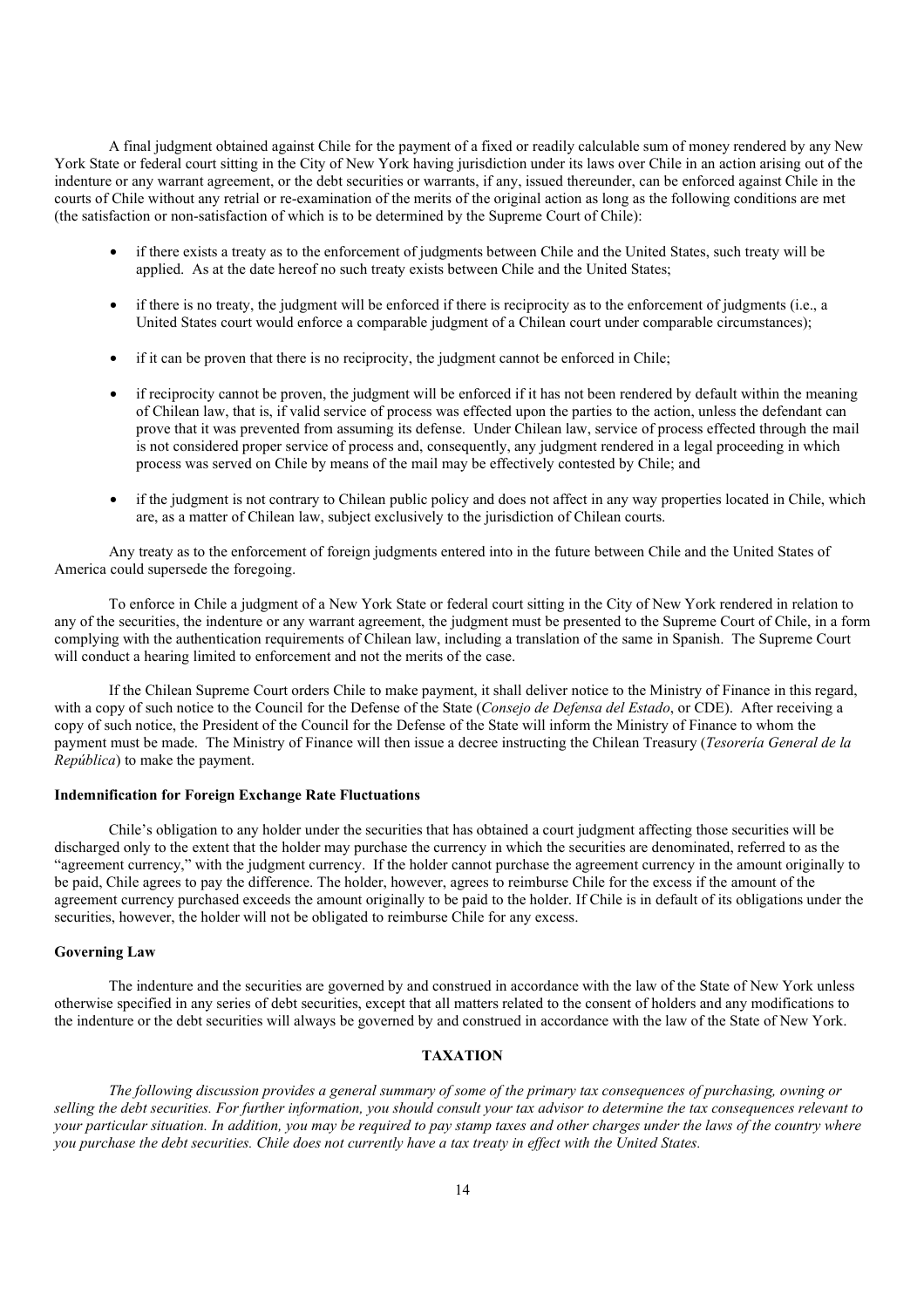A final judgment obtained against Chile for the payment of a fixed or readily calculable sum of money rendered by any New York State or federal court sitting in the City of New York having jurisdiction under its laws over Chile in an action arising out of the indenture or any warrant agreement, or the debt securities or warrants, if any, issued thereunder, can be enforced against Chile in the courts of Chile without any retrial or re-examination of the merits of the original action as long as the following conditions are met (the satisfaction or non-satisfaction of which is to be determined by the Supreme Court of Chile):

- if there exists a treaty as to the enforcement of judgments between Chile and the United States, such treaty will be applied. As at the date hereof no such treaty exists between Chile and the United States;
- if there is no treaty, the judgment will be enforced if there is reciprocity as to the enforcement of judgments (i.e., a United States court would enforce a comparable judgment of a Chilean court under comparable circumstances);
- if it can be proven that there is no reciprocity, the judgment cannot be enforced in Chile;
- if reciprocity cannot be proven, the judgment will be enforced if it has not been rendered by default within the meaning of Chilean law, that is, if valid service of process was effected upon the parties to the action, unless the defendant can prove that it was prevented from assuming its defense. Under Chilean law, service of process effected through the mail is not considered proper service of process and, consequently, any judgment rendered in a legal proceeding in which process was served on Chile by means of the mail may be effectively contested by Chile; and
- if the judgment is not contrary to Chilean public policy and does not affect in any way properties located in Chile, which are, as a matter of Chilean law, subject exclusively to the jurisdiction of Chilean courts.

Any treaty as to the enforcement of foreign judgments entered into in the future between Chile and the United States of America could supersede the foregoing.

To enforce in Chile a judgment of a New York State or federal court sitting in the City of New York rendered in relation to any of the securities, the indenture or any warrant agreement, the judgment must be presented to the Supreme Court of Chile, in a form complying with the authentication requirements of Chilean law, including a translation of the same in Spanish. The Supreme Court will conduct a hearing limited to enforcement and not the merits of the case.

If the Chilean Supreme Court orders Chile to make payment, it shall deliver notice to the Ministry of Finance in this regard, with a copy of such notice to the Council for the Defense of the State (*Consejo de Defensa del Estado*, or CDE). After receiving a copy of such notice, the President of the Council for the Defense of the State will inform the Ministry of Finance to whom the payment must be made. The Ministry of Finance will then issue a decree instructing the Chilean Treasury (*Tesorería General de la República*) to make the payment.

**Indemnification for Foreign Exchange Rate Fluctuations**

Chile's obligation to any holder under the securities that has obtained a court judgment affecting those securities will be discharged only to the extent that the holder may purchase the currency in which the securities are denominated, referred to as the "agreement currency," with the judgment currency. If the holder cannot purchase the agreement currency in the amount originally to be paid, Chile agrees to pay the difference. The holder, however, agrees to reimburse Chile for the excess if the amount of the agreement currency purchased exceeds the amount originally to be paid to the holder. If Chile is in default of its obligations under the securities, however, the holder will not be obligated to reimburse Chile for any excess.

**Governing Law**

The indenture and the securities are governed by and construed in accordance with the law of the State of New York unless otherwise specified in any series of debt securities, except that all matters related to the consent of holders and any modifications to the indenture or the debt securities will always be governed by and construed in accordance with the law of the State of New York.

## TAXATION

*The following discussion provides a general summary of some of the primary tax consequences of purchasing, owning or selling the debt securities. For further information, you should consult your tax advisor to determine the tax consequences relevant to your particular situation. In addition, you may be required to pay stamp taxes and other charges under the laws of the country where you purchase the debt securities. Chile does not currently have a tax treaty in effect with the United States.*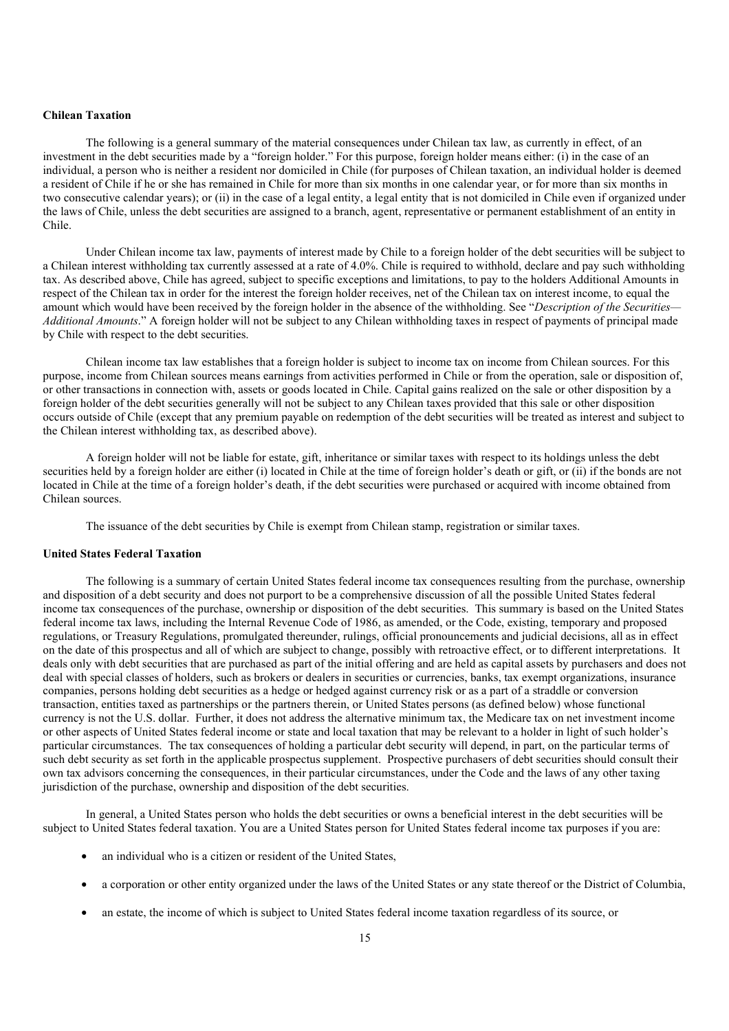**Chilean Taxation**

The following is a general summary of the material consequences under Chilean tax law, as currently in effect, of an investment in the debt securities made by a "foreign holder." For this purpose, foreign holder means either: (i) in the case of an individual, a person who is neither a resident nor domiciled in Chile (for purposes of Chilean taxation, an individual holder is deemed a resident of Chile if he or she has remained in Chile for more than six months in one calendar year, or for more than six months in two consecutive calendar years); or (ii) in the case of a legal entity, a legal entity that is not domiciled in Chile even if organized under the laws of Chile, unless the debt securities are assigned to a branch, agent, representative or permanent establishment of an entity in Chile.

Under Chilean income tax law, payments of interest made by Chile to a foreign holder of the debt securities will be subject to a Chilean interest withholding tax currently assessed at a rate of 4.0%. Chile is required to withhold, declare and pay such withholding tax. As described above, Chile has agreed, subject to specific exceptions and limitations, to pay to the holders Additional Amounts in respect of the Chilean tax in order for the interest the foreign holder receives, net of the Chilean tax on interest income, to equal the amount which would have been received by the foreign holder in the absence of the withholding. See "*Description of the Securities—Additional Amounts*." A foreign holder will not be subject to any Chilean withholding taxes in respect of payments of principal made by Chile with respect to the debt securities.

Chilean income tax law establishes that a foreign holder is subject to income tax on income from Chilean sources. For this purpose, income from Chilean sources means earnings from activities performed in Chile or from the operation, sale or disposition of, or other transactions in connection with, assets or goods located in Chile. Capital gains realized on the sale or other disposition by a foreign holder of the debt securities generally will not be subject to any Chilean taxes provided that this sale or other disposition occurs outside of Chile (except that any premium payable on redemption of the debt securities will be treated as interest and subject to the Chilean interest withholding tax, as described above).

A foreign holder will not be liable for estate, gift, inheritance or similar taxes with respect to its holdings unless the debt securities held by a foreign holder are either (i) located in Chile at the time of foreign holder's death or gift, or (ii) if the bonds are not located in Chile at the time of a foreign holder's death, if the debt securities were purchased or acquired with income obtained from Chilean sources.

The issuance of the debt securities by Chile is exempt from Chilean stamp, registration or similar taxes.

**United States Federal Taxation**

The following is a summary of certain United States federal income tax consequences resulting from the purchase, ownership and disposition of a debt security and does not purport to be a comprehensive discussion of all the possible United States federal income tax consequences of the purchase, ownership or disposition of the debt securities. This summary is based on the United States federal income tax laws, including the Internal Revenue Code of 1986, as amended, or the Code, existing, temporary and proposed regulations, or Treasury Regulations, promulgated thereunder, rulings, official pronouncements and judicial decisions, all as in effect on the date of this prospectus and all of which are subject to change, possibly with retroactive effect, or to different interpretations. It deals only with debt securities that are purchased as part of the initial offering and are held as capital assets by purchasers and does not deal with special classes of holders, such as brokers or dealers in securities or currencies, banks, tax exempt organizations, insurance companies, persons holding debt securities as a hedge or hedged against currency risk or as a part of a straddle or conversion transaction, entities taxed as partnerships or the partners therein, or United States persons (as defined below) whose functional currency is not the U.S. dollar. Further, it does not address the alternative minimum tax, the Medicare tax on net investment income or other aspects of United States federal income or state and local taxation that may be relevant to a holder in light of such holder's particular circumstances. The tax consequences of holding a particular debt security will depend, in part, on the particular terms of such debt security as set forth in the applicable prospectus supplement. Prospective purchasers of debt securities should consult their own tax advisors concerning the consequences, in their particular circumstances, under the Code and the laws of any other taxing jurisdiction of the purchase, ownership and disposition of the debt securities.

In general, a United States person who holds the debt securities or owns a beneficial interest in the debt securities will be subject to United States federal taxation. You are a United States person for United States federal income tax purposes if you are:

- an individual who is a citizen or resident of the United States,
- a corporation or other entity organized under the laws of the United States or any state thereof or the District of Columbia,
- an estate, the income of which is subject to United States federal income taxation regardless of its source, or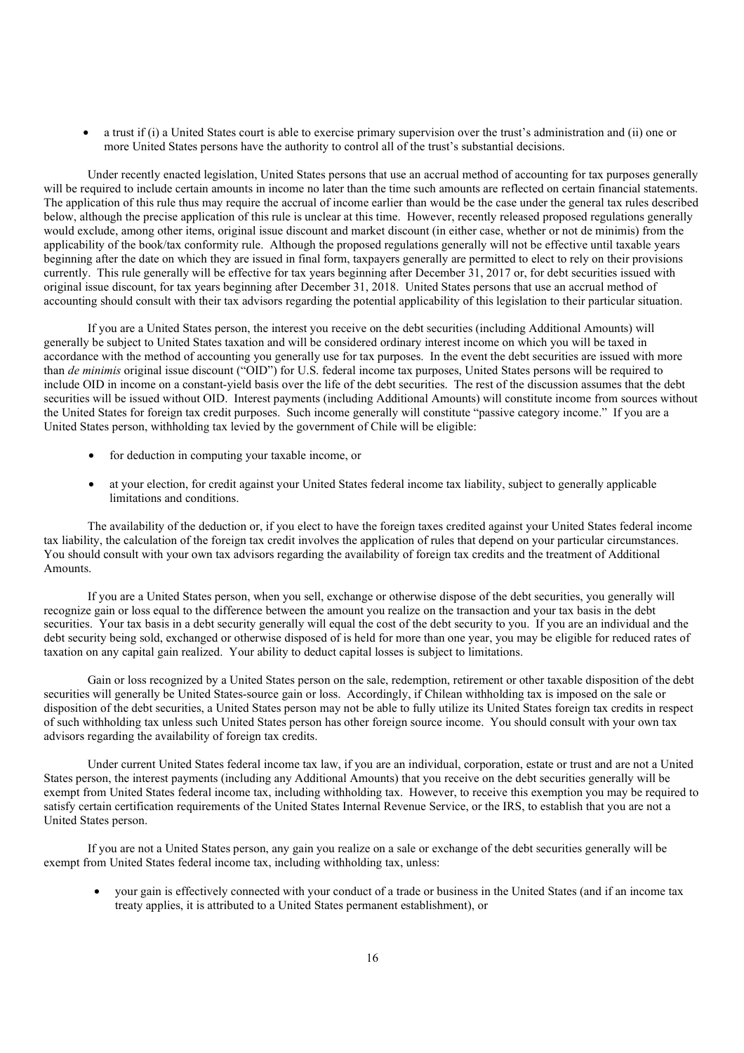- a trust if (i) a United States court is able to exercise primary supervision over the trust's administration and (ii) one or more United States persons have the authority to control all of the trust's substantial decisions.

Under recently enacted legislation, United States persons that use an accrual method of accounting for tax purposes generally will be required to include certain amounts in income no later than the time such amounts are reflected on certain financial statements. The application of this rule thus may require the accrual of income earlier than would be the case under the general tax rules described below, although the precise application of this rule is unclear at this time. However, recently released proposed regulations generally would exclude, among other items, original issue discount and market discount (in either case, whether or not de minimis) from the applicability of the book/tax conformity rule. Although the proposed regulations generally will not be effective until taxable years beginning after the date on which they are issued in final form, taxpayers generally are permitted to elect to rely on their provisions currently. This rule generally will be effective for tax years beginning after December 31, 2017 or, for debt securities issued with original issue discount, for tax years beginning after December 31, 2018. United States persons that use an accrual method of accounting should consult with their tax advisors regarding the potential applicability of this legislation to their particular situation.

If you are a United States person, the interest you receive on the debt securities (including Additional Amounts) will generally be subject to United States taxation and will be considered ordinary interest income on which you will be taxed in accordance with the method of accounting you generally use for tax purposes. In the event the debt securities are issued with more than *de minimis* original issue discount ("OID") for U.S. federal income tax purposes, United States persons will be required to include OID in income on a constant-yield basis over the life of the debt securities. The rest of the discussion assumes that the debt securities will be issued without OID. Interest payments (including Additional Amounts) will constitute income from sources without the United States for foreign tax credit purposes. Such income generally will constitute "passive category income." If you are a United States person, withholding tax levied by the government of Chile will be eligible:

- for deduction in computing your taxable income, or
- at your election, for credit against your United States federal income tax liability, subject to generally applicable limitations and conditions.

The availability of the deduction or, if you elect to have the foreign taxes credited against your United States federal income tax liability, the calculation of the foreign tax credit involves the application of rules that depend on your particular circumstances. You should consult with your own tax advisors regarding the availability of foreign tax credits and the treatment of Additional Amounts.

If you are a United States person, when you sell, exchange or otherwise dispose of the debt securities, you generally will recognize gain or loss equal to the difference between the amount you realize on the transaction and your tax basis in the debt securities. Your tax basis in a debt security generally will equal the cost of the debt security to you. If you are an individual and the debt security being sold, exchanged or otherwise disposed of is held for more than one year, you may be eligible for reduced rates of taxation on any capital gain realized. Your ability to deduct capital losses is subject to limitations.

Gain or loss recognized by a United States person on the sale, redemption, retirement or other taxable disposition of the debt securities will generally be United States-source gain or loss. Accordingly, if Chilean withholding tax is imposed on the sale or disposition of the debt securities, a United States person may not be able to fully utilize its United States foreign tax credits in respect of such withholding tax unless such United States person has other foreign source income. You should consult with your own tax advisors regarding the availability of foreign tax credits.

Under current United States federal income tax law, if you are an individual, corporation, estate or trust and are not a United States person, the interest payments (including any Additional Amounts) that you receive on the debt securities generally will be exempt from United States federal income tax, including withholding tax. However, to receive this exemption you may be required to satisfy certain certification requirements of the United States Internal Revenue Service, or the IRS, to establish that you are not a United States person.

If you are not a United States person, any gain you realize on a sale or exchange of the debt securities generally will be exempt from United States federal income tax, including withholding tax, unless:

- your gain is effectively connected with your conduct of a trade or business in the United States (and if an income tax treaty applies, it is attributed to a United States permanent establishment), or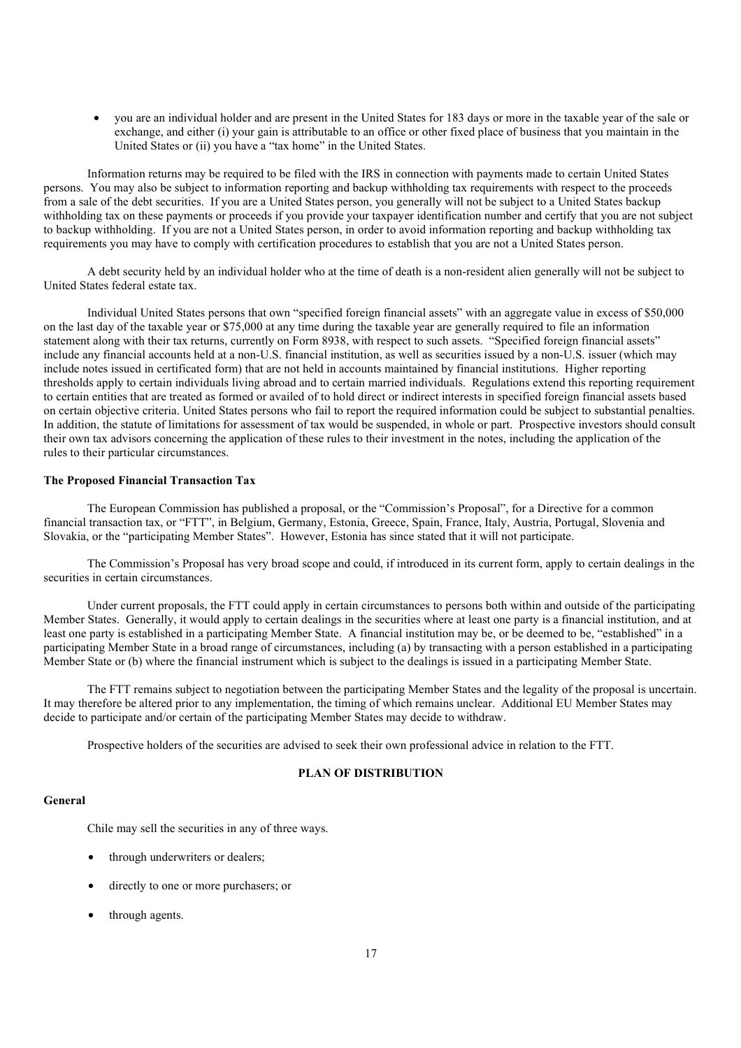- you are an individual holder and are present in the United States for 183 days or more in the taxable year of the sale or exchange, and either (i) your gain is attributable to an office or other fixed place of business that you maintain in the United States or (ii) you have a "tax home" in the United States.

Information returns may be required to be filed with the IRS in connection with payments made to certain United States persons. You may also be subject to information reporting and backup withholding tax requirements with respect to the proceeds from a sale of the debt securities. If you are a United States person, you generally will not be subject to a United States backup withholding tax on these payments or proceeds if you provide your taxpayer identification number and certify that you are not subject to backup withholding. If you are not a United States person, in order to avoid information reporting and backup withholding tax requirements you may have to comply with certification procedures to establish that you are not a United States person.

A debt security held by an individual holder who at the time of death is a non-resident alien generally will not be subject to United States federal estate tax.

Individual United States persons that own "specified foreign financial assets" with an aggregate value in excess of $50,000 on the last day of the taxable year or $75,000 at any time during the taxable year are generally required to file an information statement along with their tax returns, currently on Form 8938, with respect to such assets. "Specified foreign financial assets" include any financial accounts held at a non-U.S. financial institution, as well as securities issued by a non-U.S. issuer (which may include notes issued in certificated form) that are not held in accounts maintained by financial institutions. Higher reporting thresholds apply to certain individuals living abroad and to certain married individuals. Regulations extend this reporting requirement to certain entities that are treated as formed or availed of to hold direct or indirect interests in specified foreign financial assets based on certain objective criteria. United States persons who fail to report the required information could be subject to substantial penalties. In addition, the statute of limitations for assessment of tax would be suspended, in whole or part. Prospective investors should consult their own tax advisors concerning the application of these rules to their investment in the notes, including the application of the rules to their particular circumstances.

**The Proposed Financial Transaction Tax**

The European Commission has published a proposal, or the "Commission's Proposal", for a Directive for a common financial transaction tax, or "FTT", in Belgium, Germany, Estonia, Greece, Spain, France, Italy, Austria, Portugal, Slovenia and Slovakia, or the "participating Member States". However, Estonia has since stated that it will not participate.

The Commission's Proposal has very broad scope and could, if introduced in its current form, apply to certain dealings in the securities in certain circumstances.

Under current proposals, the FTT could apply in certain circumstances to persons both within and outside of the participating Member States. Generally, it would apply to certain dealings in the securities where at least one party is a financial institution, and at least one party is established in a participating Member State. A financial institution may be, or be deemed to be, "established" in a participating Member State in a broad range of circumstances, including (a) by transacting with a person established in a participating Member State or (b) where the financial instrument which is subject to the dealings is issued in a participating Member State.

The FTT remains subject to negotiation between the participating Member States and the legality of the proposal is uncertain. It may therefore be altered prior to any implementation, the timing of which remains unclear. Additional EU Member States may decide to participate and/or certain of the participating Member States may decide to withdraw.

Prospective holders of the securities are advised to seek their own professional advice in relation to the FTT.

## PLAN OF DISTRIBUTION

**General**

Chile may sell the securities in any of three ways.

- through underwriters or dealers;
- directly to one or more purchasers; or
- through agents.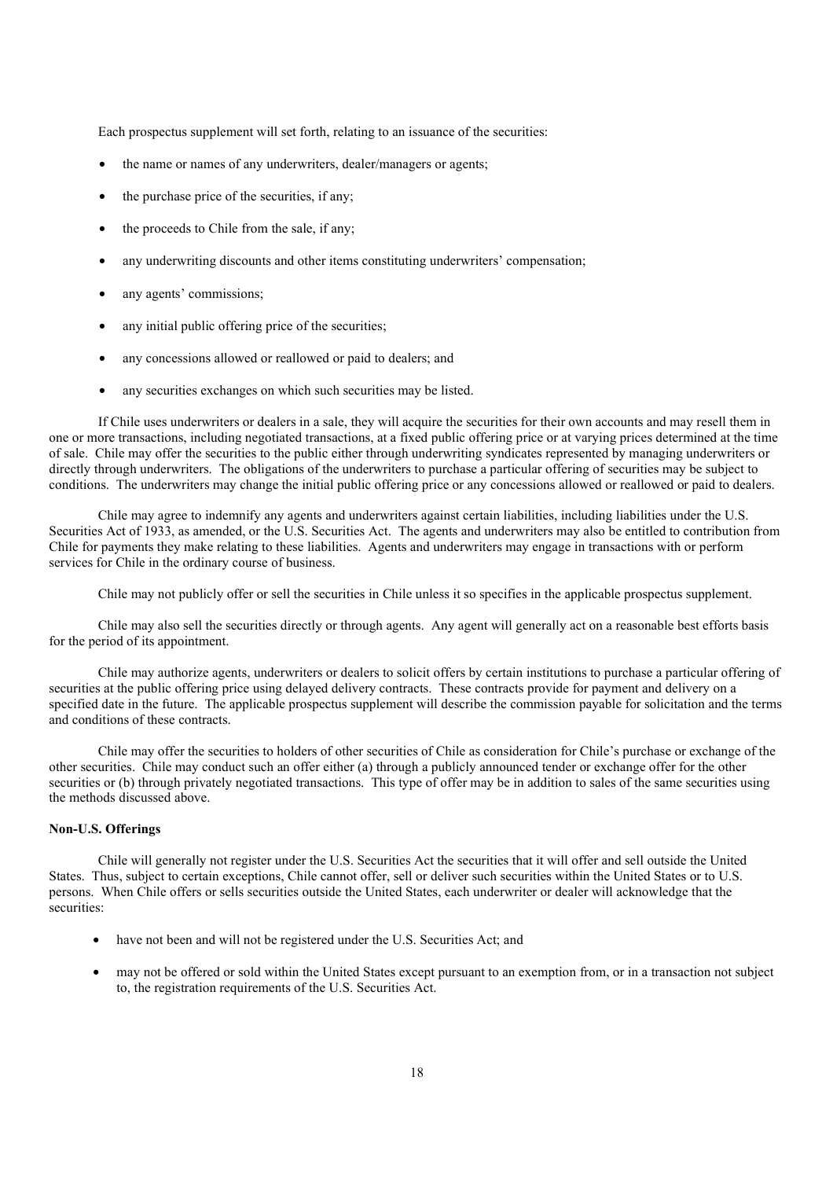Each prospectus supplement will set forth, relating to an issuance of the securities:

- the name or names of any underwriters, dealer/managers or agents;
- the purchase price of the securities, if any;
- the proceeds to Chile from the sale, if any;
- any underwriting discounts and other items constituting underwriters' compensation;
- any agents' commissions;
- any initial public offering price of the securities;
- any concessions allowed or reallowed or paid to dealers; and
- any securities exchanges on which such securities may be listed.

If Chile uses underwriters or dealers in a sale, they will acquire the securities for their own accounts and may resell them in one or more transactions, including negotiated transactions, at a fixed public offering price or at varying prices determined at the time of sale. Chile may offer the securities to the public either through underwriting syndicates represented by managing underwriters or directly through underwriters. The obligations of the underwriters to purchase a particular offering of securities may be subject to conditions. The underwriters may change the initial public offering price or any concessions allowed or reallowed or paid to dealers.

Chile may agree to indemnify any agents and underwriters against certain liabilities, including liabilities under the U.S. Securities Act of 1933, as amended, or the U.S. Securities Act. The agents and underwriters may also be entitled to contribution from Chile for payments they make relating to these liabilities. Agents and underwriters may engage in transactions with or perform services for Chile in the ordinary course of business.

Chile may not publicly offer or sell the securities in Chile unless it so specifies in the applicable prospectus supplement.

Chile may also sell the securities directly or through agents. Any agent will generally act on a reasonable best efforts basis for the period of its appointment.

Chile may authorize agents, underwriters or dealers to solicit offers by certain institutions to purchase a particular offering of securities at the public offering price using delayed delivery contracts. These contracts provide for payment and delivery on a specified date in the future. The applicable prospectus supplement will describe the commission payable for solicitation and the terms and conditions of these contracts.

Chile may offer the securities to holders of other securities of Chile as consideration for Chile's purchase or exchange of the other securities. Chile may conduct such an offer either (a) through a publicly announced tender or exchange offer for the other securities or (b) through privately negotiated transactions. This type of offer may be in addition to sales of the same securities using the methods discussed above.

**Non-U.S. Offerings**

Chile will generally not register under the U.S. Securities Act the securities that it will offer and sell outside the United States. Thus, subject to certain exceptions, Chile cannot offer, sell or deliver such securities within the United States or to U.S. persons. When Chile offers or sells securities outside the United States, each underwriter or dealer will acknowledge that the securities:

- have not been and will not be registered under the U.S. Securities Act; and
- may not be offered or sold within the United States except pursuant to an exemption from, or in a transaction not subject to, the registration requirements of the U.S. Securities Act.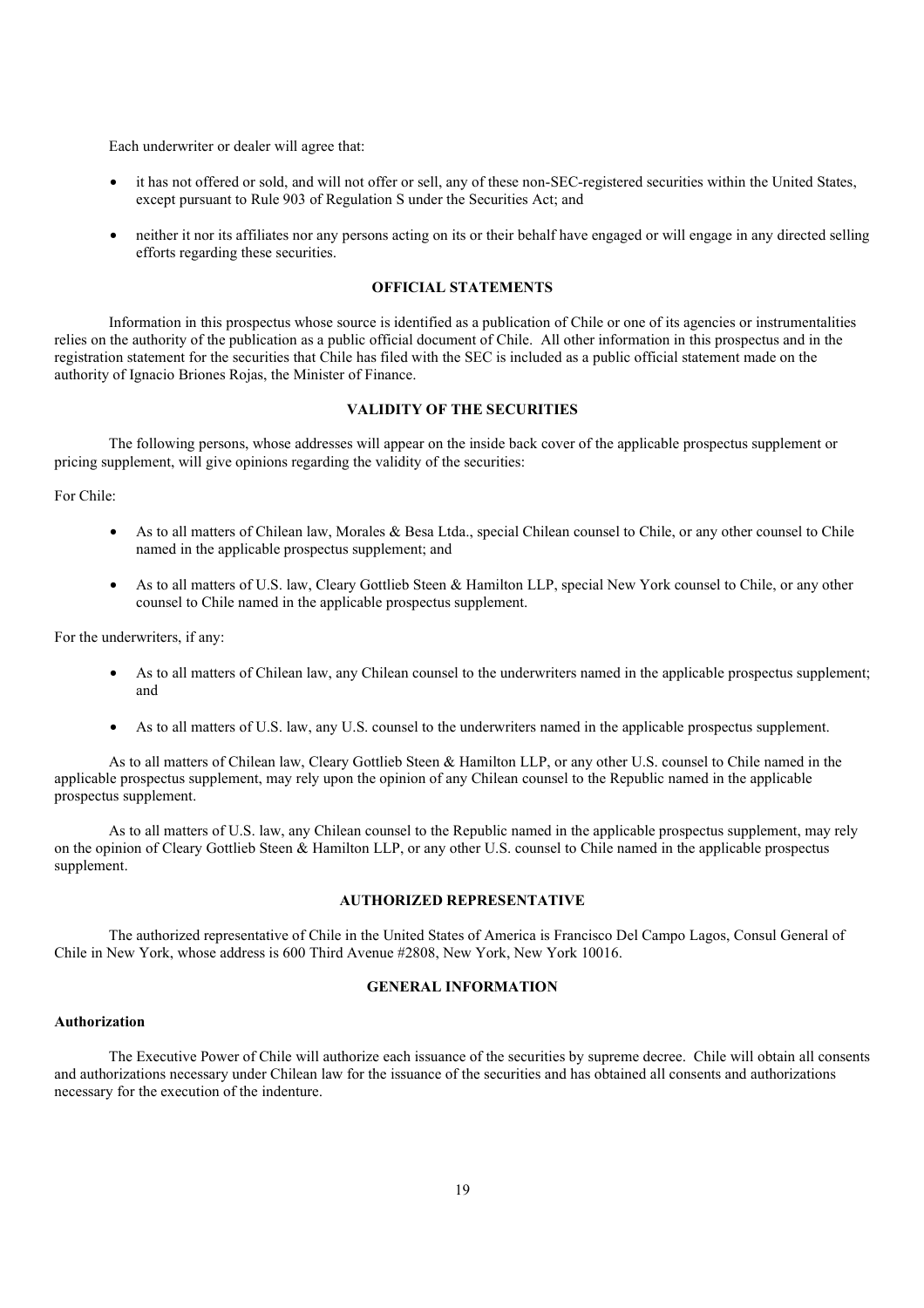Each underwriter or dealer will agree that:

- it has not offered or sold, and will not offer or sell, any of these non-SEC-registered securities within the United States, except pursuant to Rule 903 of Regulation S under the Securities Act; and
- neither it nor its affiliates nor any persons acting on its or their behalf have engaged or will engage in any directed selling efforts regarding these securities.

## OFFICIAL STATEMENTS

Information in this prospectus whose source is identified as a publication of Chile or one of its agencies or instrumentalities relies on the authority of the publication as a public official document of Chile. All other information in this prospectus and in the registration statement for the securities that Chile has filed with the SEC is included as a public official statement made on the authority of Ignacio Briones Rojas, the Minister of Finance.

## VALIDITY OF THE SECURITIES

The following persons, whose addresses will appear on the inside back cover of the applicable prospectus supplement or pricing supplement, will give opinions regarding the validity of the securities:

For Chile:

- As to all matters of Chilean law, Morales & Besa Ltda., special Chilean counsel to Chile, or any other counsel to Chile named in the applicable prospectus supplement; and
- As to all matters of U.S. law, Cleary Gottlieb Steen & Hamilton LLP, special New York counsel to Chile, or any other counsel to Chile named in the applicable prospectus supplement.

For the underwriters, if any:

- As to all matters of Chilean law, any Chilean counsel to the underwriters named in the applicable prospectus supplement; and
- As to all matters of U.S. law, any U.S. counsel to the underwriters named in the applicable prospectus supplement.

As to all matters of Chilean law, Cleary Gottlieb Steen & Hamilton LLP, or any other U.S. counsel to Chile named in the applicable prospectus supplement, may rely upon the opinion of any Chilean counsel to the Republic named in the applicable prospectus supplement.

As to all matters of U.S. law, any Chilean counsel to the Republic named in the applicable prospectus supplement, may rely on the opinion of Cleary Gottlieb Steen & Hamilton LLP, or any other U.S. counsel to Chile named in the applicable prospectus supplement.

## AUTHORIZED REPRESENTATIVE

The authorized representative of Chile in the United States of America is Francisco Del Campo Lagos, Consul General of Chile in New York, whose address is 600 Third Avenue #2808, New York, New York 10016.

## GENERAL INFORMATION

### Authorization

The Executive Power of Chile will authorize each issuance of the securities by supreme decree. Chile will obtain all consents and authorizations necessary under Chilean law for the issuance of the securities and has obtained all consents and authorizations necessary for the execution of the indenture.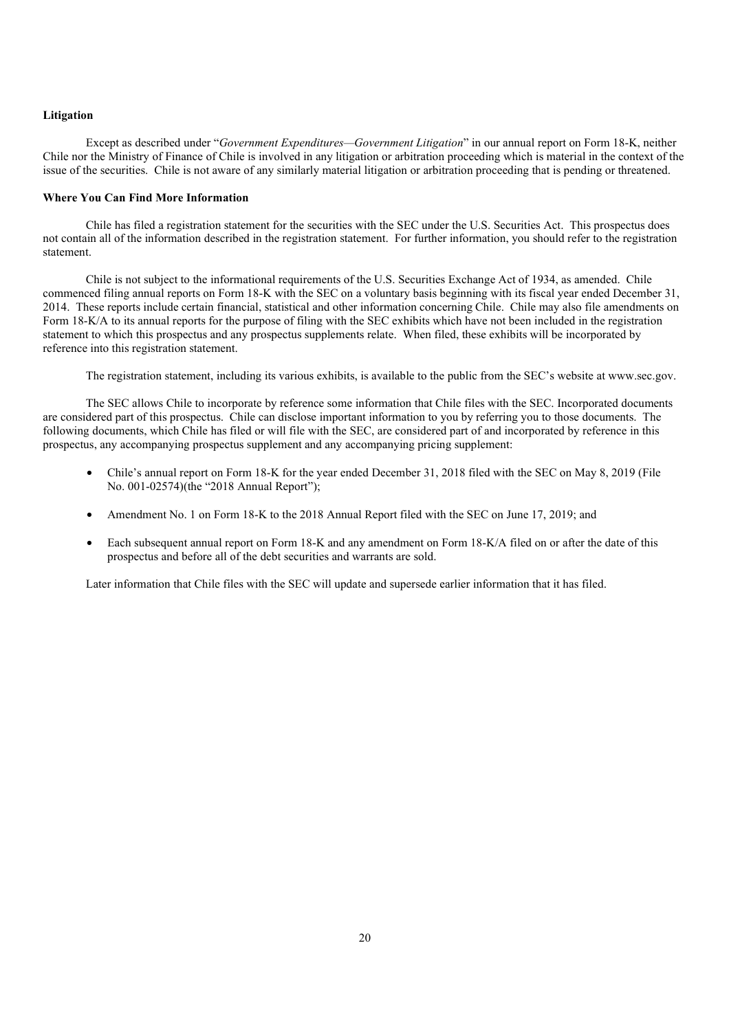**Litigation**

Except as described under "*Government Expenditures—Government Litigation*" in our annual report on Form 18-K, neither Chile nor the Ministry of Finance of Chile is involved in any litigation or arbitration proceeding which is material in the context of the issue of the securities. Chile is not aware of any similarly material litigation or arbitration proceeding that is pending or threatened.

**Where You Can Find More Information**

Chile has filed a registration statement for the securities with the SEC under the U.S. Securities Act. This prospectus does not contain all of the information described in the registration statement. For further information, you should refer to the registration statement.

Chile is not subject to the informational requirements of the U.S. Securities Exchange Act of 1934, as amended. Chile commenced filing annual reports on Form 18-K with the SEC on a voluntary basis beginning with its fiscal year ended December 31, 2014. These reports include certain financial, statistical and other information concerning Chile. Chile may also file amendments on Form 18-K/A to its annual reports for the purpose of filing with the SEC exhibits which have not been included in the registration statement to which this prospectus and any prospectus supplements relate. When filed, these exhibits will be incorporated by reference into this registration statement.

The registration statement, including its various exhibits, is available to the public from the SEC's website at www.sec.gov.

The SEC allows Chile to incorporate by reference some information that Chile files with the SEC. Incorporated documents are considered part of this prospectus. Chile can disclose important information to you by referring you to those documents. The following documents, which Chile has filed or will file with the SEC, are considered part of and incorporated by reference in this prospectus, any accompanying prospectus supplement and any accompanying pricing supplement:

- Chile's annual report on Form 18-K for the year ended December 31, 2018 filed with the SEC on May 8, 2019 (File No. 001-02574)(the "2018 Annual Report");
- Amendment No. 1 on Form 18-K to the 2018 Annual Report filed with the SEC on June 17, 2019; and
- Each subsequent annual report on Form 18-K and any amendment on Form 18-K/A filed on or after the date of this prospectus and before all of the debt securities and warrants are sold.

Later information that Chile files with the SEC will update and supersede earlier information that it has filed.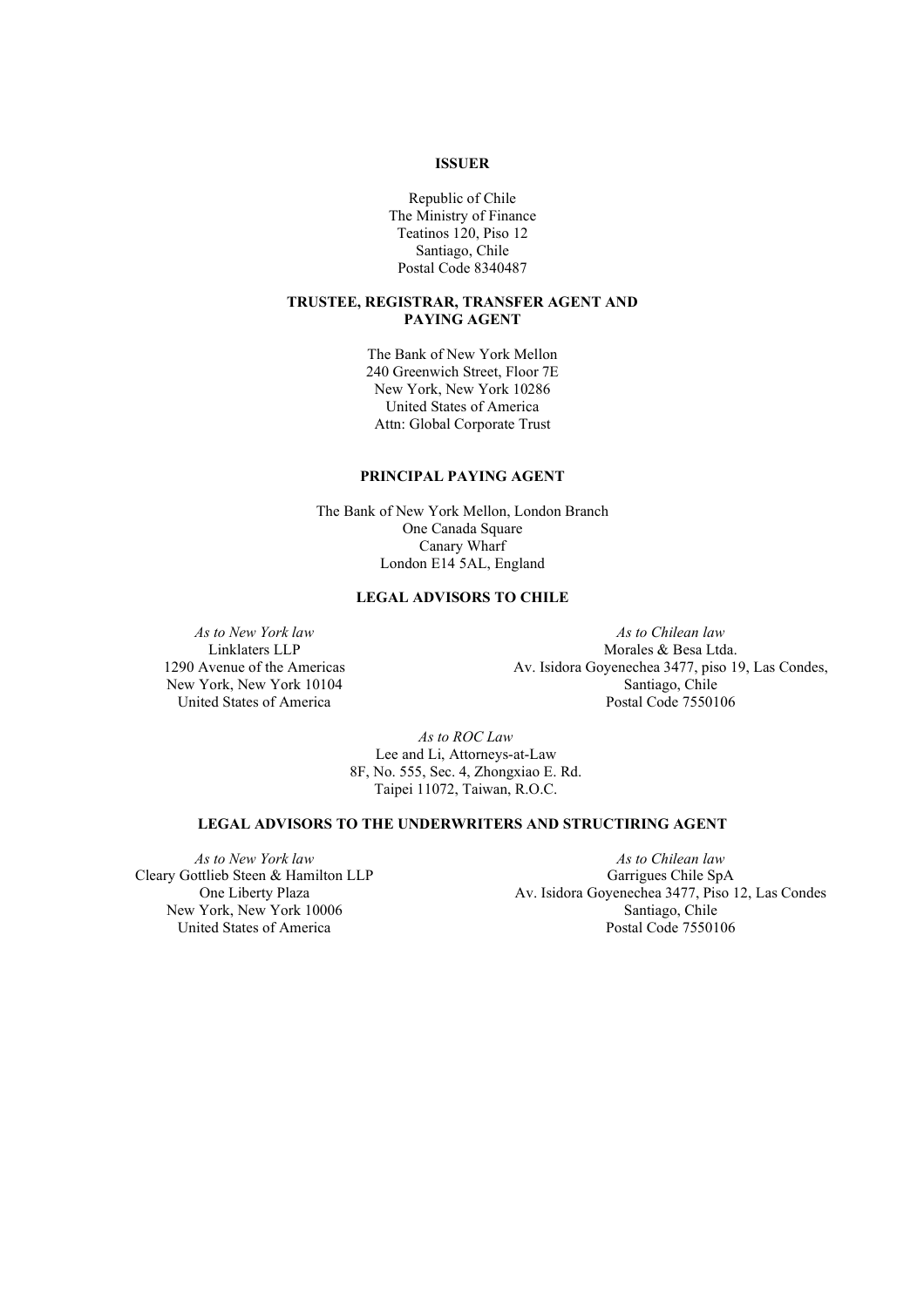**ISSUER**

Republic of Chile
The Ministry of Finance
Teatinos 120, Piso 12
Santiago, Chile
Postal Code 8340487

**TRUSTEE, REGISTRAR, TRANSFER AGENT AND PAYING AGENT**

The Bank of New York Mellon
240 Greenwich Street, Floor 7E
New York, New York 10286
United States of America
Attn: Global Corporate Trust

**PRINCIPAL PAYING AGENT**

The Bank of New York Mellon, London Branch
One Canada Square
Canary Wharf
London E14 5AL, England

**LEGAL ADVISORS TO CHILE**

*As to New York law*
Linklaters LLP
1290 Avenue of the Americas
New York, New York 10104
United States of America

*As to Chilean law*
Morales & Besa Ltda.
Av. Isidora Goyenechea 3477, piso 19, Las Condes,
Santiago, Chile
Postal Code 7550106

*As to ROC Law*
Lee and Li, Attorneys-at-Law
8F, No. 555, Sec. 4, Zhongxiao E. Rd.
Taipei 11072, Taiwan, R.O.C.

**LEGAL ADVISORS TO THE UNDERWRITERS AND STRUCTIRING AGENT**

*As to New York law*
Cleary Gottlieb Steen & Hamilton LLP
One Liberty Plaza
New York, New York 10006
United States of America

*As to Chilean law*
Garrigues Chile SpA
Av. Isidora Goyenechea 3477, Piso 12, Las Condes
Santiago, Chile
Postal Code 7550106